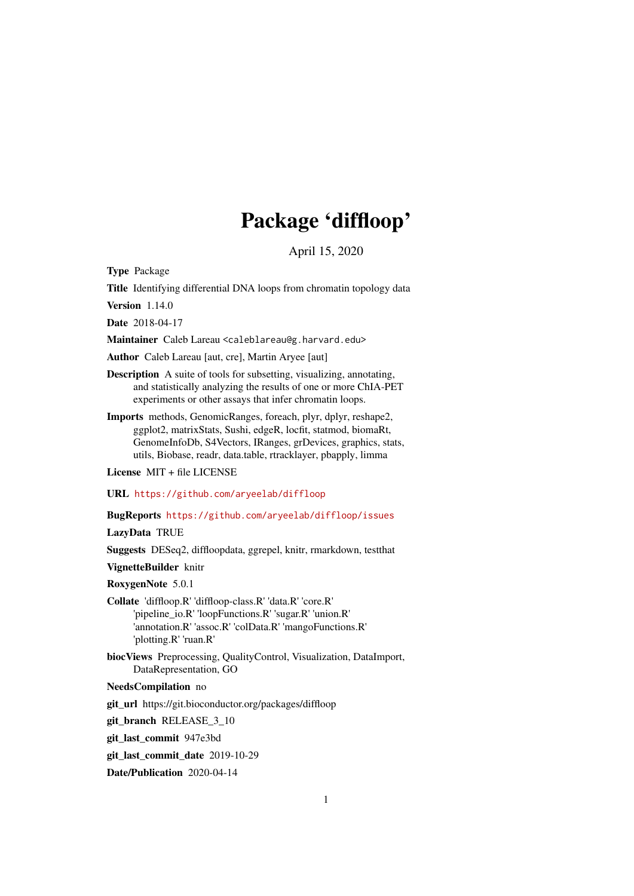# Package 'diffloop'

April 15, 2020

**Type** Package

**Title** Identifying differential DNA loops from chromatin topology data

**Version** 1.14.0

**Date** 2018-04-17

**Maintainer** Caleb Lareau <caleblareau@g.harvard.edu>

**Author** Caleb Lareau [aut, cre], Martin Aryee [aut]

**Description** A suite of tools for subsetting, visualizing, annotating, and statistically analyzing the results of one or more ChIA-PET experiments or other assays that infer chromatin loops.

**Imports** methods, GenomicRanges, foreach, plyr, dplyr, reshape2, ggplot2, matrixStats, Sushi, edgeR, locfit, statmod, biomaRt, GenomeInfoDb, S4Vectors, IRanges, grDevices, graphics, stats, utils, Biobase, readr, data.table, rtracklayer, pbapply, limma

**License** MIT + file LICENSE

**URL** https://github.com/aryeelab/diffloop

**BugReports** https://github.com/aryeelab/diffloop/issues

**LazyData** TRUE

**Suggests** DESeq2, diffloopdata, ggrepel, knitr, rmarkdown, testthat

**VignetteBuilder** knitr

**RoxygenNote** 5.0.1

**Collate** 'diffloop.R' 'diffloop-class.R' 'data.R' 'core.R' 'pipeline_io.R' 'loopFunctions.R' 'sugar.R' 'union.R' 'annotation.R' 'assoc.R' 'colData.R' 'mangoFunctions.R' 'plotting.R' 'ruan.R'

**biocViews** Preprocessing, QualityControl, Visualization, DataImport, DataRepresentation, GO

**NeedsCompilation** no

**git_url** https://git.bioconductor.org/packages/diffloop

**git_branch** RELEASE_3_10

**git_last_commit** 947e3bd

**git_last_commit_date** 2019-10-29

**Date/Publication** 2020-04-14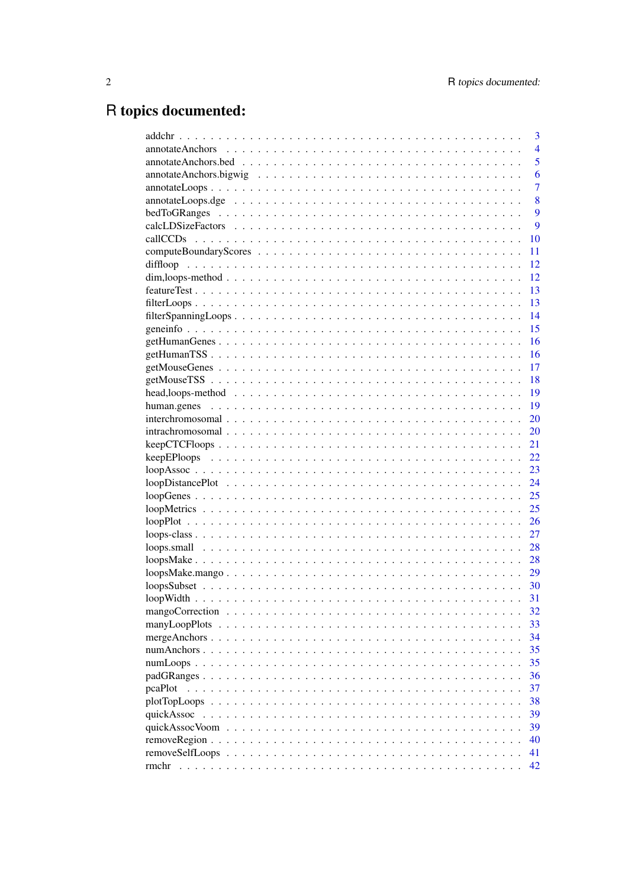# R topics documented:

| | |
|---|---|
| addchr | 3 |
| annotateAnchors | 4 |
| annotateAnchors.bed | 5 |
| annotateAnchors.bigwig | 6 |
| annotateLoops | 7 |
| annotateLoops.dge | 8 |
| bedToGRanges | 9 |
| calcLDSizeFactors | 9 |
| callCCDs | 10 |
| computeBoundaryScores | 11 |
| diffloop | 12 |
| dim,loops-method | 12 |
| featureTest | 13 |
| filterLoops | 13 |
| filterSpanningLoops | 14 |
| geneinfo | 15 |
| getHumanGenes | 16 |
| getHumanTSS | 16 |
| getMouseGenes | 17 |
| getMouseTSS | 18 |
| head,loops-method | 19 |
| human.genes | 19 |
| interchromosomal | 20 |
| intrachromosomal | 20 |
| keepCTCFloops | 21 |
| keepEPloops | 22 |
| loopAssoc | 23 |
| loopDistancePlot | 24 |
| loopGenes | 25 |
| loopMetrics | 25 |
| loopPlot | 26 |
| loops-class | 27 |
| loops.small | 28 |
| loopsMake | 28 |
| loopsMake.mango | 29 |
| loopsSubset | 30 |
| loopWidth | 31 |
| mangoCorrection | 32 |
| manyLoopPlots | 33 |
| mergeAnchors | 34 |
| numAnchors | 35 |
| numLoops | 35 |
| padGRanges | 36 |
| pcaPlot | 37 |
| plotTopLoops | 38 |
| quickAssoc | 39 |
| quickAssocVoom | 39 |
| removeRegion | 40 |
| removeSelfLoops | 41 |
| rmchr | 42 |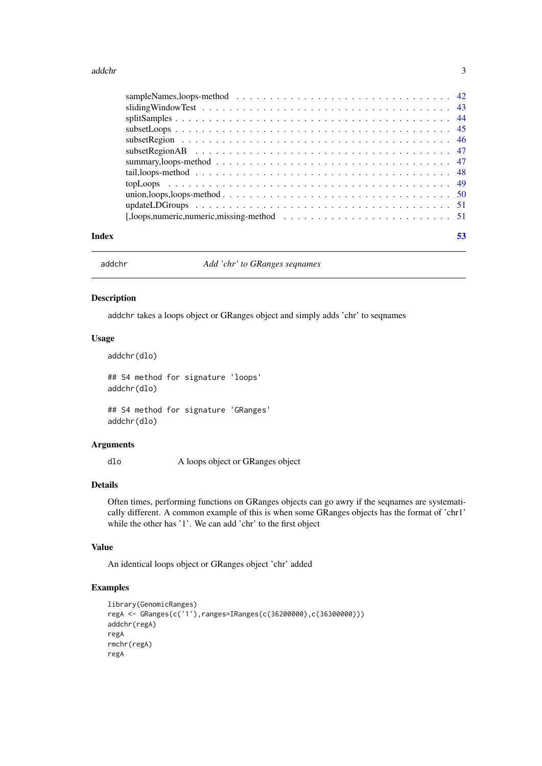sampleNames,loops-method . . . . . . . . . . . . . . . . . . . . . . . . . . . . . . 42
slidingWindowTest . . . . . . . . . . . . . . . . . . . . . . . . . . . . . . . . . . 43
splitSamples . . . . . . . . . . . . . . . . . . . . . . . . . . . . . . . . . . . . . 44
subsetLoops . . . . . . . . . . . . . . . . . . . . . . . . . . . . . . . . . . . . . . 45
subsetRegion . . . . . . . . . . . . . . . . . . . . . . . . . . . . . . . . . . . . . 46
subsetRegionAB . . . . . . . . . . . . . . . . . . . . . . . . . . . . . . . . . . . . 47
summary,loops-method . . . . . . . . . . . . . . . . . . . . . . . . . . . . . . . . . 47
tail,loops-method . . . . . . . . . . . . . . . . . . . . . . . . . . . . . . . . . . . 48
topLoops . . . . . . . . . . . . . . . . . . . . . . . . . . . . . . . . . . . . . . . 49
union,loops,loops-method . . . . . . . . . . . . . . . . . . . . . . . . . . . . . . . . 50
updateLDGroups . . . . . . . . . . . . . . . . . . . . . . . . . . . . . . . . . . . . 51
[,loops,numeric,numeric,missing-method . . . . . . . . . . . . . . . . . . . . . . . . 51

**Index** **53**

---

## addchr — *Add 'chr' to GRanges seqnames*

### Description

addchr takes a loops object or GRanges object and simply adds 'chr' to seqnames

### Usage

```
addchr(dlo)

## S4 method for signature 'loops'
addchr(dlo)

## S4 method for signature 'GRanges'
addchr(dlo)
```

### Arguments

| | |
|---|---|
| dlo | A loops object or GRanges object |

### Details

Often times, performing functions on GRanges objects can go awry if the seqnames are systematically different. A common example of this is when some GRanges objects has the format of 'chr1' while the other has '1'. We can add 'chr' to the first object

### Value

An identical loops object or GRanges object 'chr' added

### Examples

```
library(GenomicRanges)
regA <- GRanges(c('1'),ranges=IRanges(c(36200000),c(36300000)))
addchr(regA)
regA
rmchr(regA)
regA
```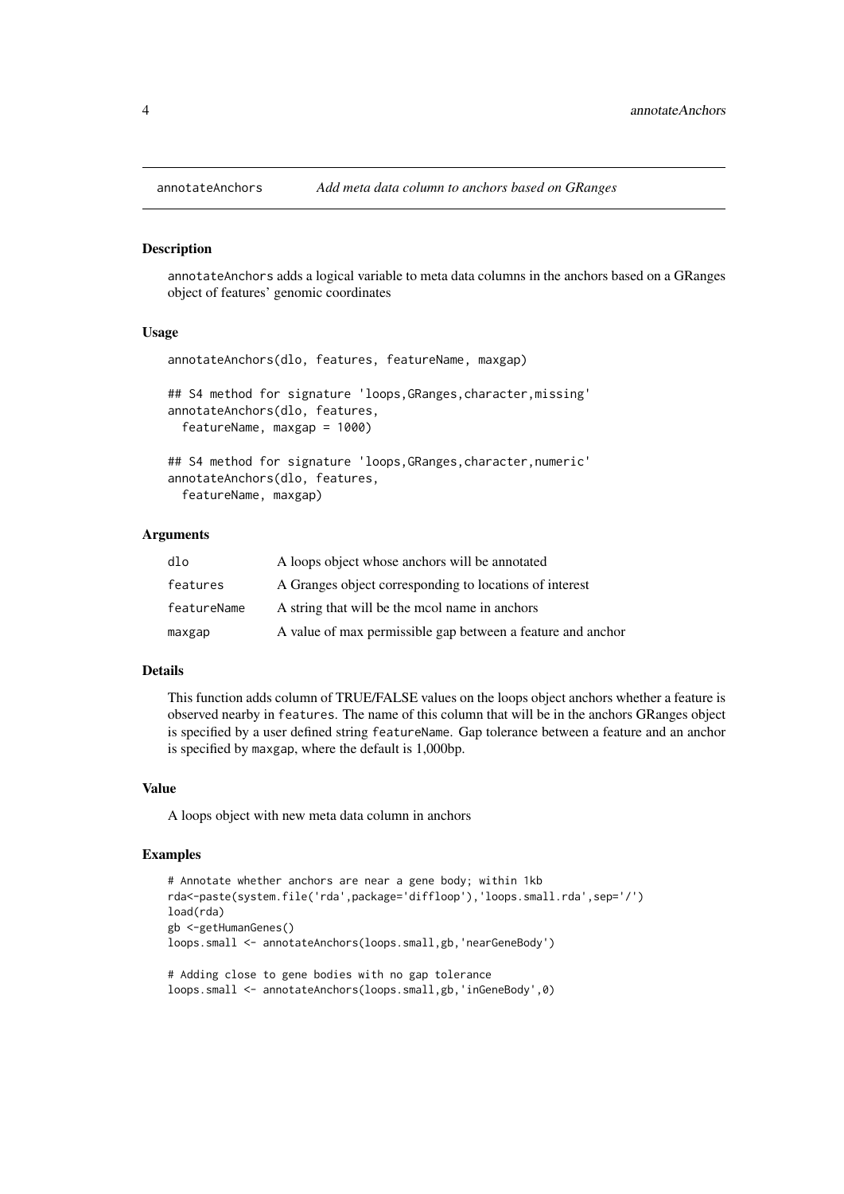annotateAnchors *Add meta data column to anchors based on GRanges*

### Description

annotateAnchors adds a logical variable to meta data columns in the anchors based on a GRanges object of features' genomic coordinates

### Usage

```
annotateAnchors(dlo, features, featureName, maxgap)

## S4 method for signature 'loops,GRanges,character,missing'
annotateAnchors(dlo, features,
  featureName, maxgap = 1000)

## S4 method for signature 'loops,GRanges,character,numeric'
annotateAnchors(dlo, features,
  featureName, maxgap)
```

### Arguments

| | |
|---|---|
| dlo | A loops object whose anchors will be annotated |
| features | A Granges object corresponding to locations of interest |
| featureName | A string that will be the mcol name in anchors |
| maxgap | A value of max permissible gap between a feature and anchor |

### Details

This function adds column of TRUE/FALSE values on the loops object anchors whether a feature is observed nearby in features. The name of this column that will be in the anchors GRanges object is specified by a user defined string featureName. Gap tolerance between a feature and an anchor is specified by maxgap, where the default is 1,000bp.

### Value

A loops object with new meta data column in anchors

### Examples

```
# Annotate whether anchors are near a gene body; within 1kb
rda<-paste(system.file('rda',package='diffloop'),'loops.small.rda',sep='/')
load(rda)
gb <-getHumanGenes()
loops.small <- annotateAnchors(loops.small,gb,'nearGeneBody')

# Adding close to gene bodies with no gap tolerance
loops.small <- annotateAnchors(loops.small,gb,'inGeneBody',0)
```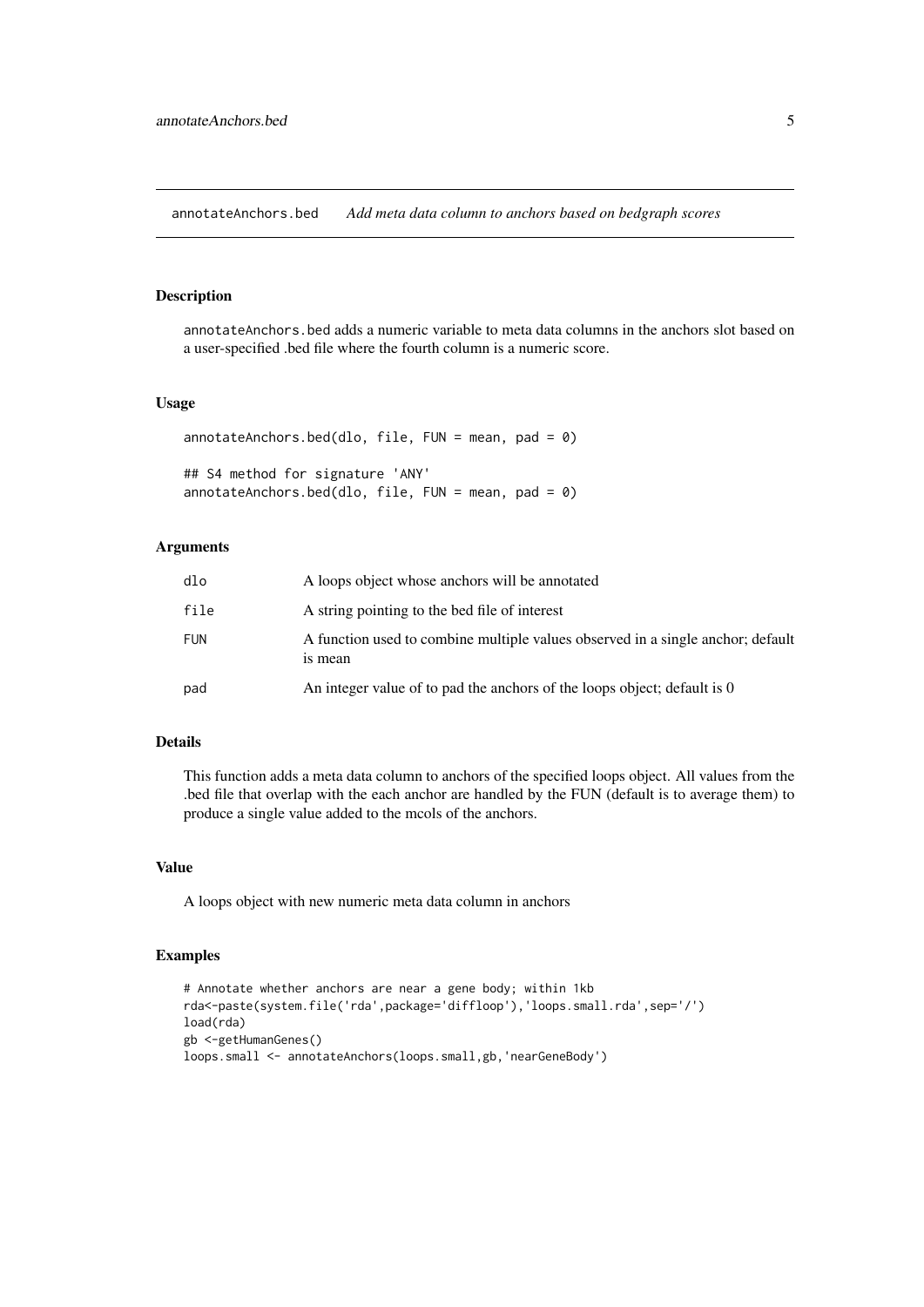`annotateAnchors.bed` *Add meta data column to anchors based on bedgraph scores*

## Description

annotateAnchors.bed adds a numeric variable to meta data columns in the anchors slot based on a user-specified .bed file where the fourth column is a numeric score.

## Usage

```
annotateAnchors.bed(dlo, file, FUN = mean, pad = 0)

## S4 method for signature 'ANY'
annotateAnchors.bed(dlo, file, FUN = mean, pad = 0)
```

## Arguments

| | |
|---|---|
| dlo | A loops object whose anchors will be annotated |
| file | A string pointing to the bed file of interest |
| FUN | A function used to combine multiple values observed in a single anchor; default is mean |
| pad | An integer value of to pad the anchors of the loops object; default is 0 |

## Details

This function adds a meta data column to anchors of the specified loops object. All values from the .bed file that overlap with the each anchor are handled by the FUN (default is to average them) to produce a single value added to the mcols of the anchors.

## Value

A loops object with new numeric meta data column in anchors

## Examples

```
# Annotate whether anchors are near a gene body; within 1kb
rda<-paste(system.file('rda',package='diffloop'),'loops.small.rda',sep='/')
load(rda)
gb <-getHumanGenes()
loops.small <- annotateAnchors(loops.small,gb,'nearGeneBody')
```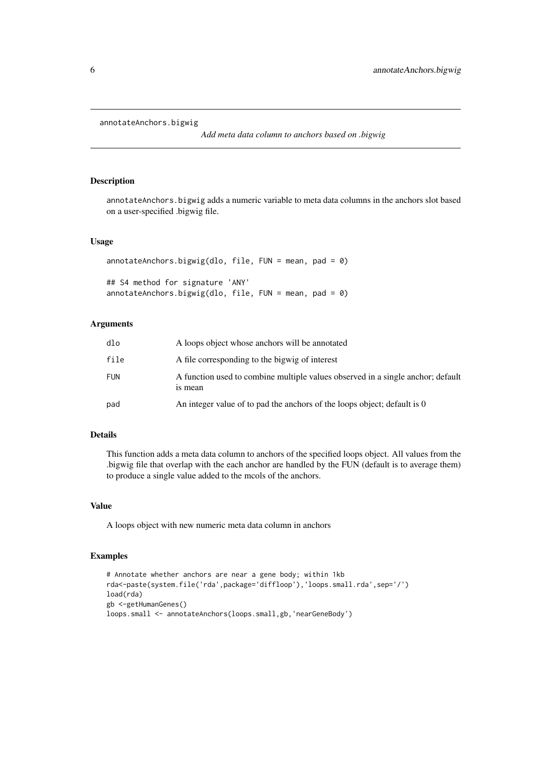# annotateAnchors.bigwig

*Add meta data column to anchors based on .bigwig*

## Description

annotateAnchors.bigwig adds a numeric variable to meta data columns in the anchors slot based on a user-specified .bigwig file.

## Usage

```
annotateAnchors.bigwig(dlo, file, FUN = mean, pad = 0)

## S4 method for signature 'ANY'
annotateAnchors.bigwig(dlo, file, FUN = mean, pad = 0)
```

## Arguments

| | |
|---|---|
| dlo | A loops object whose anchors will be annotated |
| file | A file corresponding to the bigwig of interest |
| FUN | A function used to combine multiple values observed in a single anchor; default is mean |
| pad | An integer value of to pad the anchors of the loops object; default is 0 |

## Details

This function adds a meta data column to anchors of the specified loops object. All values from the .bigwig file that overlap with the each anchor are handled by the FUN (default is to average them) to produce a single value added to the mcols of the anchors.

## Value

A loops object with new numeric meta data column in anchors

## Examples

```
# Annotate whether anchors are near a gene body; within 1kb
rda<-paste(system.file('rda',package='diffloop'),'loops.small.rda',sep='/')
load(rda)
gb <-getHumanGenes()
loops.small <- annotateAnchors(loops.small,gb,'nearGeneBody')
```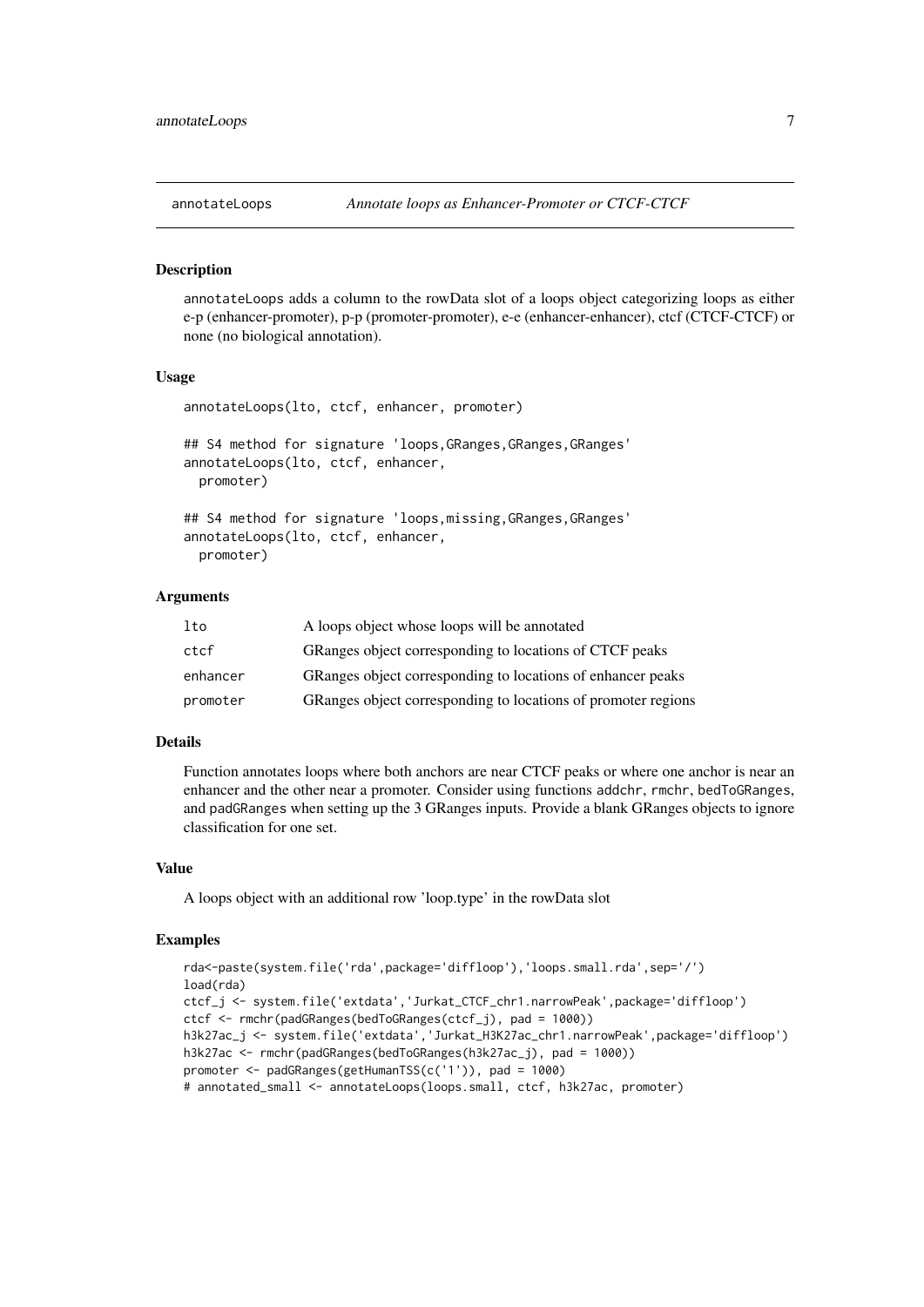# annotateLoops — *Annotate loops as Enhancer-Promoter or CTCF-CTCF*

## Description

annotateLoops adds a column to the rowData slot of a loops object categorizing loops as either e-p (enhancer-promoter), p-p (promoter-promoter), e-e (enhancer-enhancer), ctcf (CTCF-CTCF) or none (no biological annotation).

## Usage

```
annotateLoops(lto, ctcf, enhancer, promoter)

## S4 method for signature 'loops,GRanges,GRanges,GRanges'
annotateLoops(lto, ctcf, enhancer,
  promoter)

## S4 method for signature 'loops,missing,GRanges,GRanges'
annotateLoops(lto, ctcf, enhancer,
  promoter)
```

## Arguments

| | |
|---|---|
| lto | A loops object whose loops will be annotated |
| ctcf | GRanges object corresponding to locations of CTCF peaks |
| enhancer | GRanges object corresponding to locations of enhancer peaks |
| promoter | GRanges object corresponding to locations of promoter regions |

## Details

Function annotates loops where both anchors are near CTCF peaks or where one anchor is near an enhancer and the other near a promoter. Consider using functions addchr, rmchr, bedToGRanges, and padGRanges when setting up the 3 GRanges inputs. Provide a blank GRanges objects to ignore classification for one set.

## Value

A loops object with an additional row 'loop.type' in the rowData slot

## Examples

```
rda<-paste(system.file('rda',package='diffloop'),'loops.small.rda',sep='/')
load(rda)
ctcf_j <- system.file('extdata','Jurkat_CTCF_chr1.narrowPeak',package='diffloop')
ctcf <- rmchr(padGRanges(bedToGRanges(ctcf_j), pad = 1000))
h3k27ac_j <- system.file('extdata','Jurkat_H3K27ac_chr1.narrowPeak',package='diffloop')
h3k27ac <- rmchr(padGRanges(bedToGRanges(h3k27ac_j), pad = 1000))
promoter <- padGRanges(getHumanTSS(c('1')), pad = 1000)
# annotated_small <- annotateLoops(loops.small, ctcf, h3k27ac, promoter)
```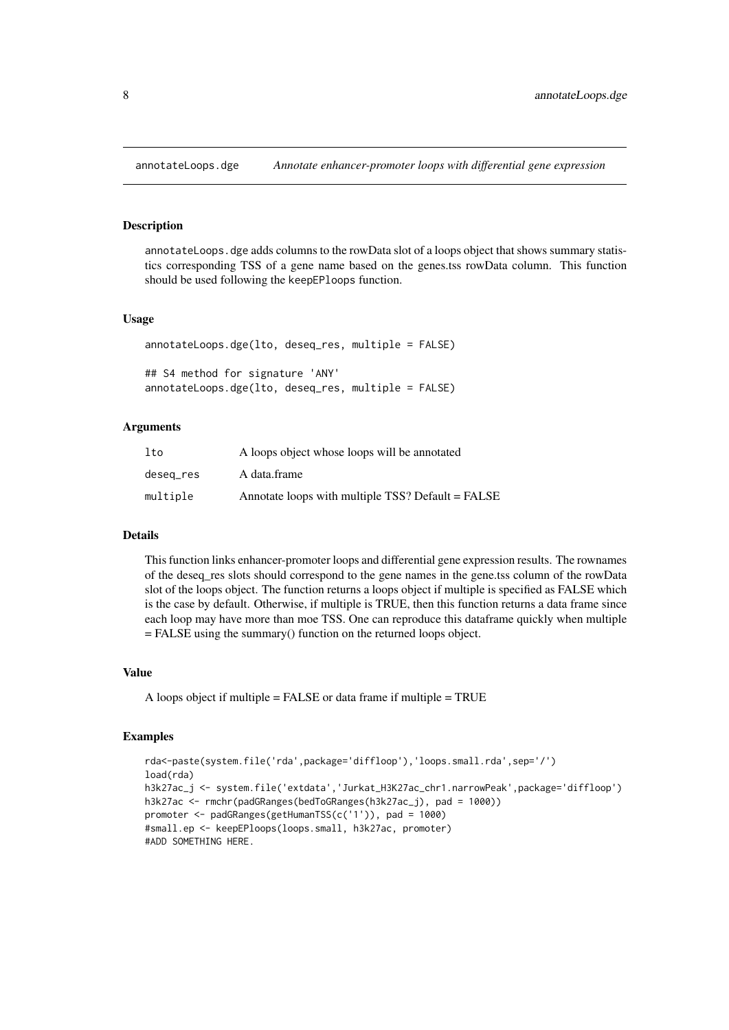# annotateLoops.dge — *Annotate enhancer-promoter loops with differential gene expression*

## Description

annotateLoops.dge adds columns to the rowData slot of a loops object that shows summary statistics corresponding TSS of a gene name based on the genes.tss rowData column. This function should be used following the keepEPloops function.

## Usage

```
annotateLoops.dge(lto, deseq_res, multiple = FALSE)

## S4 method for signature 'ANY'
annotateLoops.dge(lto, deseq_res, multiple = FALSE)
```

## Arguments

| | |
|---|---|
| lto | A loops object whose loops will be annotated |
| deseq_res | A data.frame |
| multiple | Annotate loops with multiple TSS? Default = FALSE |

## Details

This function links enhancer-promoter loops and differential gene expression results. The rownames of the deseq_res slots should correspond to the gene names in the gene.tss column of the rowData slot of the loops object. The function returns a loops object if multiple is specified as FALSE which is the case by default. Otherwise, if multiple is TRUE, then this function returns a data frame since each loop may have more than moe TSS. One can reproduce this dataframe quickly when multiple = FALSE using the summary() function on the returned loops object.

## Value

A loops object if multiple = FALSE or data frame if multiple = TRUE

## Examples

```
rda<-paste(system.file('rda',package='diffloop'),'loops.small.rda',sep='/')
load(rda)
h3k27ac_j <- system.file('extdata','Jurkat_H3K27ac_chr1.narrowPeak',package='diffloop')
h3k27ac <- rmchr(padGRanges(bedToGRanges(h3k27ac_j), pad = 1000))
promoter <- padGRanges(getHumanTSS(c('1')), pad = 1000)
#small.ep <- keepEPloops(loops.small, h3k27ac, promoter)
#ADD SOMETHING HERE.
```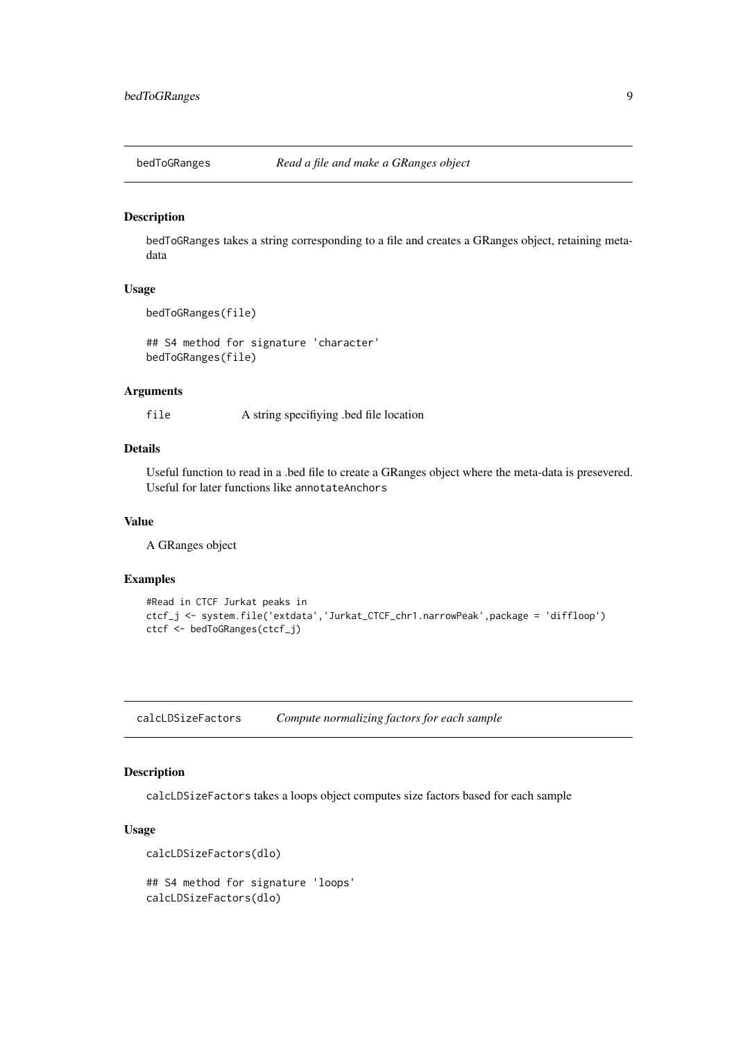## bedToGRanges — *Read a file and make a GRanges object*

### Description

bedToGRanges takes a string corresponding to a file and creates a GRanges object, retaining meta-data

### Usage

```
bedToGRanges(file)

## S4 method for signature 'character'
bedToGRanges(file)
```

### Arguments

| | |
|---|---|
| file | A string specifiying .bed file location |

### Details

Useful function to read in a .bed file to create a GRanges object where the meta-data is presevered. Useful for later functions like annotateAnchors

### Value

A GRanges object

### Examples

```
#Read in CTCF Jurkat peaks in
ctcf_j <- system.file('extdata','Jurkat_CTCF_chr1.narrowPeak',package = 'diffloop')
ctcf <- bedToGRanges(ctcf_j)
```

## calcLDSizeFactors — *Compute normalizing factors for each sample*

### Description

calcLDSizeFactors takes a loops object computes size factors based for each sample

### Usage

```
calcLDSizeFactors(dlo)

## S4 method for signature 'loops'
calcLDSizeFactors(dlo)
```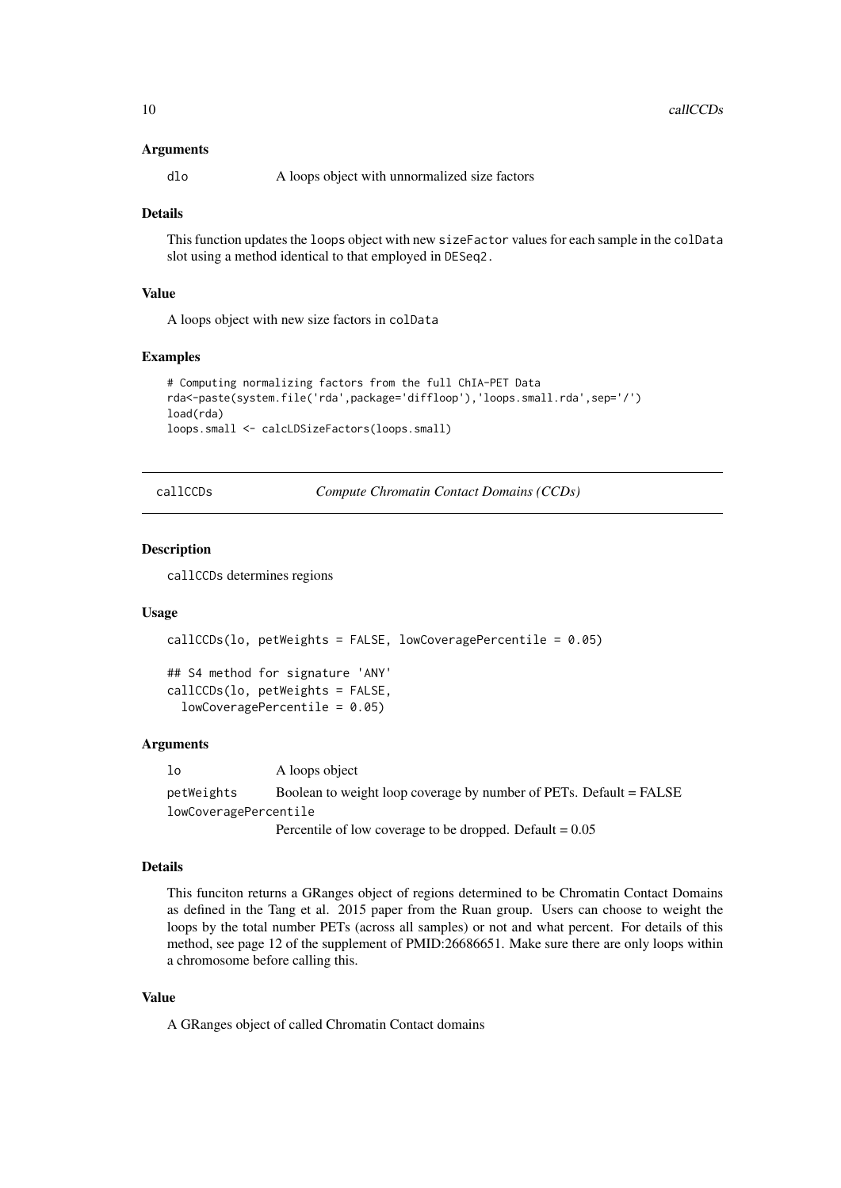### Arguments

`dlo` A loops object with unnormalized size factors

### Details

This function updates the `loops` object with new `sizeFactor` values for each sample in the `colData` slot using a method identical to that employed in `DESeq2`.

### Value

A loops object with new size factors in `colData`

### Examples

```
# Computing normalizing factors from the full ChIA-PET Data
rda<-paste(system.file('rda',package='diffloop'),'loops.small.rda',sep='/')
load(rda)
loops.small <- calcLDSizeFactors(loops.small)
```

---

## callCCDs *Compute Chromatin Contact Domains (CCDs)*

### Description

`callCCDs` determines regions

### Usage

```
callCCDs(lo, petWeights = FALSE, lowCoveragePercentile = 0.05)

## S4 method for signature 'ANY'
callCCDs(lo, petWeights = FALSE,
  lowCoveragePercentile = 0.05)
```

### Arguments

`lo` A loops object

`petWeights` Boolean to weight loop coverage by number of PETs. Default = FALSE

`lowCoveragePercentile` Percentile of low coverage to be dropped. Default = 0.05

### Details

This funciton returns a GRanges object of regions determined to be Chromatin Contact Domains as defined in the Tang et al. 2015 paper from the Ruan group. Users can choose to weight the loops by the total number PETs (across all samples) or not and what percent. For details of this method, see page 12 of the supplement of PMID:26686651. Make sure there are only loops within a chromosome before calling this.

### Value

A GRanges object of called Chromatin Contact domains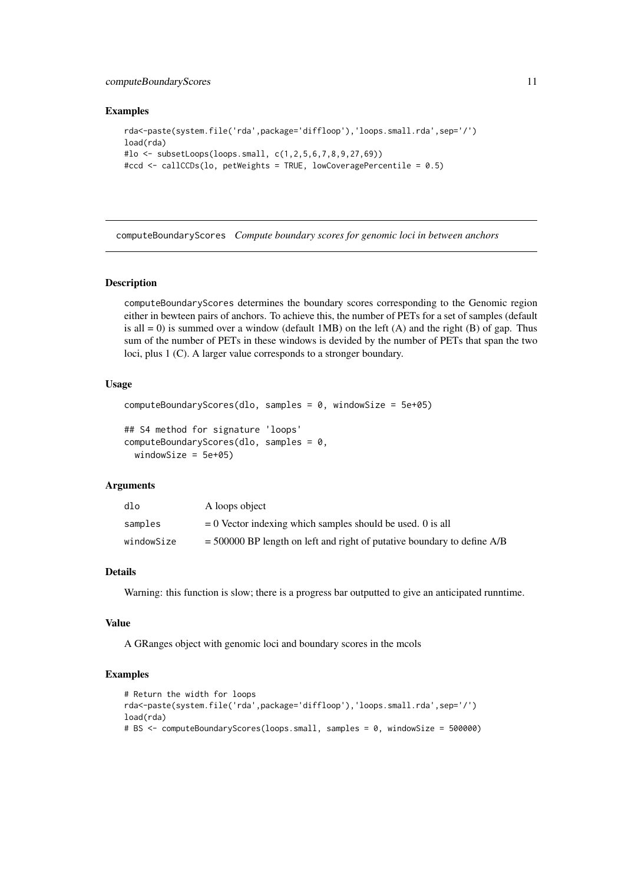### Examples

```
rda<-paste(system.file('rda',package='diffloop'),'loops.small.rda',sep='/')
load(rda)
#lo <- subsetLoops(loops.small, c(1,2,5,6,7,8,9,27,69))
#ccd <- callCCDs(lo, petWeights = TRUE, lowCoveragePercentile = 0.5)
```

---

## computeBoundaryScores *Compute boundary scores for genomic loci in between anchors*

---

### Description

computeBoundaryScores determines the boundary scores corresponding to the Genomic region either in bewteen pairs of anchors. To achieve this, the number of PETs for a set of samples (default is all = 0) is summed over a window (default 1MB) on the left (A) and the right (B) of gap. Thus sum of the number of PETs in these windows is devided by the number of PETs that span the two loci, plus 1 (C). A larger value corresponds to a stronger boundary.

### Usage

```
computeBoundaryScores(dlo, samples = 0, windowSize = 5e+05)

## S4 method for signature 'loops'
computeBoundaryScores(dlo, samples = 0,
  windowSize = 5e+05)
```

### Arguments

| | |
|---|---|
| dlo | A loops object |
| samples | = 0 Vector indexing which samples should be used. 0 is all |
| windowSize | = 500000 BP length on left and right of putative boundary to define A/B |

### Details

Warning: this function is slow; there is a progress bar outputted to give an anticipated runntime.

### Value

A GRanges object with genomic loci and boundary scores in the mcols

### Examples

```
# Return the width for loops
rda<-paste(system.file('rda',package='diffloop'),'loops.small.rda',sep='/')
load(rda)
# BS <- computeBoundaryScores(loops.small, samples = 0, windowSize = 500000)
```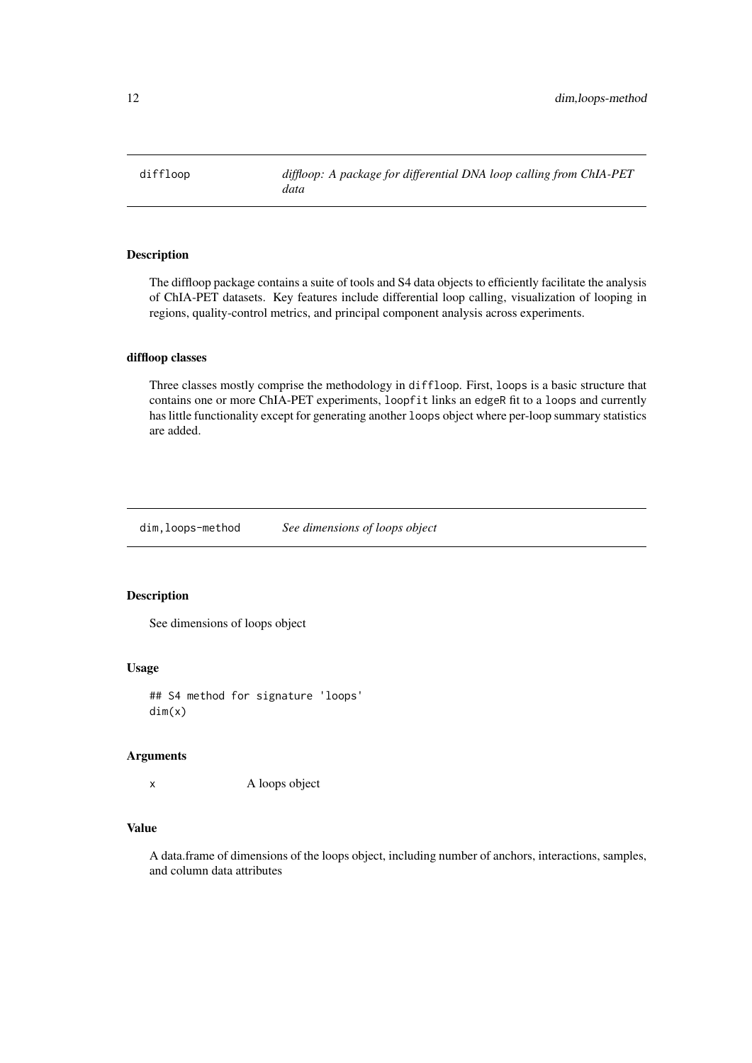## diffloop — *diffloop: A package for differential DNA loop calling from ChIA-PET data*

### Description

The diffloop package contains a suite of tools and S4 data objects to efficiently facilitate the analysis of ChIA-PET datasets. Key features include differential loop calling, visualization of looping in regions, quality-control metrics, and principal component analysis across experiments.

### diffloop classes

Three classes mostly comprise the methodology in `diffloop`. First, `loops` is a basic structure that contains one or more ChIA-PET experiments, `loopfit` links an `edgeR` fit to a `loops` and currently has little functionality except for generating another `loops` object where per-loop summary statistics are added.

## dim,loops-method — *See dimensions of loops object*

### Description

See dimensions of loops object

### Usage

```
## S4 method for signature 'loops'
dim(x)
```

### Arguments

| | |
|---|---|
| x | A loops object |

### Value

A data.frame of dimensions of the loops object, including number of anchors, interactions, samples, and column data attributes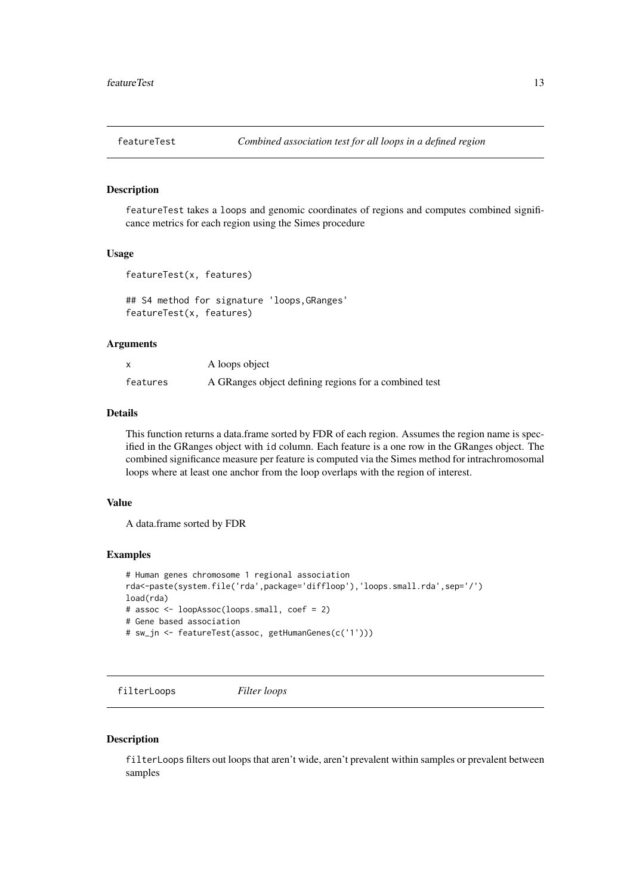# featureTest — *Combined association test for all loops in a defined region*

## Description

featureTest takes a loops and genomic coordinates of regions and computes combined significance metrics for each region using the Simes procedure

## Usage

```
featureTest(x, features)

## S4 method for signature 'loops,GRanges'
featureTest(x, features)
```

## Arguments

| | |
|---|---|
| x | A loops object |
| features | A GRanges object defining regions for a combined test |

## Details

This function returns a data.frame sorted by FDR of each region. Assumes the region name is specified in the GRanges object with id column. Each feature is a one row in the GRanges object. The combined significance measure per feature is computed via the Simes method for intrachromosomal loops where at least one anchor from the loop overlaps with the region of interest.

## Value

A data.frame sorted by FDR

## Examples

```
# Human genes chromosome 1 regional association
rda<-paste(system.file('rda',package='diffloop'),'loops.small.rda',sep='/')
load(rda)
# assoc <- loopAssoc(loops.small, coef = 2)
# Gene based association
# sw_jn <- featureTest(assoc, getHumanGenes(c('1')))
```

# filterLoops — *Filter loops*

## Description

filterLoops filters out loops that aren't wide, aren't prevalent within samples or prevalent between samples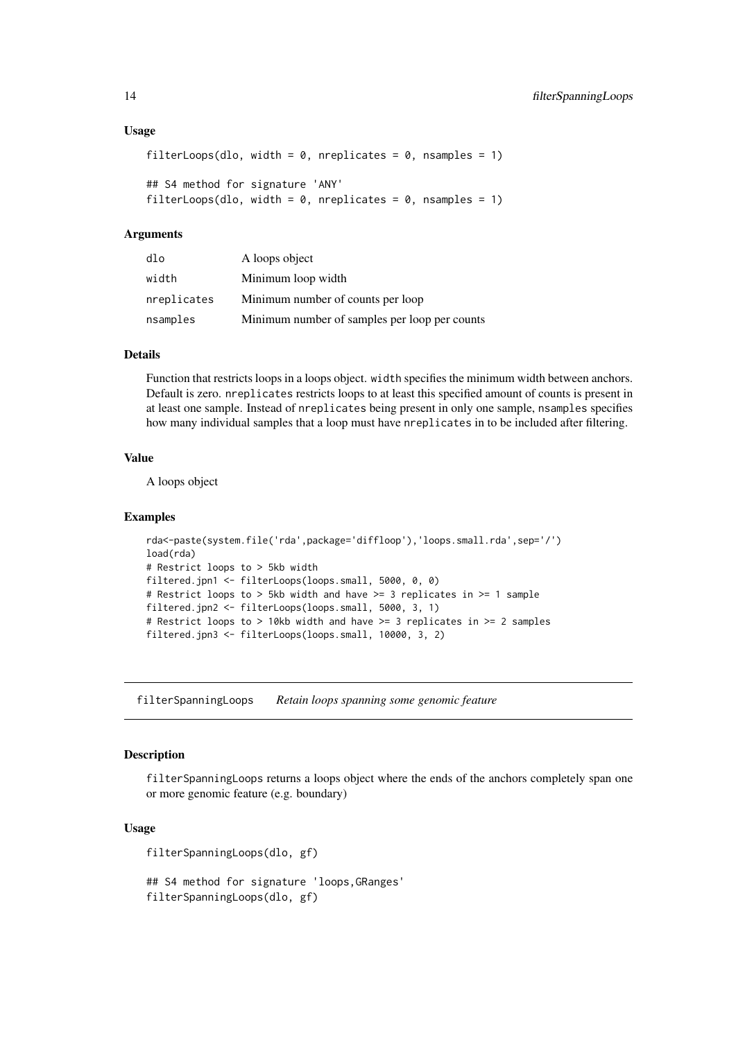### Usage

```
filterLoops(dlo, width = 0, nreplicates = 0, nsamples = 1)

## S4 method for signature 'ANY'
filterLoops(dlo, width = 0, nreplicates = 0, nsamples = 1)
```

### Arguments

| | |
|---|---|
| dlo | A loops object |
| width | Minimum loop width |
| nreplicates | Minimum number of counts per loop |
| nsamples | Minimum number of samples per loop per counts |

### Details

Function that restricts loops in a loops object. `width` specifies the minimum width between anchors. Default is zero. `nreplicates` restricts loops to at least this specified amount of counts is present in at least one sample. Instead of `nreplicates` being present in only one sample, `nsamples` specifies how many individual samples that a loop must have `nreplicates` in to be included after filtering.

### Value

A loops object

### Examples

```
rda<-paste(system.file('rda',package='diffloop'),'loops.small.rda',sep='/')
load(rda)
# Restrict loops to > 5kb width
filtered.jpn1 <- filterLoops(loops.small, 5000, 0, 0)
# Restrict loops to > 5kb width and have >= 3 replicates in >= 1 sample
filtered.jpn2 <- filterLoops(loops.small, 5000, 3, 1)
# Restrict loops to > 10kb width and have >= 3 replicates in >= 2 samples
filtered.jpn3 <- filterLoops(loops.small, 10000, 3, 2)
```

---

## filterSpanningLoops *Retain loops spanning some genomic feature*

### Description

`filterSpanningLoops` returns a loops object where the ends of the anchors completely span one or more genomic feature (e.g. boundary)

### Usage

```
filterSpanningLoops(dlo, gf)

## S4 method for signature 'loops,GRanges'
filterSpanningLoops(dlo, gf)
```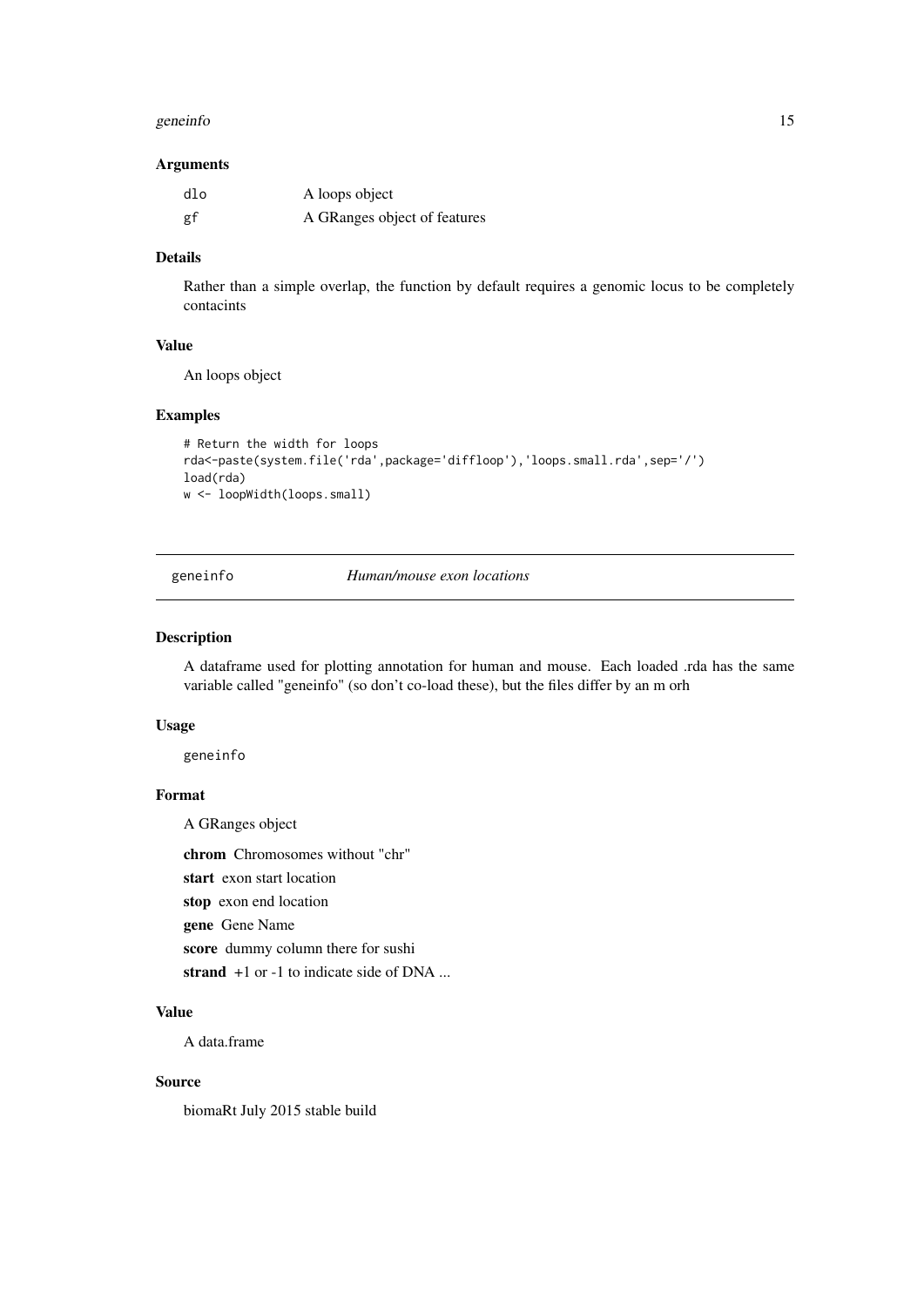### Arguments

| | |
|---|---|
| `dlo` | A loops object |
| `gf` | A GRanges object of features |

### Details

Rather than a simple overlap, the function by default requires a genomic locus to be completely contacints

### Value

An loops object

### Examples

```
# Return the width for loops
rda<-paste(system.file('rda',package='diffloop'),'loops.small.rda',sep='/')
load(rda)
w <- loopWidth(loops.small)
```

---

## `geneinfo` *Human/mouse exon locations*

---

### Description

A dataframe used for plotting annotation for human and mouse. Each loaded .rda has the same variable called "geneinfo" (so don't co-load these), but the files differ by an m orh

### Usage

```
geneinfo
```

### Format

A GRanges object

**chrom** Chromosomes without "chr"

**start** exon start location

**stop** exon end location

**gene** Gene Name

**score** dummy column there for sushi

**strand** +1 or -1 to indicate side of DNA ...

### Value

A data.frame

### Source

biomaRt July 2015 stable build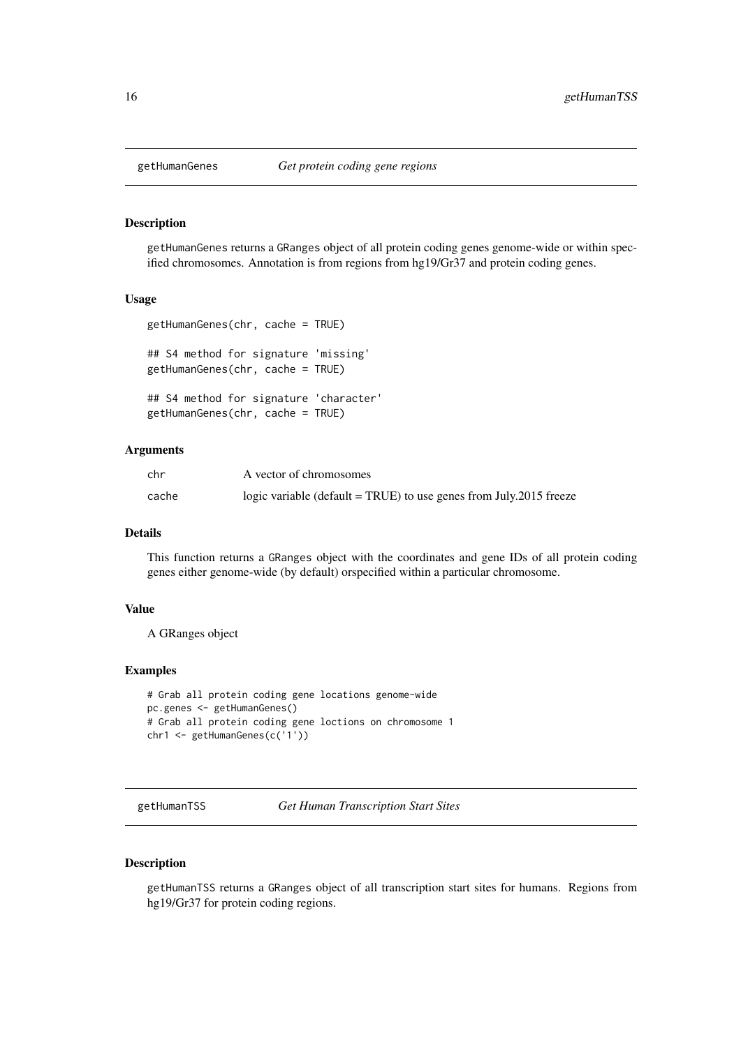## getHumanGenes — *Get protein coding gene regions*

### Description

getHumanGenes returns a GRanges object of all protein coding genes genome-wide or within specified chromosomes. Annotation is from regions from hg19/Gr37 and protein coding genes.

### Usage

```
getHumanGenes(chr, cache = TRUE)

## S4 method for signature 'missing'
getHumanGenes(chr, cache = TRUE)

## S4 method for signature 'character'
getHumanGenes(chr, cache = TRUE)
```

### Arguments

| | |
|---|---|
| chr | A vector of chromosomes |
| cache | logic variable (default = TRUE) to use genes from July.2015 freeze |

### Details

This function returns a GRanges object with the coordinates and gene IDs of all protein coding genes either genome-wide (by default) orspecified within a particular chromosome.

### Value

A GRanges object

### Examples

```
# Grab all protein coding gene locations genome-wide
pc.genes <- getHumanGenes()
# Grab all protein coding gene loctions on chromosome 1
chr1 <- getHumanGenes(c('1'))
```

## getHumanTSS — *Get Human Transcription Start Sites*

### Description

getHumanTSS returns a GRanges object of all transcription start sites for humans. Regions from hg19/Gr37 for protein coding regions.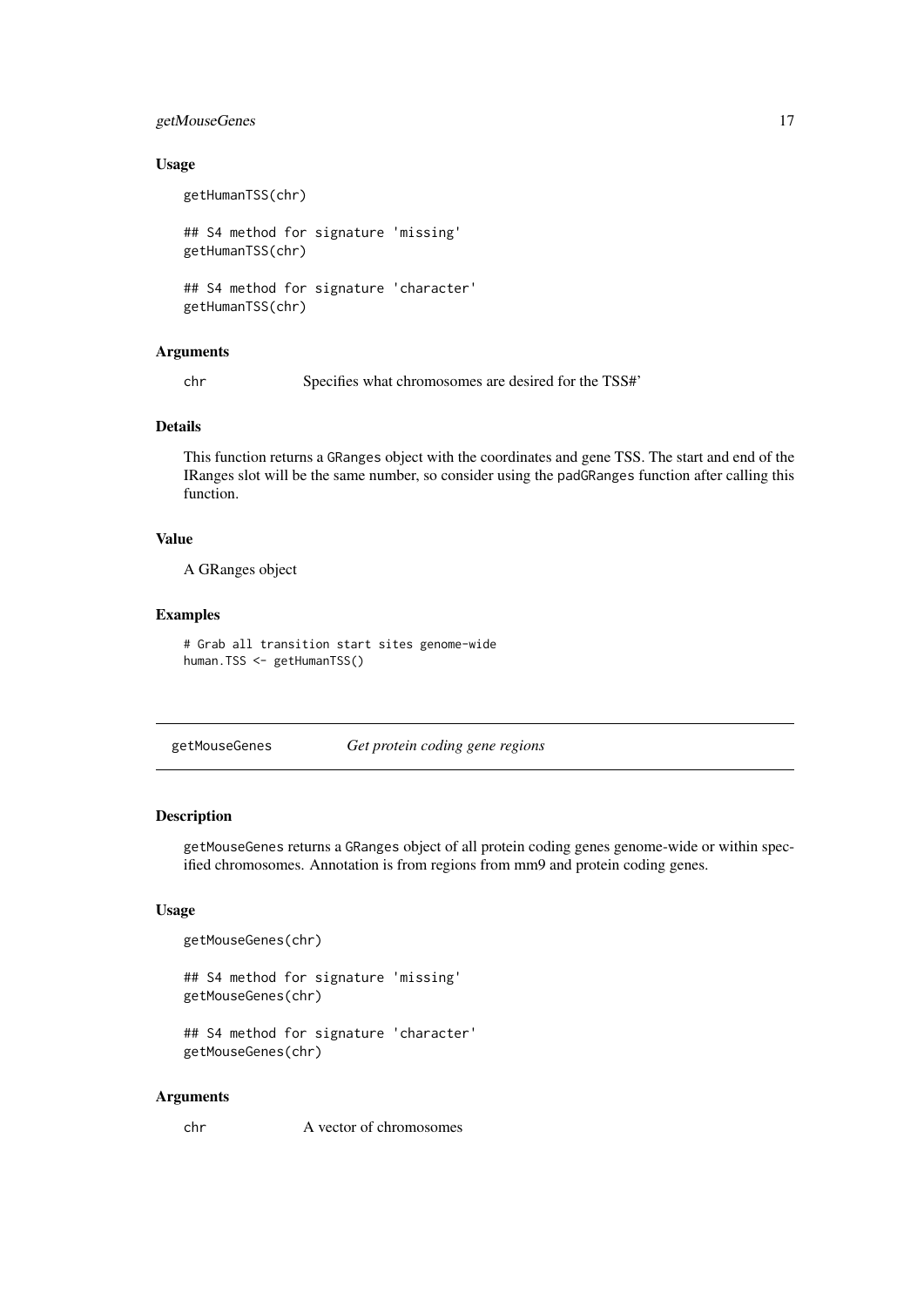### Usage

```
getHumanTSS(chr)

## S4 method for signature 'missing'
getHumanTSS(chr)

## S4 method for signature 'character'
getHumanTSS(chr)
```

### Arguments

chr    Specifies what chromosomes are desired for the TSS#'

### Details

This function returns a GRanges object with the coordinates and gene TSS. The start and end of the IRanges slot will be the same number, so consider using the padGRanges function after calling this function.

### Value

A GRanges object

### Examples

```
# Grab all transition start sites genome-wide
human.TSS <- getHumanTSS()
```

---

## getMouseGenes    *Get protein coding gene regions*

---

### Description

getMouseGenes returns a GRanges object of all protein coding genes genome-wide or within specified chromosomes. Annotation is from regions from mm9 and protein coding genes.

### Usage

```
getMouseGenes(chr)

## S4 method for signature 'missing'
getMouseGenes(chr)

## S4 method for signature 'character'
getMouseGenes(chr)
```

### Arguments

chr    A vector of chromosomes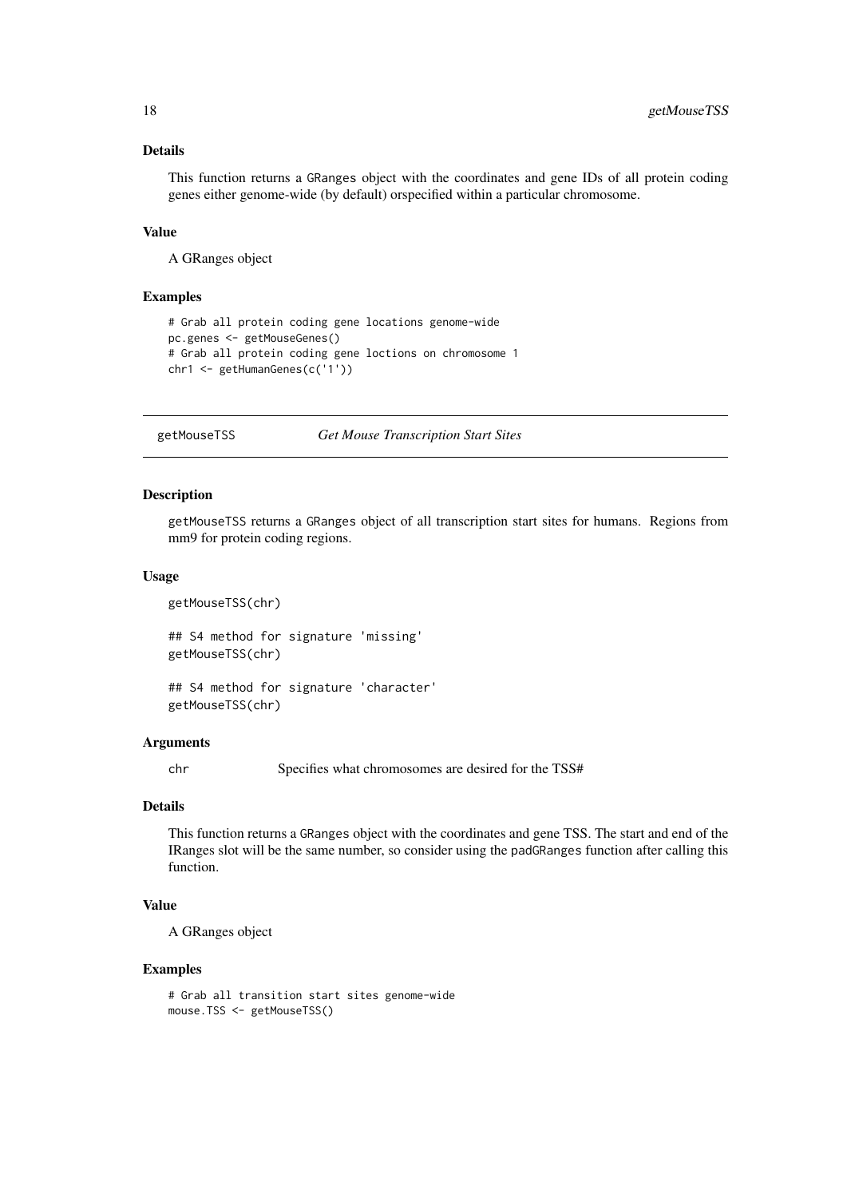### Details

This function returns a GRanges object with the coordinates and gene IDs of all protein coding genes either genome-wide (by default) orspecified within a particular chromosome.

### Value

A GRanges object

### Examples

```
# Grab all protein coding gene locations genome-wide
pc.genes <- getMouseGenes()
# Grab all protein coding gene loctions on chromosome 1
chr1 <- getHumanGenes(c('1'))
```

---

## getMouseTSS    *Get Mouse Transcription Start Sites*

### Description

getMouseTSS returns a GRanges object of all transcription start sites for humans. Regions from mm9 for protein coding regions.

### Usage

```
getMouseTSS(chr)

## S4 method for signature 'missing'
getMouseTSS(chr)

## S4 method for signature 'character'
getMouseTSS(chr)
```

### Arguments

| | |
|---|---|
| chr | Specifies what chromosomes are desired for the TSS# |

### Details

This function returns a GRanges object with the coordinates and gene TSS. The start and end of the IRanges slot will be the same number, so consider using the padGRanges function after calling this function.

### Value

A GRanges object

### Examples

```
# Grab all transition start sites genome-wide
mouse.TSS <- getMouseTSS()
```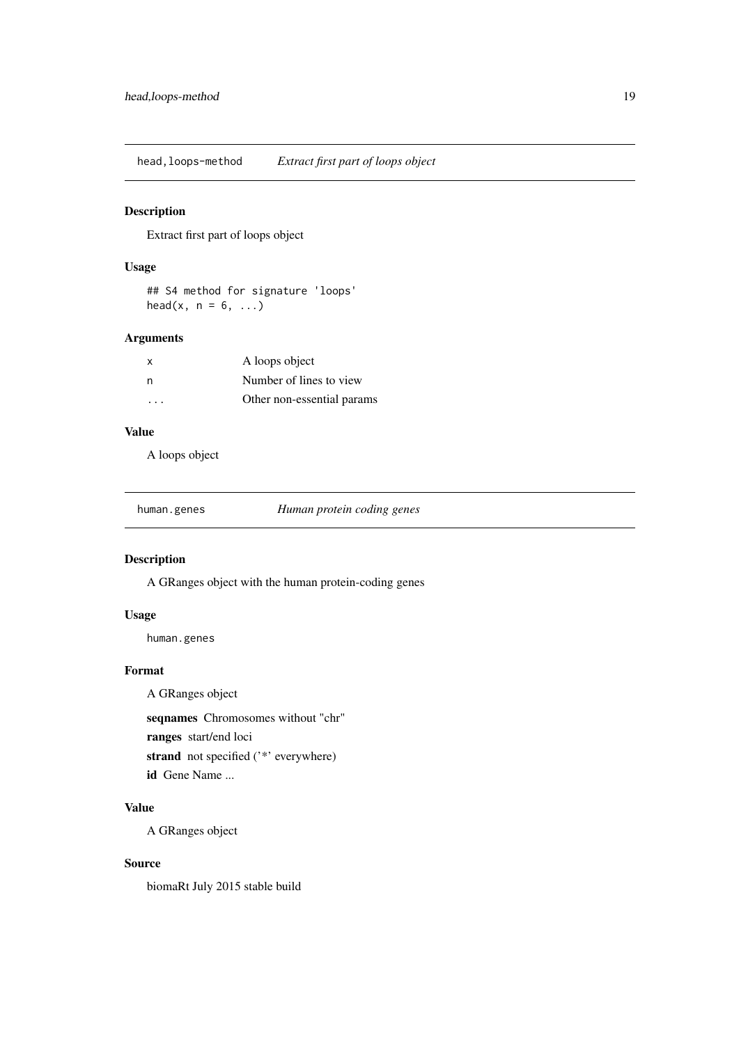## head,loops-method — *Extract first part of loops object*

### Description

Extract first part of loops object

### Usage

```
## S4 method for signature 'loops'
head(x, n = 6, ...)
```

### Arguments

| | |
|---|---|
| x | A loops object |
| n | Number of lines to view |
| ... | Other non-essential params |

### Value

A loops object

## human.genes — *Human protein coding genes*

### Description

A GRanges object with the human protein-coding genes

### Usage

```
human.genes
```

### Format

A GRanges object

**seqnames** Chromosomes without "chr"

**ranges** start/end loci

**strand** not specified ('*' everywhere)

**id** Gene Name ...

### Value

A GRanges object

### Source

biomaRt July 2015 stable build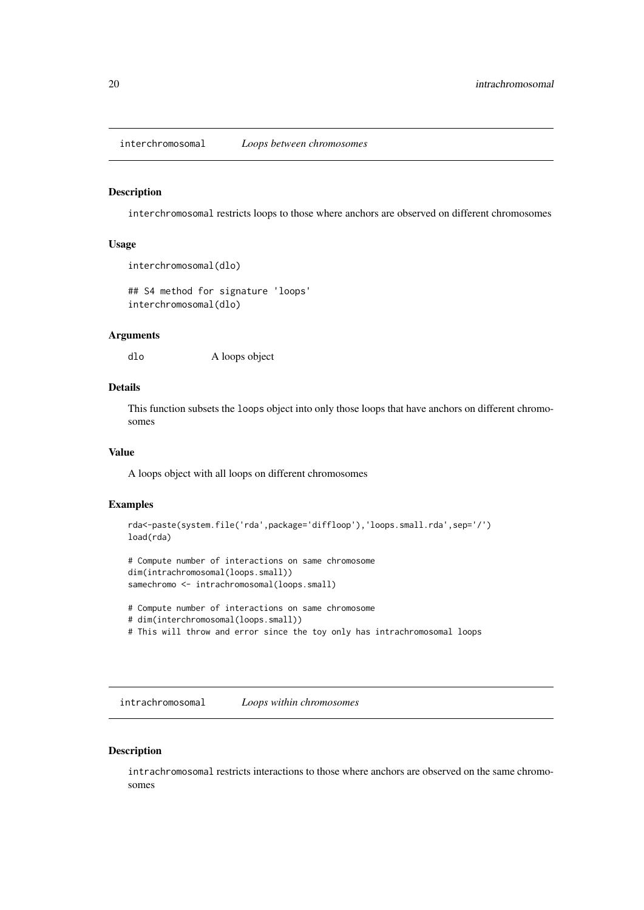## interchromosomal *Loops between chromosomes*

### Description

`interchromosomal` restricts loops to those where anchors are observed on different chromosomes

### Usage

```
interchromosomal(dlo)

## S4 method for signature 'loops'
interchromosomal(dlo)
```

### Arguments

| | |
|---|---|
| dlo | A loops object |

### Details

This function subsets the `loops` object into only those loops that have anchors on different chromosomes

### Value

A loops object with all loops on different chromosomes

### Examples

```
rda<-paste(system.file('rda',package='diffloop'),'loops.small.rda',sep='/')
load(rda)

# Compute number of interactions on same chromosome
dim(intrachromosomal(loops.small))
samechromo <- intrachromosomal(loops.small)

# Compute number of interactions on same chromosome
# dim(interchromosomal(loops.small))
# This will throw and error since the toy only has intrachromosomal loops
```

## intrachromosomal *Loops within chromosomes*

### Description

`intrachromosomal` restricts interactions to those where anchors are observed on the same chromosomes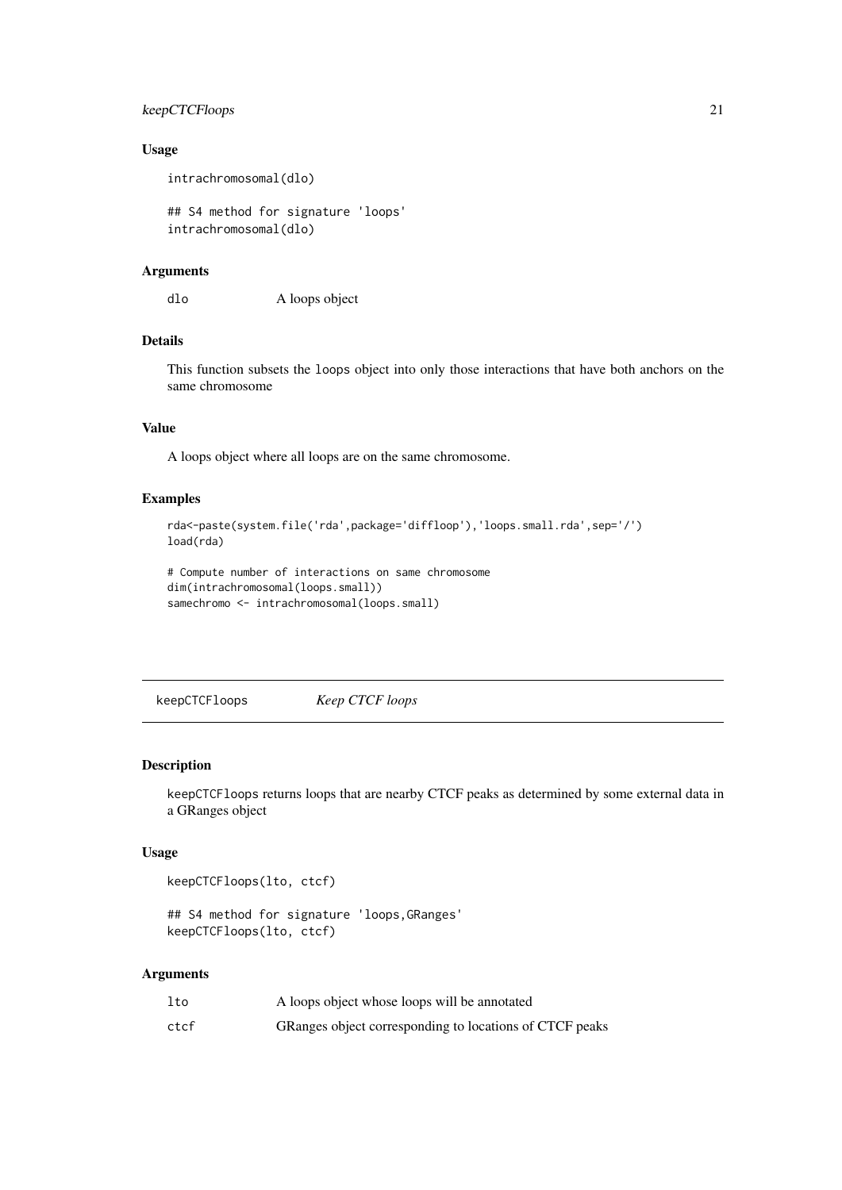### Usage

```
intrachromosomal(dlo)

## S4 method for signature 'loops'
intrachromosomal(dlo)
```

### Arguments

| | |
|---|---|
| dlo | A loops object |

### Details

This function subsets the loops object into only those interactions that have both anchors on the same chromosome

### Value

A loops object where all loops are on the same chromosome.

### Examples

```
rda<-paste(system.file('rda',package='diffloop'),'loops.small.rda',sep='/')
load(rda)

# Compute number of interactions on same chromosome
dim(intrachromosomal(loops.small))
samechromo <- intrachromosomal(loops.small)
```

---

## keepCTCFloops    *Keep CTCF loops*

### Description

keepCTCFloops returns loops that are nearby CTCF peaks as determined by some external data in a GRanges object

### Usage

```
keepCTCFloops(lto, ctcf)

## S4 method for signature 'loops,GRanges'
keepCTCFloops(lto, ctcf)
```

### Arguments

| | |
|---|---|
| lto | A loops object whose loops will be annotated |
| ctcf | GRanges object corresponding to locations of CTCF peaks |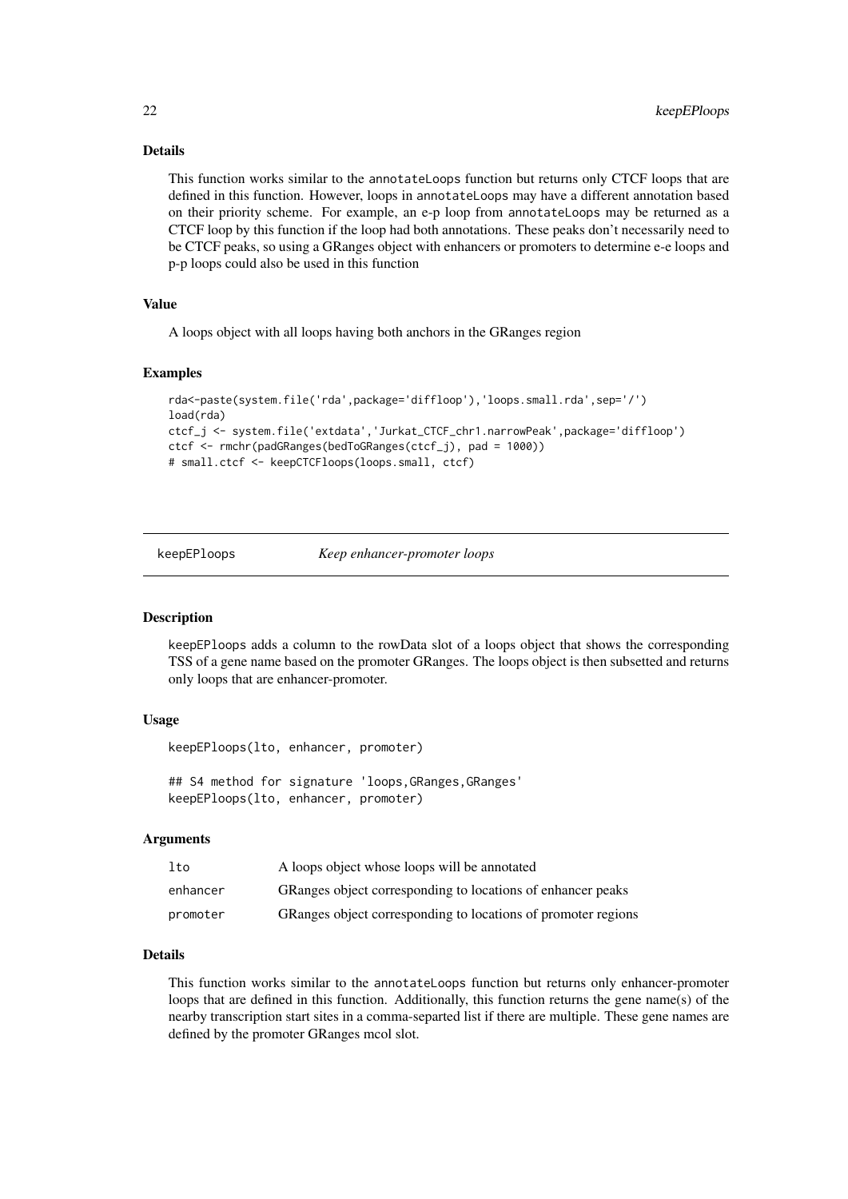### Details

This function works similar to the `annotateLoops` function but returns only CTCF loops that are defined in this function. However, loops in `annotateLoops` may have a different annotation based on their priority scheme. For example, an e-p loop from `annotateLoops` may be returned as a CTCF loop by this function if the loop had both annotations. These peaks don't necessarily need to be CTCF peaks, so using a GRanges object with enhancers or promoters to determine e-e loops and p-p loops could also be used in this function

### Value

A loops object with all loops having both anchors in the GRanges region

### Examples

```
rda<-paste(system.file('rda',package='diffloop'),'loops.small.rda',sep='/')
load(rda)
ctcf_j <- system.file('extdata','Jurkat_CTCF_chr1.narrowPeak',package='diffloop')
ctcf <- rmchr(padGRanges(bedToGRanges(ctcf_j), pad = 1000))
# small.ctcf <- keepCTCFloops(loops.small, ctcf)
```

---

## keepEPloops *Keep enhancer-promoter loops*

---

### Description

`keepEPloops` adds a column to the rowData slot of a loops object that shows the corresponding TSS of a gene name based on the promoter GRanges. The loops object is then subsetted and returns only loops that are enhancer-promoter.

### Usage

```
keepEPloops(lto, enhancer, promoter)

## S4 method for signature 'loops,GRanges,GRanges'
keepEPloops(lto, enhancer, promoter)
```

### Arguments

| | |
|---|---|
| `lto` | A loops object whose loops will be annotated |
| `enhancer` | GRanges object corresponding to locations of enhancer peaks |
| `promoter` | GRanges object corresponding to locations of promoter regions |

### Details

This function works similar to the `annotateLoops` function but returns only enhancer-promoter loops that are defined in this function. Additionally, this function returns the gene name(s) of the nearby transcription start sites in a comma-separted list if there are multiple. These gene names are defined by the promoter GRanges mcol slot.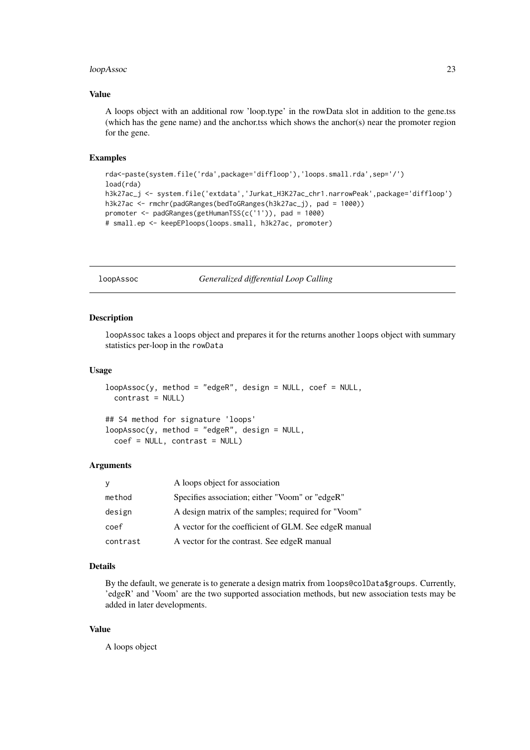### Value

A loops object with an additional row 'loop.type' in the rowData slot in addition to the gene.tss (which has the gene name) and the anchor.tss which shows the anchor(s) near the promoter region for the gene.

### Examples

```
rda<-paste(system.file('rda',package='diffloop'),'loops.small.rda',sep='/')
load(rda)
h3k27ac_j <- system.file('extdata','Jurkat_H3K27ac_chr1.narrowPeak',package='diffloop')
h3k27ac <- rmchr(padGRanges(bedToGRanges(h3k27ac_j), pad = 1000))
promoter <- padGRanges(getHumanTSS(c('1')), pad = 1000)
# small.ep <- keepEPloops(loops.small, h3k27ac, promoter)
```

---

## loopAssoc — *Generalized differential Loop Calling*

### Description

loopAssoc takes a loops object and prepares it for the returns another loops object with summary statistics per-loop in the rowData

### Usage

```
loopAssoc(y, method = "edgeR", design = NULL, coef = NULL,
  contrast = NULL)

## S4 method for signature 'loops'
loopAssoc(y, method = "edgeR", design = NULL,
  coef = NULL, contrast = NULL)
```

### Arguments

| | |
|---|---|
| y | A loops object for association |
| method | Specifies association; either "Voom" or "edgeR" |
| design | A design matrix of the samples; required for "Voom" |
| coef | A vector for the coefficient of GLM. See edgeR manual |
| contrast | A vector for the contrast. See edgeR manual |

### Details

By the default, we generate is to generate a design matrix from loops@colData$groups. Currently, 'edgeR' and 'Voom' are the two supported association methods, but new association tests may be added in later developments.

### Value

A loops object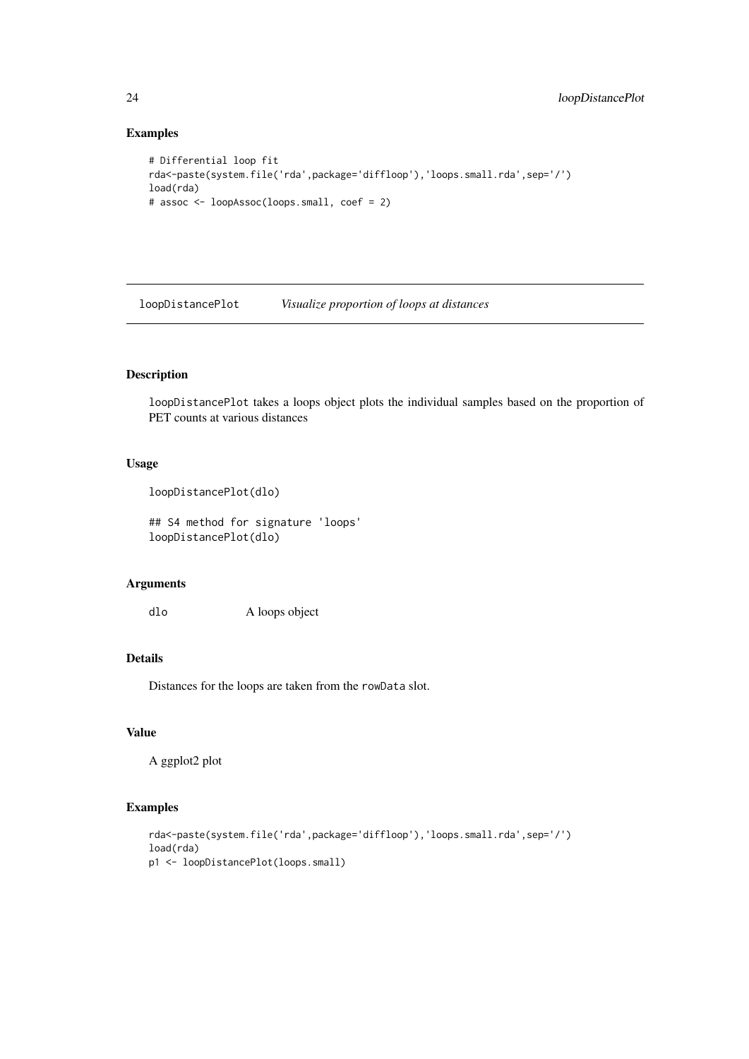### Examples

```
# Differential loop fit
rda<-paste(system.file('rda',package='diffloop'),'loops.small.rda',sep='/')
load(rda)
# assoc <- loopAssoc(loops.small, coef = 2)
```

---

## loopDistancePlot *Visualize proportion of loops at distances*

---

### Description

loopDistancePlot takes a loops object plots the individual samples based on the proportion of PET counts at various distances

### Usage

```
loopDistancePlot(dlo)

## S4 method for signature 'loops'
loopDistancePlot(dlo)
```

### Arguments

| | |
|---|---|
| dlo | A loops object |

### Details

Distances for the loops are taken from the rowData slot.

### Value

A ggplot2 plot

### Examples

```
rda<-paste(system.file('rda',package='diffloop'),'loops.small.rda',sep='/')
load(rda)
p1 <- loopDistancePlot(loops.small)
```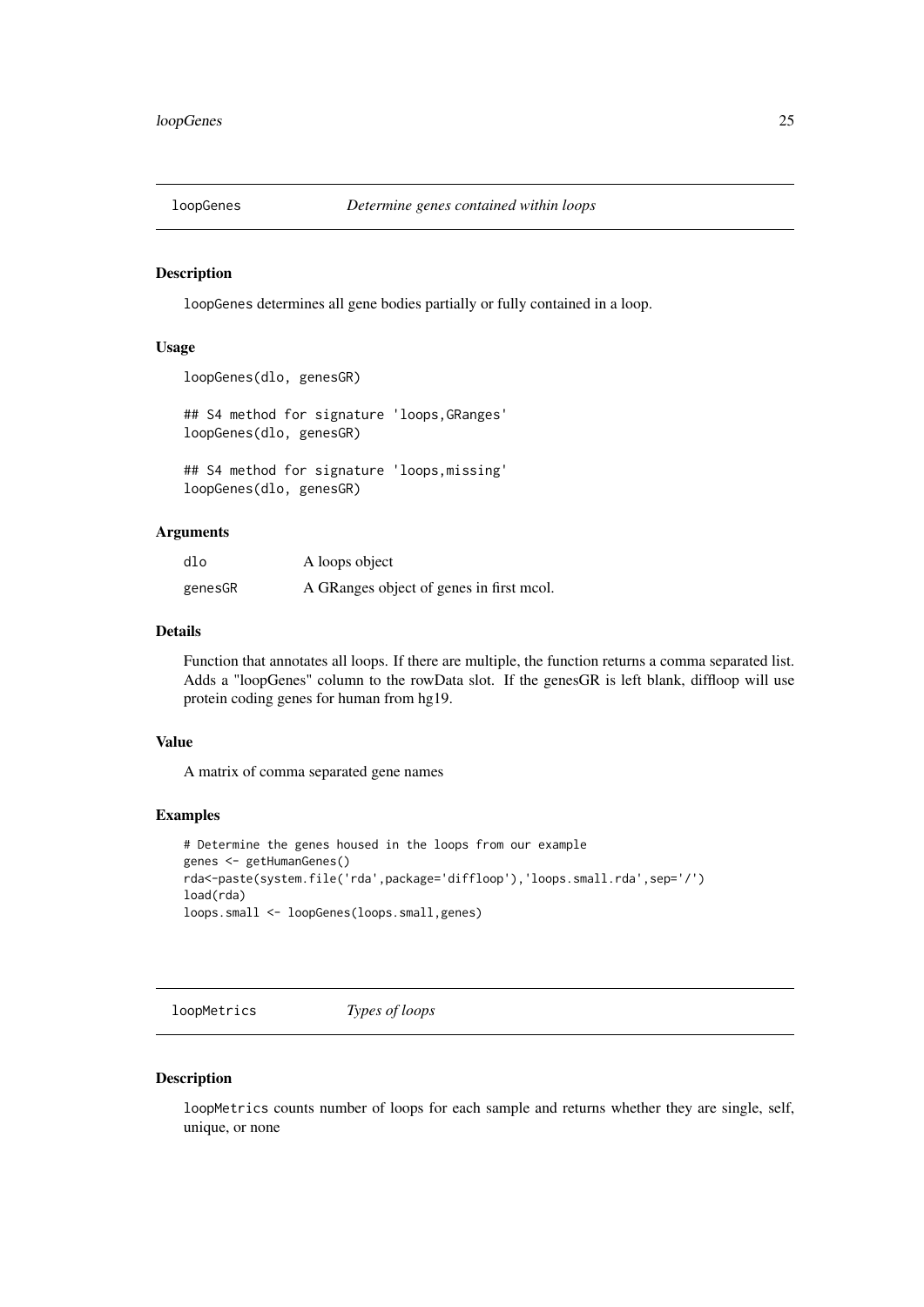## loopGenes *Determine genes contained within loops*

### Description

loopGenes determines all gene bodies partially or fully contained in a loop.

### Usage

```
loopGenes(dlo, genesGR)

## S4 method for signature 'loops,GRanges'
loopGenes(dlo, genesGR)

## S4 method for signature 'loops,missing'
loopGenes(dlo, genesGR)
```

### Arguments

| | |
|---|---|
| dlo | A loops object |
| genesGR | A GRanges object of genes in first mcol. |

### Details

Function that annotates all loops. If there are multiple, the function returns a comma separated list. Adds a "loopGenes" column to the rowData slot. If the genesGR is left blank, diffloop will use protein coding genes for human from hg19.

### Value

A matrix of comma separated gene names

### Examples

```
# Determine the genes housed in the loops from our example
genes <- getHumanGenes()
rda<-paste(system.file('rda',package='diffloop'),'loops.small.rda',sep='/')
load(rda)
loops.small <- loopGenes(loops.small,genes)
```

## loopMetrics *Types of loops*

### Description

loopMetrics counts number of loops for each sample and returns whether they are single, self, unique, or none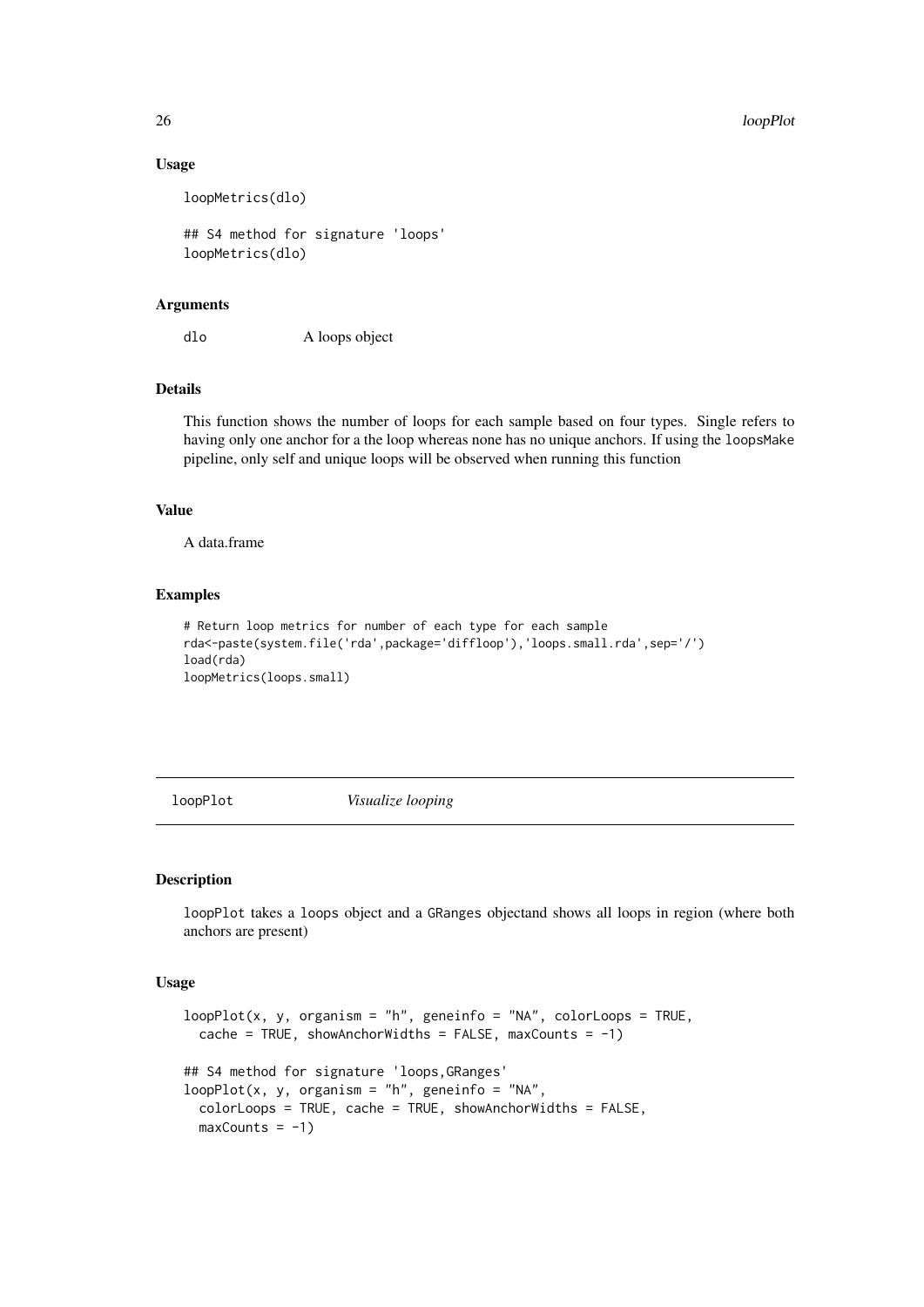### Usage

```
loopMetrics(dlo)

## S4 method for signature 'loops'
loopMetrics(dlo)
```

### Arguments

dlo A loops object

### Details

This function shows the number of loops for each sample based on four types. Single refers to having only one anchor for a the loop whereas none has no unique anchors. If using the loopsMake pipeline, only self and unique loops will be observed when running this function

### Value

A data.frame

### Examples

```
# Return loop metrics for number of each type for each sample
rda<-paste(system.file('rda',package='diffloop'),'loops.small.rda',sep='/')
load(rda)
loopMetrics(loops.small)
```

---

## loopPlot *Visualize looping*

### Description

loopPlot takes a loops object and a GRanges objectand shows all loops in region (where both anchors are present)

### Usage

```
loopPlot(x, y, organism = "h", geneinfo = "NA", colorLoops = TRUE,
  cache = TRUE, showAnchorWidths = FALSE, maxCounts = -1)

## S4 method for signature 'loops,GRanges'
loopPlot(x, y, organism = "h", geneinfo = "NA",
  colorLoops = TRUE, cache = TRUE, showAnchorWidths = FALSE,
  maxCounts = -1)
```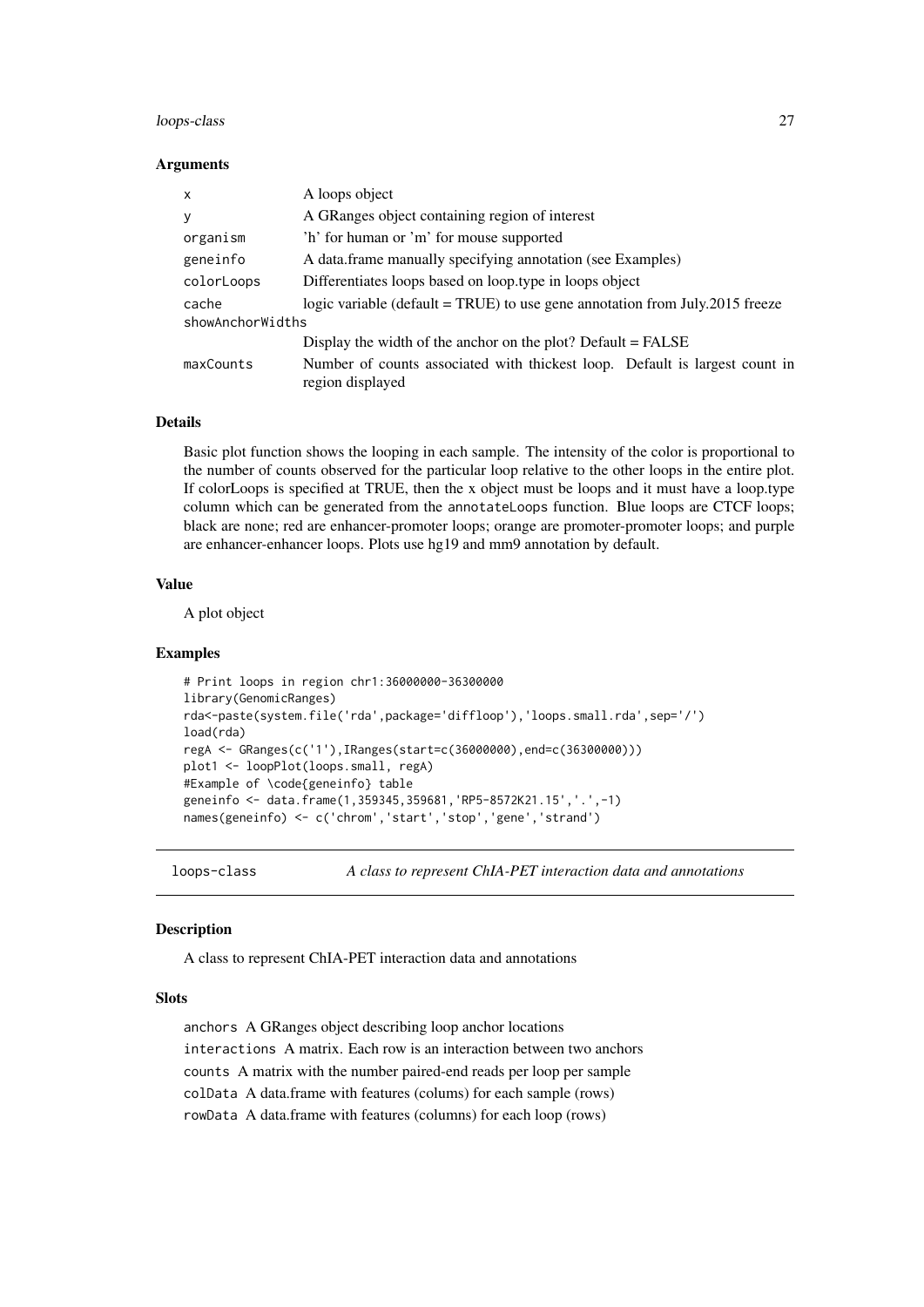### Arguments

| | |
|---|---|
| x | A loops object |
| y | A GRanges object containing region of interest |
| organism | 'h' for human or 'm' for mouse supported |
| geneinfo | A data.frame manually specifying annotation (see Examples) |
| colorLoops | Differentiates loops based on loop.type in loops object |
| cache | logic variable (default = TRUE) to use gene annotation from July.2015 freeze |
| showAnchorWidths | Display the width of the anchor on the plot? Default = FALSE |
| maxCounts | Number of counts associated with thickest loop. Default is largest count in region displayed |

### Details

Basic plot function shows the looping in each sample. The intensity of the color is proportional to the number of counts observed for the particular loop relative to the other loops in the entire plot. If colorLoops is specified at TRUE, then the x object must be loops and it must have a loop.type column which can be generated from the annotateLoops function. Blue loops are CTCF loops; black are none; red are enhancer-promoter loops; orange are promoter-promoter loops; and purple are enhancer-enhancer loops. Plots use hg19 and mm9 annotation by default.

### Value

A plot object

### Examples

```
# Print loops in region chr1:36000000-36300000
library(GenomicRanges)
rda<-paste(system.file('rda',package='diffloop'),'loops.small.rda',sep='/')
load(rda)
regA <- GRanges(c('1'),IRanges(start=c(36000000),end=c(36300000)))
plot1 <- loopPlot(loops.small, regA)
#Example of \code{geneinfo} table
geneinfo <- data.frame(1,359345,359681,'RP5-8572K21.15','.',-1)
names(geneinfo) <- c('chrom','start','stop','gene','strand')
```

## loops-class — *A class to represent ChIA-PET interaction data and annotations*

### Description

A class to represent ChIA-PET interaction data and annotations

### Slots

anchors A GRanges object describing loop anchor locations

interactions A matrix. Each row is an interaction between two anchors

counts A matrix with the number paired-end reads per loop per sample

colData A data.frame with features (colums) for each sample (rows)

rowData A data.frame with features (columns) for each loop (rows)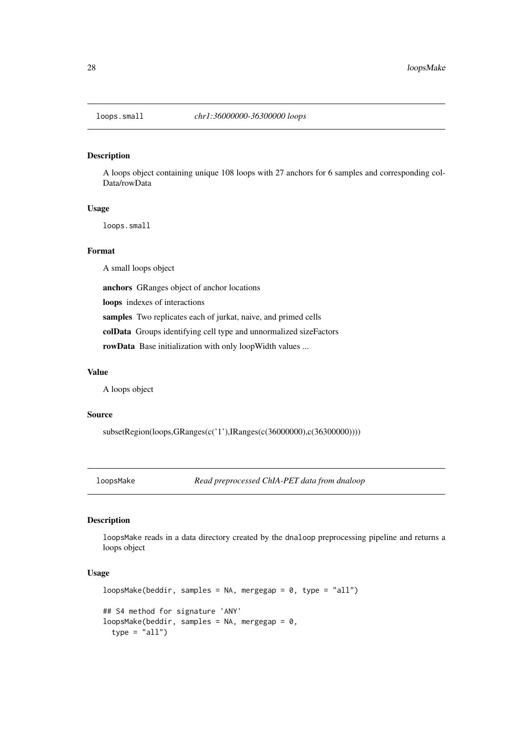## loops.small — *chr1:36000000-36300000 loops*

### Description

A loops object containing unique 108 loops with 27 anchors for 6 samples and corresponding colData/rowData

### Usage

```
loops.small
```

### Format

A small loops object

**anchors** GRanges object of anchor locations

**loops** indexes of interactions

**samples** Two replicates each of jurkat, naive, and primed cells

**colData** Groups identifying cell type and unnormalized sizeFactors

**rowData** Base initialization with only loopWidth values ...

### Value

A loops object

### Source

subsetRegion(loops,GRanges(c('1'),IRanges(c(36000000),c(36300000))))

## loopsMake — *Read preprocessed ChIA-PET data from dnaloop*

### Description

`loopsMake` reads in a data directory created by the `dnaloop` preprocessing pipeline and returns a loops object

### Usage

```
loopsMake(beddir, samples = NA, mergegap = 0, type = "all")

## S4 method for signature 'ANY'
loopsMake(beddir, samples = NA, mergegap = 0,
  type = "all")
```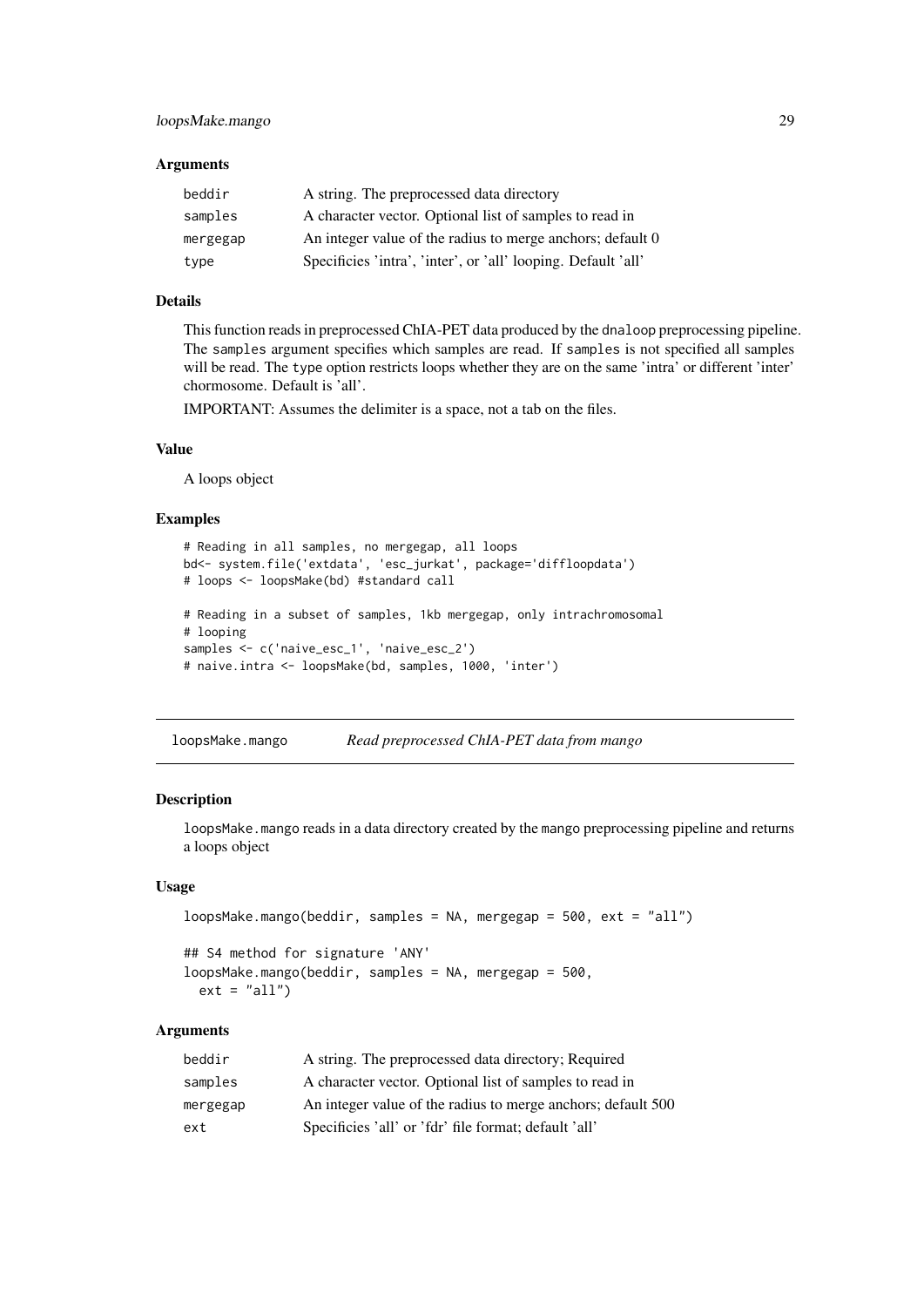### Arguments

| | |
|---|---|
| beddir | A string. The preprocessed data directory |
| samples | A character vector. Optional list of samples to read in |
| mergegap | An integer value of the radius to merge anchors; default 0 |
| type | Specificies 'intra', 'inter', or 'all' looping. Default 'all' |

### Details

This function reads in preprocessed ChIA-PET data produced by the dnaloop preprocessing pipeline. The samples argument specifies which samples are read. If samples is not specified all samples will be read. The type option restricts loops whether they are on the same 'intra' or different 'inter' chormosome. Default is 'all'.

IMPORTANT: Assumes the delimiter is a space, not a tab on the files.

### Value

A loops object

### Examples

```
# Reading in all samples, no mergegap, all loops
bd<- system.file('extdata', 'esc_jurkat', package='diffloopdata')
# loops <- loopsMake(bd) #standard call

# Reading in a subset of samples, 1kb mergegap, only intrachromosomal
# looping
samples <- c('naive_esc_1', 'naive_esc_2')
# naive.intra <- loopsMake(bd, samples, 1000, 'inter')
```

---

## loopsMake.mango *Read preprocessed ChIA-PET data from mango*

### Description

loopsMake.mango reads in a data directory created by the mango preprocessing pipeline and returns a loops object

### Usage

```
loopsMake.mango(beddir, samples = NA, mergegap = 500, ext = "all")

## S4 method for signature 'ANY'
loopsMake.mango(beddir, samples = NA, mergegap = 500,
  ext = "all")
```

### Arguments

| | |
|---|---|
| beddir | A string. The preprocessed data directory; Required |
| samples | A character vector. Optional list of samples to read in |
| mergegap | An integer value of the radius to merge anchors; default 500 |
| ext | Specificies 'all' or 'fdr' file format; default 'all' |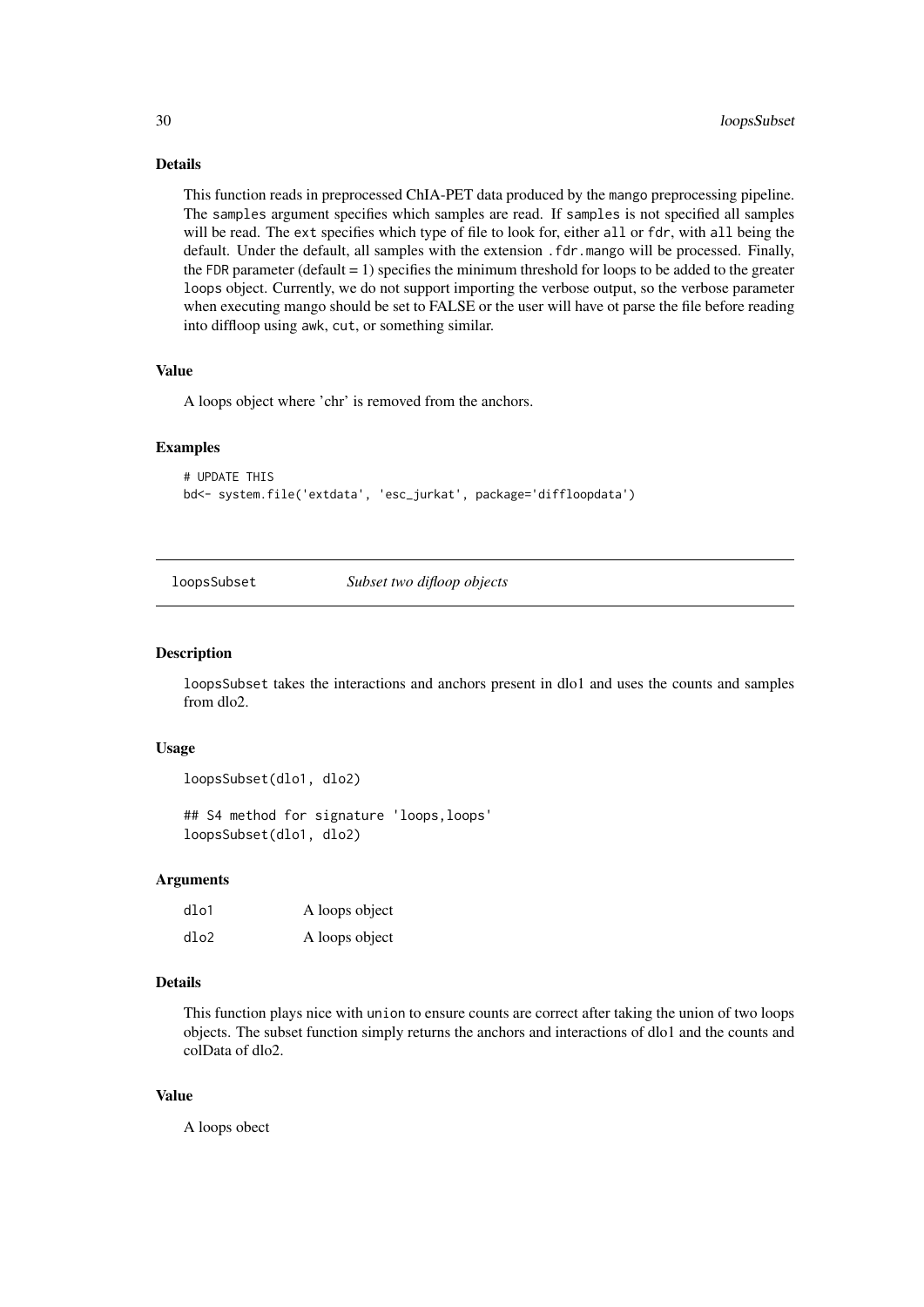### Details

This function reads in preprocessed ChIA-PET data produced by the `mango` preprocessing pipeline. The `samples` argument specifies which samples are read. If `samples` is not specified all samples will be read. The `ext` specifies which type of file to look for, either `all` or `fdr`, with `all` being the default. Under the default, all samples with the extension `.fdr.mango` will be processed. Finally, the `FDR` parameter (default = 1) specifies the minimum threshold for loops to be added to the greater `loops` object. Currently, we do not support importing the verbose output, so the verbose parameter when executing mango should be set to FALSE or the user will have ot parse the file before reading into diffloop using `awk`, `cut`, or something similar.

### Value

A loops object where 'chr' is removed from the anchors.

### Examples

```
# UPDATE THIS
bd<- system.file('extdata', 'esc_jurkat', package='diffloopdata')
```

---

## loopsSubset — *Subset two difloop objects*

---

### Description

`loopsSubset` takes the interactions and anchors present in dlo1 and uses the counts and samples from dlo2.

### Usage

```
loopsSubset(dlo1, dlo2)

## S4 method for signature 'loops,loops'
loopsSubset(dlo1, dlo2)
```

### Arguments

| | |
|---|---|
| `dlo1` | A loops object |
| `dlo2` | A loops object |

### Details

This function plays nice with `union` to ensure counts are correct after taking the union of two loops objects. The subset function simply returns the anchors and interactions of dlo1 and the counts and colData of dlo2.

### Value

A loops obect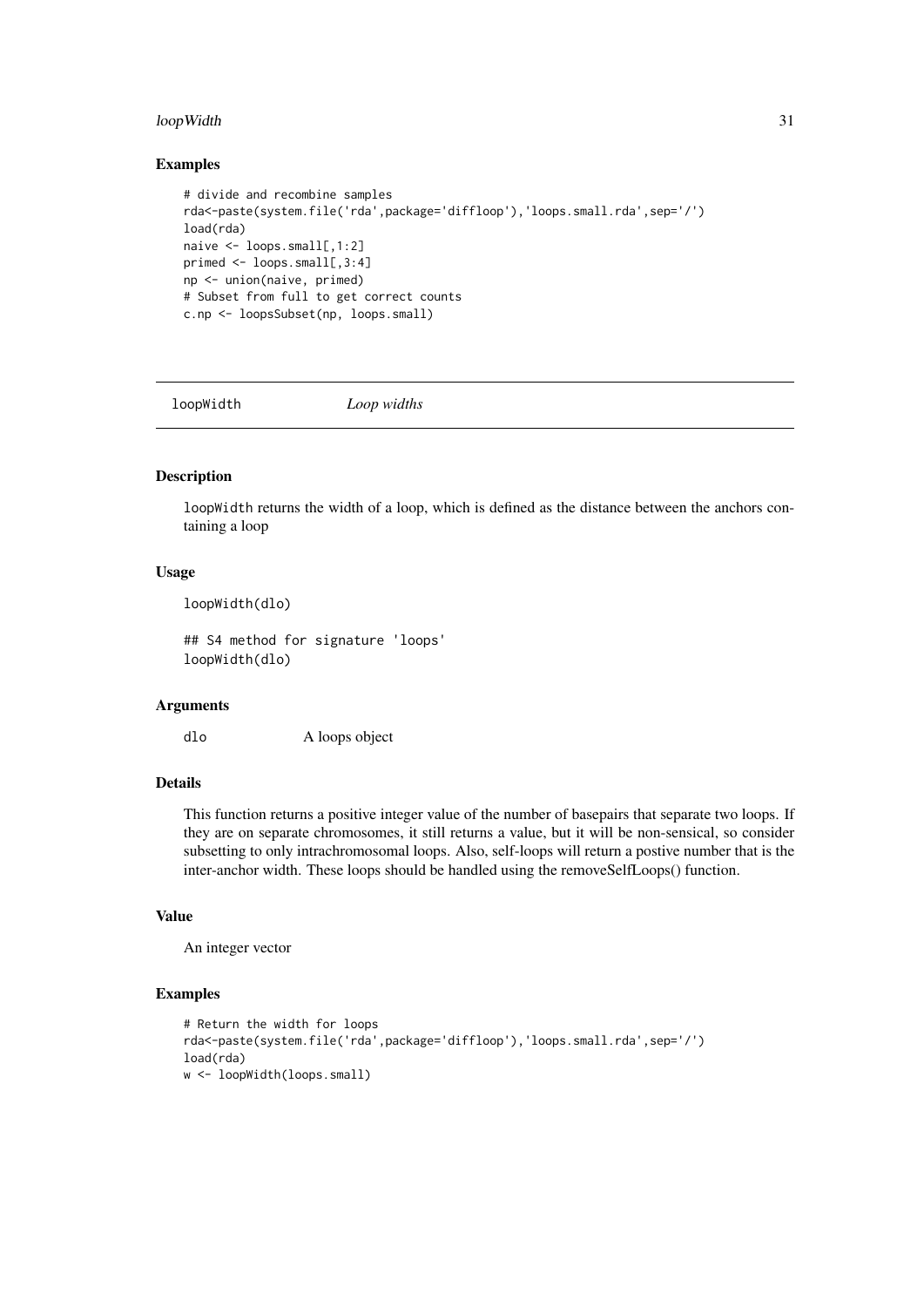## Examples

```
# divide and recombine samples
rda<-paste(system.file('rda',package='diffloop'),'loops.small.rda',sep='/')
load(rda)
naive <- loops.small[,1:2]
primed <- loops.small[,3:4]
np <- union(naive, primed)
# Subset from full to get correct counts
c.np <- loopsSubset(np, loops.small)
```

---

# loopWidth *Loop widths*

---

## Description

loopWidth returns the width of a loop, which is defined as the distance between the anchors containing a loop

## Usage

```
loopWidth(dlo)

## S4 method for signature 'loops'
loopWidth(dlo)
```

## Arguments

| | |
|---|---|
| dlo | A loops object |

## Details

This function returns a positive integer value of the number of basepairs that separate two loops. If they are on separate chromosomes, it still returns a value, but it will be non-sensical, so consider subsetting to only intrachromosomal loops. Also, self-loops will return a postive number that is the inter-anchor width. These loops should be handled using the removeSelfLoops() function.

## Value

An integer vector

## Examples

```
# Return the width for loops
rda<-paste(system.file('rda',package='diffloop'),'loops.small.rda',sep='/')
load(rda)
w <- loopWidth(loops.small)
```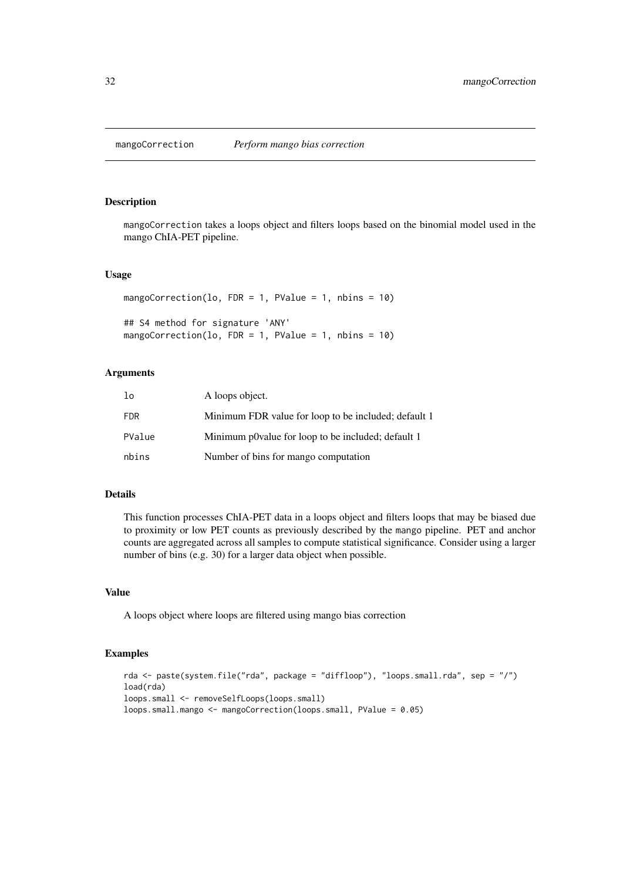## mangoCorrection — *Perform mango bias correction*

### Description

mangoCorrection takes a loops object and filters loops based on the binomial model used in the mango ChIA-PET pipeline.

### Usage

```
mangoCorrection(lo, FDR = 1, PValue = 1, nbins = 10)

## S4 method for signature 'ANY'
mangoCorrection(lo, FDR = 1, PValue = 1, nbins = 10)
```

### Arguments

| | |
|---|---|
| lo | A loops object. |
| FDR | Minimum FDR value for loop to be included; default 1 |
| PValue | Minimum p0value for loop to be included; default 1 |
| nbins | Number of bins for mango computation |

### Details

This function processes ChIA-PET data in a loops object and filters loops that may be biased due to proximity or low PET counts as previously described by the mango pipeline. PET and anchor counts are aggregated across all samples to compute statistical significance. Consider using a larger number of bins (e.g. 30) for a larger data object when possible.

### Value

A loops object where loops are filtered using mango bias correction

### Examples

```
rda <- paste(system.file("rda", package = "diffloop"), "loops.small.rda", sep = "/")
load(rda)
loops.small <- removeSelfLoops(loops.small)
loops.small.mango <- mangoCorrection(loops.small, PValue = 0.05)
```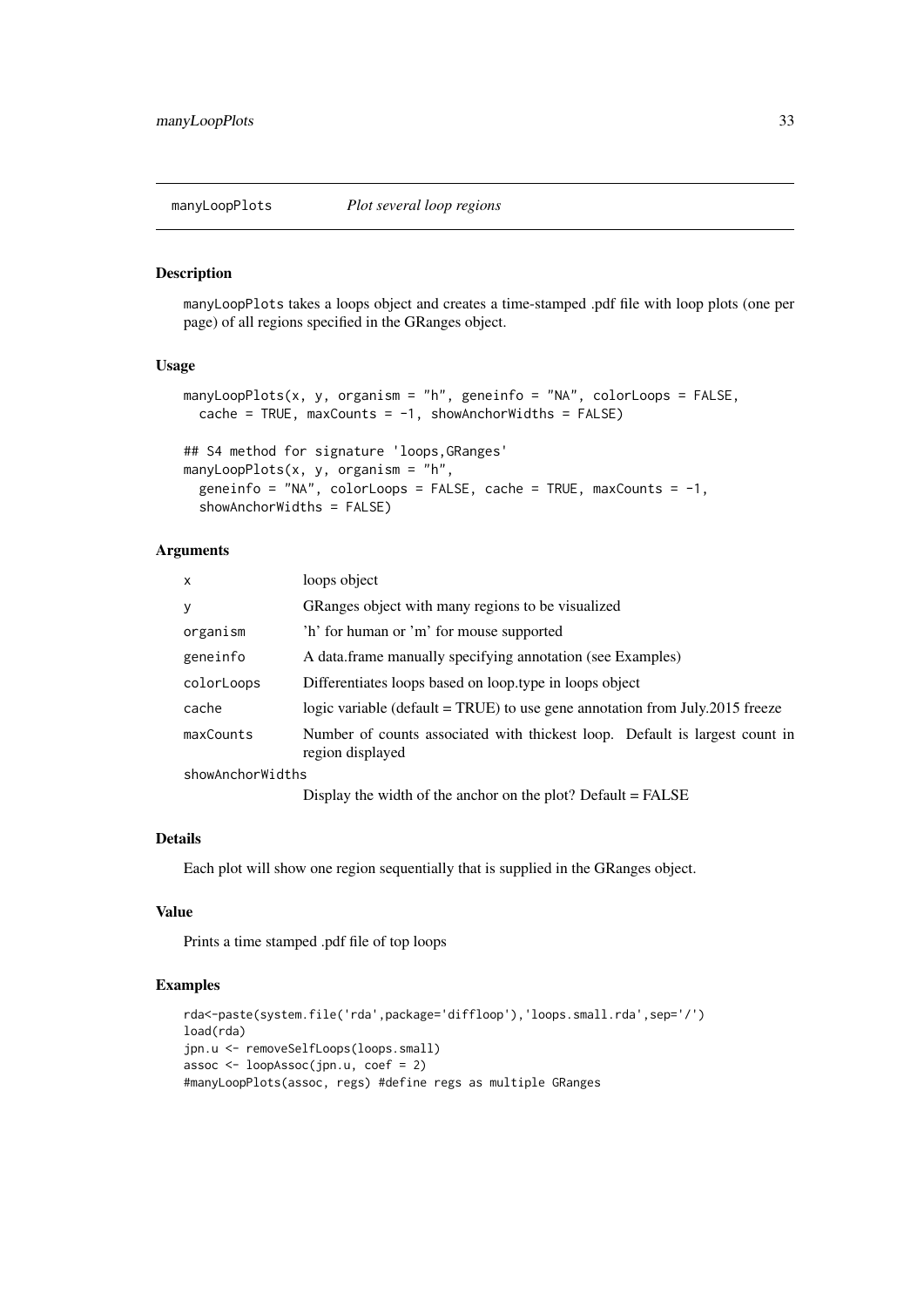`manyLoopPlots` *Plot several loop regions*

## Description

`manyLoopPlots` takes a loops object and creates a time-stamped .pdf file with loop plots (one per page) of all regions specified in the GRanges object.

## Usage

```
manyLoopPlots(x, y, organism = "h", geneinfo = "NA", colorLoops = FALSE,
  cache = TRUE, maxCounts = -1, showAnchorWidths = FALSE)

## S4 method for signature 'loops,GRanges'
manyLoopPlots(x, y, organism = "h",
  geneinfo = "NA", colorLoops = FALSE, cache = TRUE, maxCounts = -1,
  showAnchorWidths = FALSE)
```

## Arguments

| | |
|---|---|
| `x` | loops object |
| `y` | GRanges object with many regions to be visualized |
| `organism` | 'h' for human or 'm' for mouse supported |
| `geneinfo` | A data.frame manually specifying annotation (see Examples) |
| `colorLoops` | Differentiates loops based on loop.type in loops object |
| `cache` | logic variable (default = TRUE) to use gene annotation from July.2015 freeze |
| `maxCounts` | Number of counts associated with thickest loop. Default is largest count in region displayed |
| `showAnchorWidths` | Display the width of the anchor on the plot? Default = FALSE |

## Details

Each plot will show one region sequentially that is supplied in the GRanges object.

## Value

Prints a time stamped .pdf file of top loops

## Examples

```
rda<-paste(system.file('rda',package='diffloop'),'loops.small.rda',sep='/')
load(rda)
jpn.u <- removeSelfLoops(loops.small)
assoc <- loopAssoc(jpn.u, coef = 2)
#manyLoopPlots(assoc, regs) #define regs as multiple GRanges
```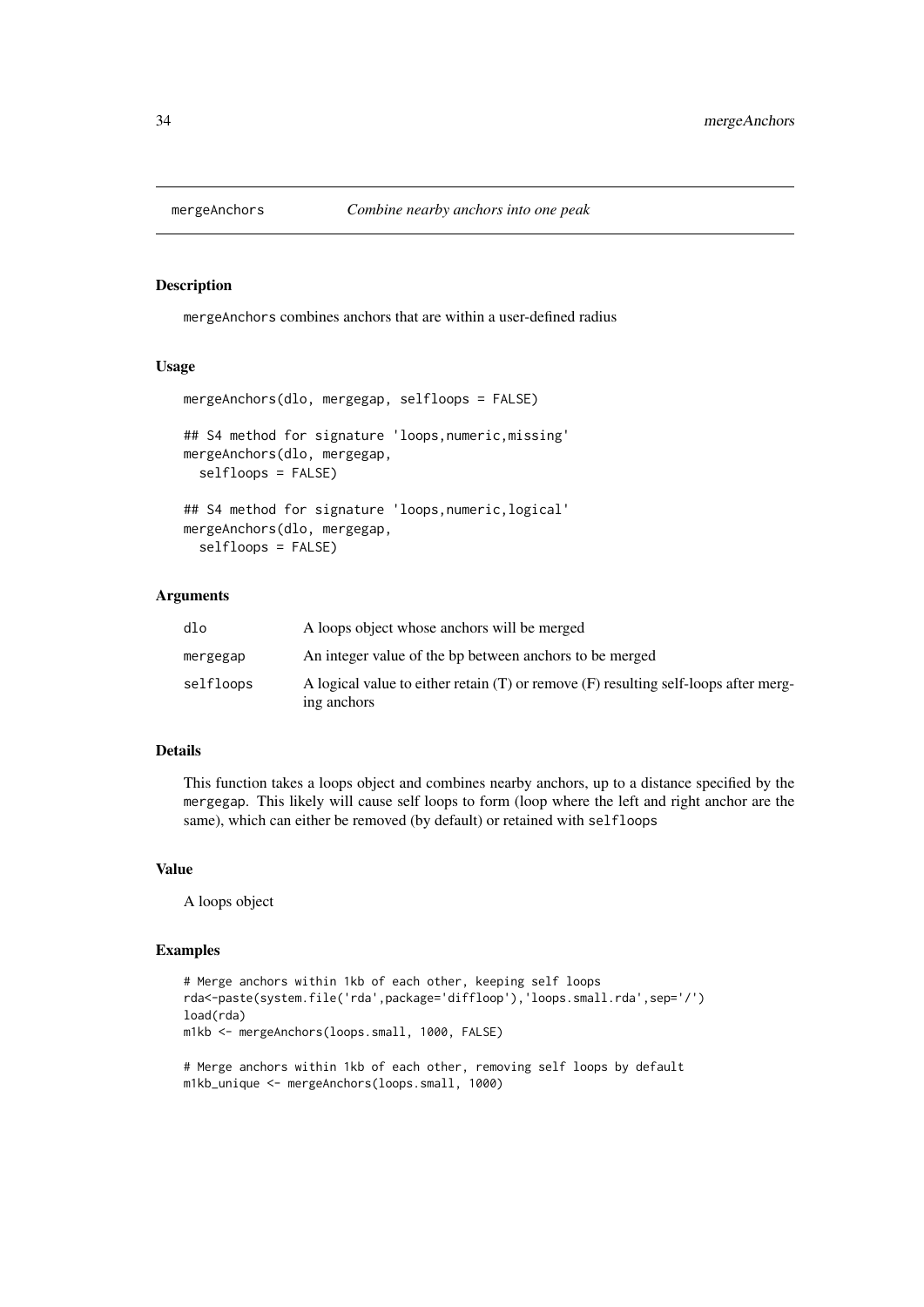# mergeAnchors — *Combine nearby anchors into one peak*

## Description

mergeAnchors combines anchors that are within a user-defined radius

## Usage

```
mergeAnchors(dlo, mergegap, selfloops = FALSE)

## S4 method for signature 'loops,numeric,missing'
mergeAnchors(dlo, mergegap,
  selfloops = FALSE)

## S4 method for signature 'loops,numeric,logical'
mergeAnchors(dlo, mergegap,
  selfloops = FALSE)
```

## Arguments

| | |
|---|---|
| dlo | A loops object whose anchors will be merged |
| mergegap | An integer value of the bp between anchors to be merged |
| selfloops | A logical value to either retain (T) or remove (F) resulting self-loops after merging anchors |

## Details

This function takes a loops object and combines nearby anchors, up to a distance specified by the mergegap. This likely will cause self loops to form (loop where the left and right anchor are the same), which can either be removed (by default) or retained with selfloops

## Value

A loops object

## Examples

```
# Merge anchors within 1kb of each other, keeping self loops
rda<-paste(system.file('rda',package='diffloop'),'loops.small.rda',sep='/')
load(rda)
m1kb <- mergeAnchors(loops.small, 1000, FALSE)

# Merge anchors within 1kb of each other, removing self loops by default
m1kb_unique <- mergeAnchors(loops.small, 1000)
```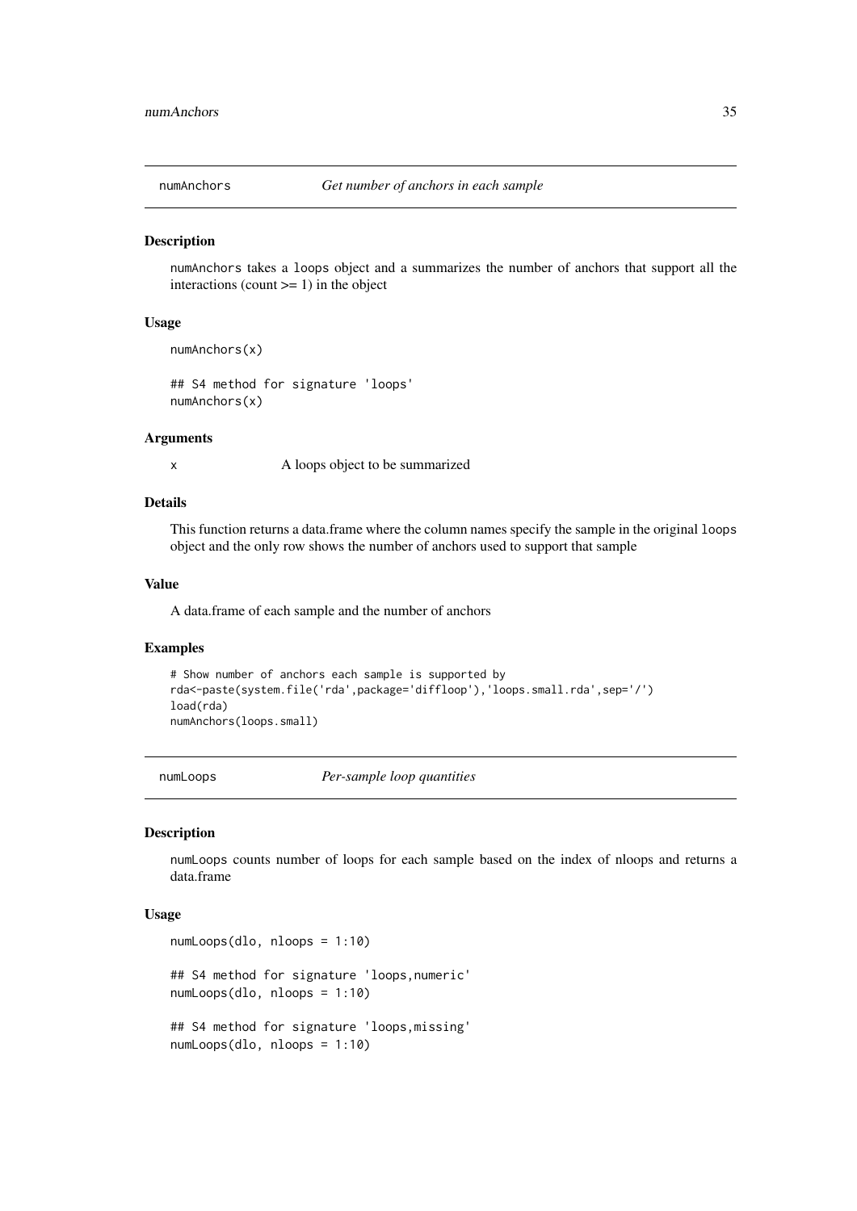## numAnchors — *Get number of anchors in each sample*

### Description

numAnchors takes a loops object and a summarizes the number of anchors that support all the interactions (count >= 1) in the object

### Usage

```
numAnchors(x)

## S4 method for signature 'loops'
numAnchors(x)
```

### Arguments

x A loops object to be summarized

### Details

This function returns a data.frame where the column names specify the sample in the original loops object and the only row shows the number of anchors used to support that sample

### Value

A data.frame of each sample and the number of anchors

### Examples

```
# Show number of anchors each sample is supported by
rda<-paste(system.file('rda',package='diffloop'),'loops.small.rda',sep='/')
load(rda)
numAnchors(loops.small)
```

## numLoops — *Per-sample loop quantities*

### Description

numLoops counts number of loops for each sample based on the index of nloops and returns a data.frame

### Usage

```
numLoops(dlo, nloops = 1:10)

## S4 method for signature 'loops,numeric'
numLoops(dlo, nloops = 1:10)

## S4 method for signature 'loops,missing'
numLoops(dlo, nloops = 1:10)
```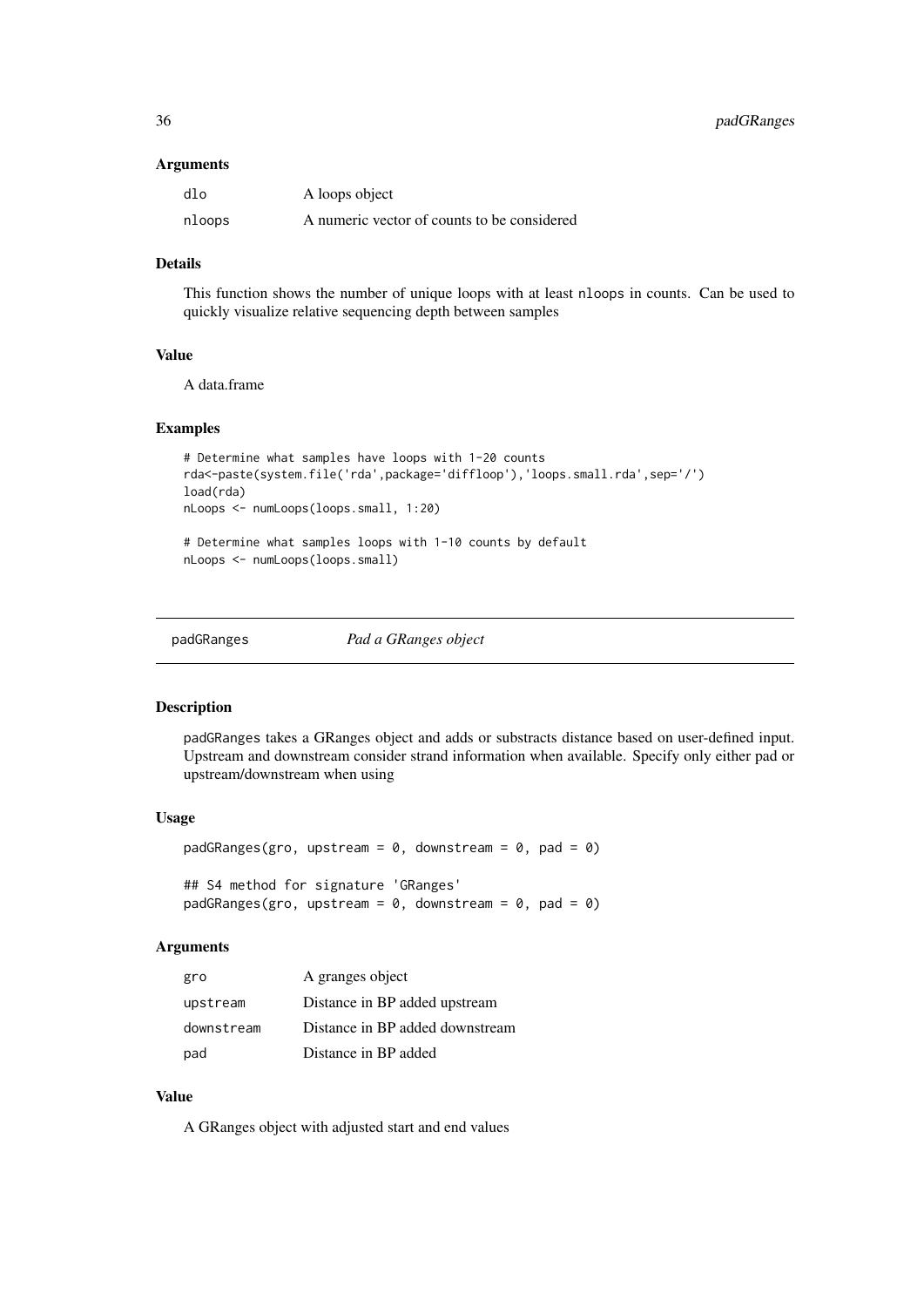### Arguments

| | |
|---|---|
| `dlo` | A loops object |
| `nloops` | A numeric vector of counts to be considered |

### Details

This function shows the number of unique loops with at least `nloops` in counts. Can be used to quickly visualize relative sequencing depth between samples

### Value

A data.frame

### Examples

```
# Determine what samples have loops with 1-20 counts
rda<-paste(system.file('rda',package='diffloop'),'loops.small.rda',sep='/')
load(rda)
nLoops <- numLoops(loops.small, 1:20)

# Determine what samples loops with 1-10 counts by default
nLoops <- numLoops(loops.small)
```

---

## padGRanges *Pad a GRanges object*

### Description

`padGRanges` takes a GRanges object and adds or substracts distance based on user-defined input. Upstream and downstream consider strand information when available. Specify only either pad or upstream/downstream when using

### Usage

```
padGRanges(gro, upstream = 0, downstream = 0, pad = 0)

## S4 method for signature 'GRanges'
padGRanges(gro, upstream = 0, downstream = 0, pad = 0)
```

### Arguments

| | |
|---|---|
| `gro` | A granges object |
| `upstream` | Distance in BP added upstream |
| `downstream` | Distance in BP added downstream |
| `pad` | Distance in BP added |

### Value

A GRanges object with adjusted start and end values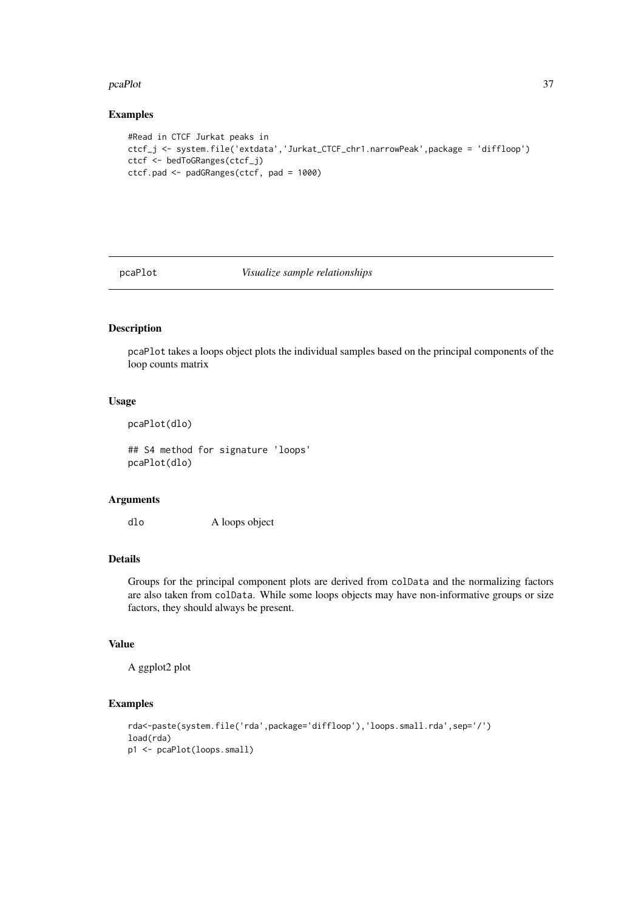## Examples

```
#Read in CTCF Jurkat peaks in
ctcf_j <- system.file('extdata','Jurkat_CTCF_chr1.narrowPeak',package = 'diffloop')
ctcf <- bedToGRanges(ctcf_j)
ctcf.pad <- padGRanges(ctcf, pad = 1000)
```

---

# pcaPlot *Visualize sample relationships*

---

## Description

pcaPlot takes a loops object plots the individual samples based on the principal components of the loop counts matrix

## Usage

```
pcaPlot(dlo)

## S4 method for signature 'loops'
pcaPlot(dlo)
```

## Arguments

dlo A loops object

## Details

Groups for the principal component plots are derived from colData and the normalizing factors are also taken from colData. While some loops objects may have non-informative groups or size factors, they should always be present.

## Value

A ggplot2 plot

## Examples

```
rda<-paste(system.file('rda',package='diffloop'),'loops.small.rda',sep='/')
load(rda)
p1 <- pcaPlot(loops.small)
```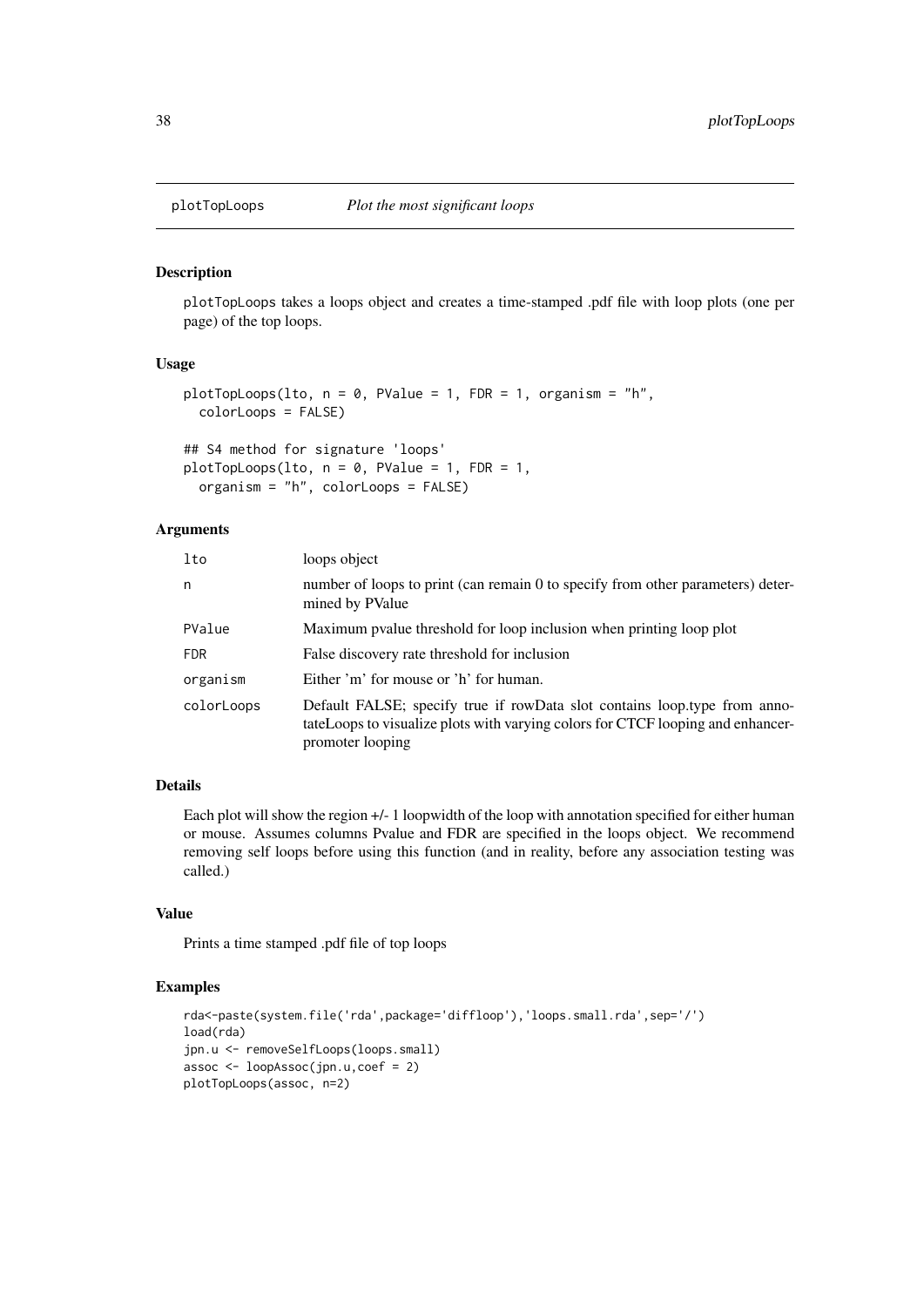# plotTopLoops — *Plot the most significant loops*

## Description

plotTopLoops takes a loops object and creates a time-stamped .pdf file with loop plots (one per page) of the top loops.

## Usage

```
plotTopLoops(lto, n = 0, PValue = 1, FDR = 1, organism = "h",
  colorLoops = FALSE)

## S4 method for signature 'loops'
plotTopLoops(lto, n = 0, PValue = 1, FDR = 1,
  organism = "h", colorLoops = FALSE)
```

## Arguments

| | |
|---|---|
| lto | loops object |
| n | number of loops to print (can remain 0 to specify from other parameters) determined by PValue |
| PValue | Maximum pvalue threshold for loop inclusion when printing loop plot |
| FDR | False discovery rate threshold for inclusion |
| organism | Either 'm' for mouse or 'h' for human. |
| colorLoops | Default FALSE; specify true if rowData slot contains loop.type from annotateLoops to visualize plots with varying colors for CTCF looping and enhancer-promoter looping |

## Details

Each plot will show the region +/- 1 loopwidth of the loop with annotation specified for either human or mouse. Assumes columns Pvalue and FDR are specified in the loops object. We recommend removing self loops before using this function (and in reality, before any association testing was called.)

## Value

Prints a time stamped .pdf file of top loops

## Examples

```
rda<-paste(system.file('rda',package='diffloop'),'loops.small.rda',sep='/')
load(rda)
jpn.u <- removeSelfLoops(loops.small)
assoc <- loopAssoc(jpn.u,coef = 2)
plotTopLoops(assoc, n=2)
```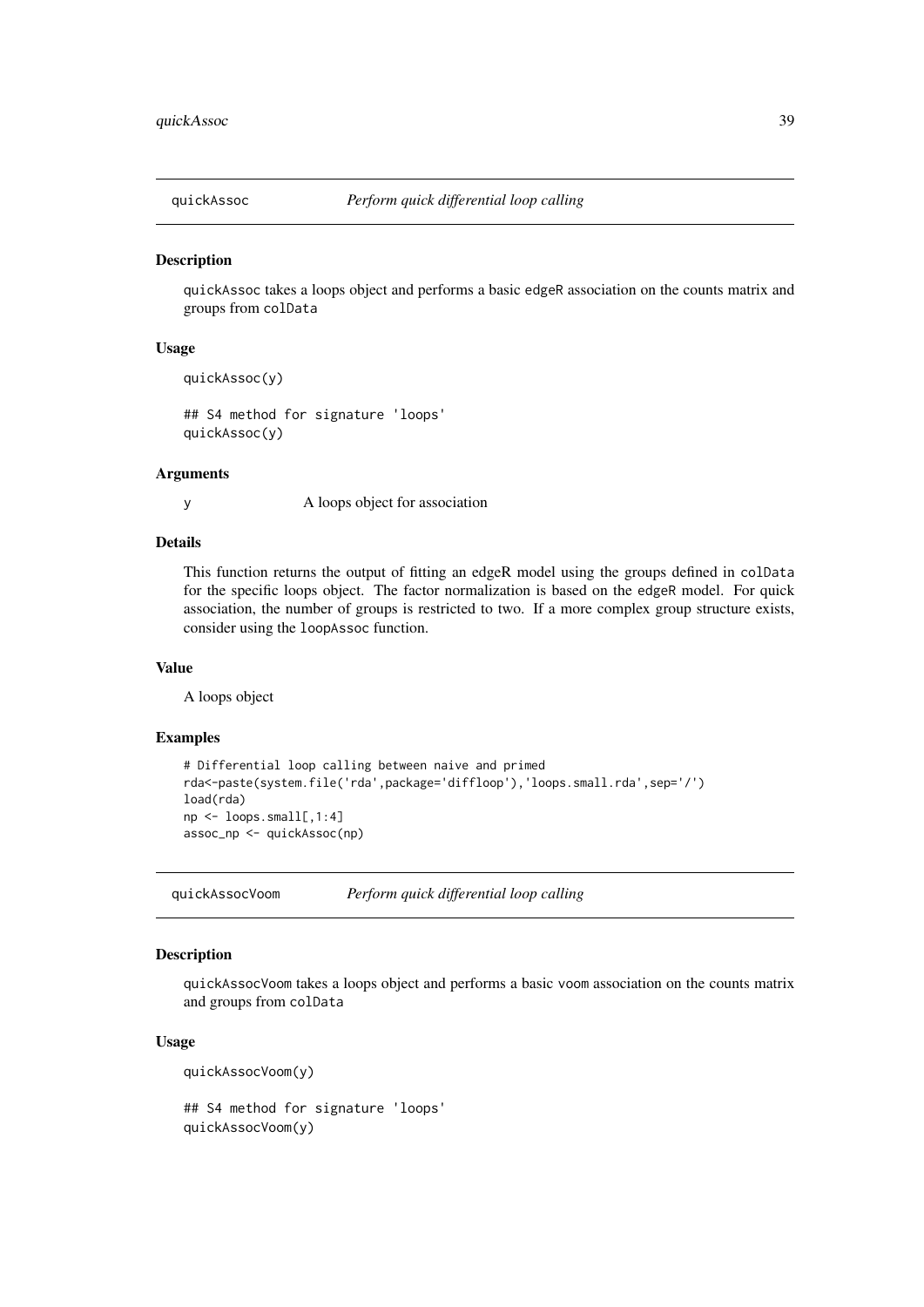## quickAssoc — *Perform quick differential loop calling*

### Description

quickAssoc takes a loops object and performs a basic edgeR association on the counts matrix and groups from colData

### Usage

```
quickAssoc(y)

## S4 method for signature 'loops'
quickAssoc(y)
```

### Arguments

| | |
|---|---|
| y | A loops object for association |

### Details

This function returns the output of fitting an edgeR model using the groups defined in colData for the specific loops object. The factor normalization is based on the edgeR model. For quick association, the number of groups is restricted to two. If a more complex group structure exists, consider using the loopAssoc function.

### Value

A loops object

### Examples

```
# Differential loop calling between naive and primed
rda<-paste(system.file('rda',package='diffloop'),'loops.small.rda',sep='/')
load(rda)
np <- loops.small[,1:4]
assoc_np <- quickAssoc(np)
```

## quickAssocVoom — *Perform quick differential loop calling*

### Description

quickAssocVoom takes a loops object and performs a basic voom association on the counts matrix and groups from colData

### Usage

```
quickAssocVoom(y)

## S4 method for signature 'loops'
quickAssocVoom(y)
```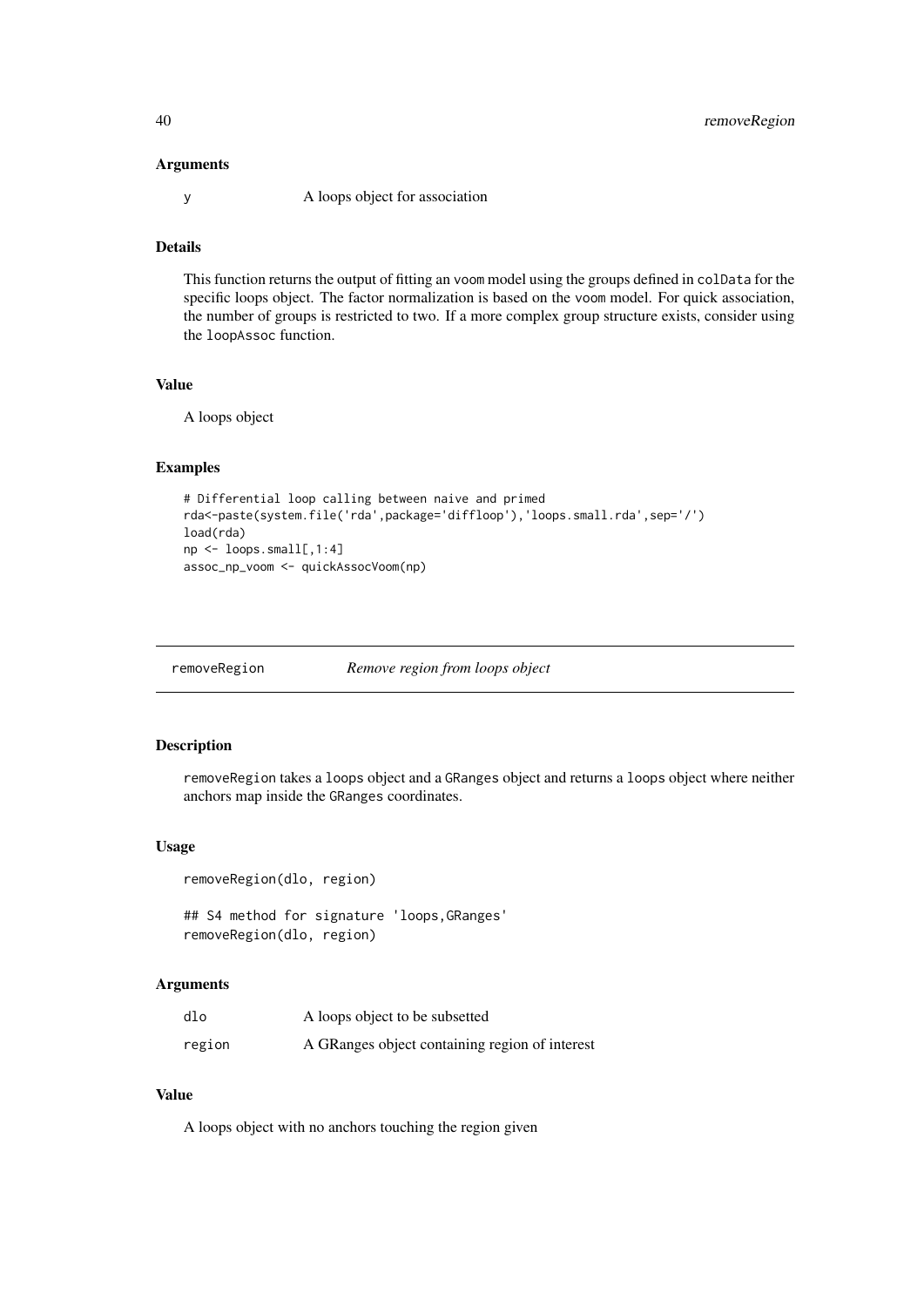### Arguments

y    A loops object for association

### Details

This function returns the output of fitting an voom model using the groups defined in colData for the specific loops object. The factor normalization is based on the voom model. For quick association, the number of groups is restricted to two. If a more complex group structure exists, consider using the loopAssoc function.

### Value

A loops object

### Examples

```
# Differential loop calling between naive and primed
rda<-paste(system.file('rda',package='diffloop'),'loops.small.rda',sep='/')
load(rda)
np <- loops.small[,1:4]
assoc_np_voom <- quickAssocVoom(np)
```

---

## removeRegion    *Remove region from loops object*

---

### Description

removeRegion takes a loops object and a GRanges object and returns a loops object where neither anchors map inside the GRanges coordinates.

### Usage

```
removeRegion(dlo, region)

## S4 method for signature 'loops,GRanges'
removeRegion(dlo, region)
```

### Arguments

| | |
|---|---|
| dlo | A loops object to be subsetted |
| region | A GRanges object containing region of interest |

### Value

A loops object with no anchors touching the region given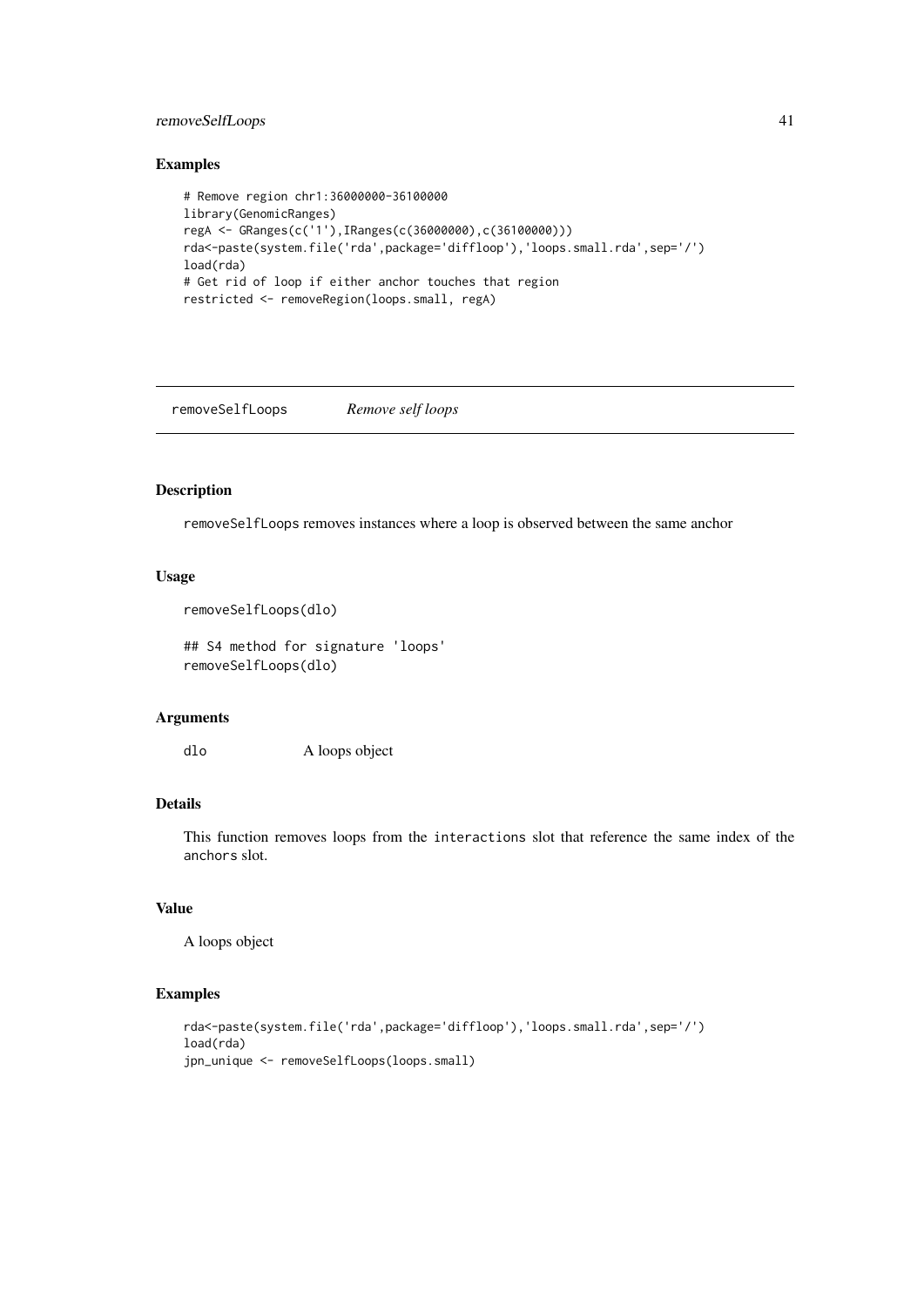### Examples

```
# Remove region chr1:36000000-36100000
library(GenomicRanges)
regA <- GRanges(c('1'),IRanges(c(36000000),c(36100000)))
rda<-paste(system.file('rda',package='diffloop'),'loops.small.rda',sep='/')
load(rda)
# Get rid of loop if either anchor touches that region
restricted <- removeRegion(loops.small, regA)
```

---

## removeSelfLoops *Remove self loops*

---

### Description

removeSelfLoops removes instances where a loop is observed between the same anchor

### Usage

```
removeSelfLoops(dlo)

## S4 method for signature 'loops'
removeSelfLoops(dlo)
```

### Arguments

| | |
|---|---|
| dlo | A loops object |

### Details

This function removes loops from the interactions slot that reference the same index of the anchors slot.

### Value

A loops object

### Examples

```
rda<-paste(system.file('rda',package='diffloop'),'loops.small.rda',sep='/')
load(rda)
jpn_unique <- removeSelfLoops(loops.small)
```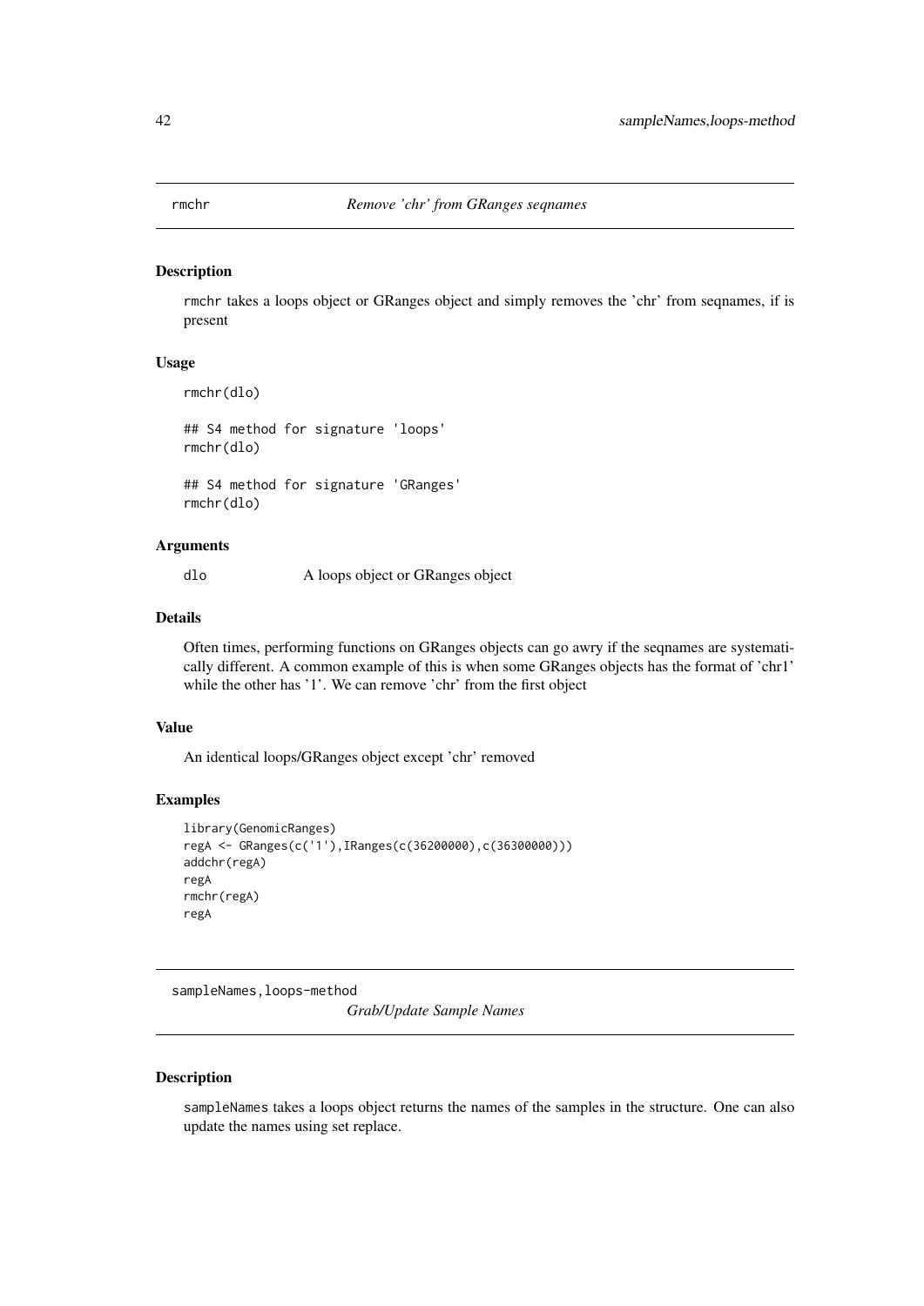## rmchr — *Remove 'chr' from GRanges seqnames*

### Description

rmchr takes a loops object or GRanges object and simply removes the 'chr' from seqnames, if is present

### Usage

```
rmchr(dlo)

## S4 method for signature 'loops'
rmchr(dlo)

## S4 method for signature 'GRanges'
rmchr(dlo)
```

### Arguments

| | |
|---|---|
| dlo | A loops object or GRanges object |

### Details

Often times, performing functions on GRanges objects can go awry if the seqnames are systematically different. A common example of this is when some GRanges objects has the format of 'chr1' while the other has '1'. We can remove 'chr' from the first object

### Value

An identical loops/GRanges object except 'chr' removed

### Examples

```
library(GenomicRanges)
regA <- GRanges(c('1'),IRanges(c(36200000),c(36300000)))
addchr(regA)
regA
rmchr(regA)
regA
```

## sampleNames,loops-method — *Grab/Update Sample Names*

### Description

sampleNames takes a loops object returns the names of the samples in the structure. One can also update the names using set replace.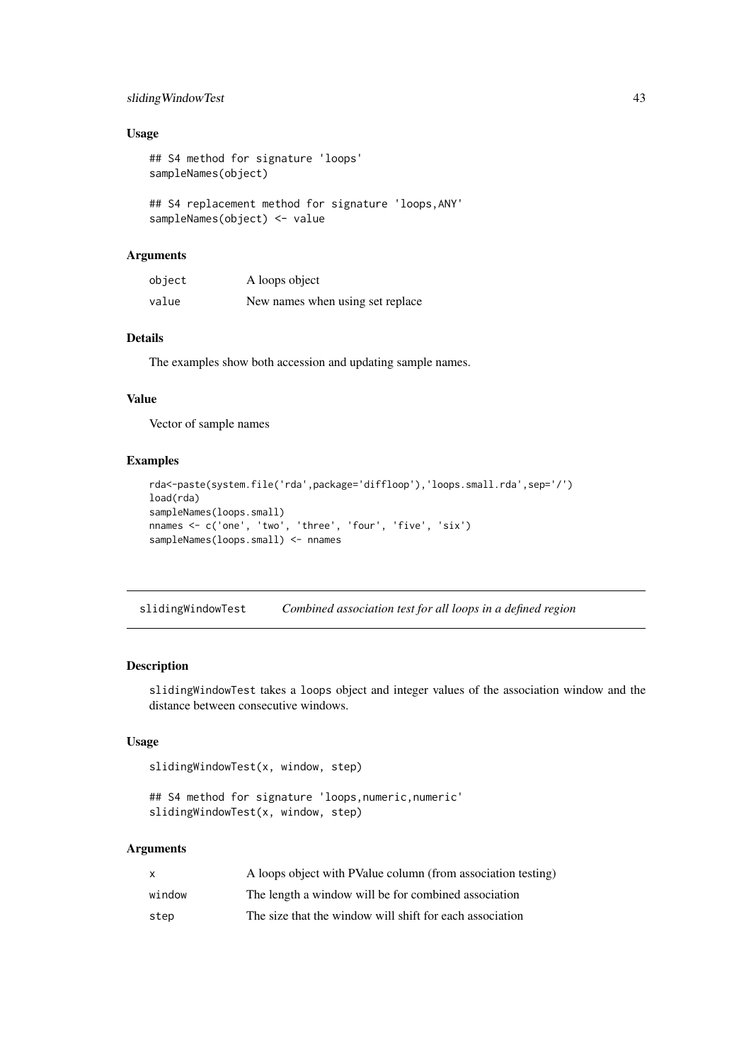### Usage

```
## S4 method for signature 'loops'
sampleNames(object)

## S4 replacement method for signature 'loops,ANY'
sampleNames(object) <- value
```

### Arguments

| | |
|---|---|
| object | A loops object |
| value | New names when using set replace |

### Details

The examples show both accession and updating sample names.

### Value

Vector of sample names

### Examples

```
rda<-paste(system.file('rda',package='diffloop'),'loops.small.rda',sep='/')
load(rda)
sampleNames(loops.small)
nnames <- c('one', 'two', 'three', 'four', 'five', 'six')
sampleNames(loops.small) <- nnames
```

---

## slidingWindowTest *Combined association test for all loops in a defined region*

### Description

slidingWindowTest takes a loops object and integer values of the association window and the distance between consecutive windows.

### Usage

```
slidingWindowTest(x, window, step)

## S4 method for signature 'loops,numeric,numeric'
slidingWindowTest(x, window, step)
```

### Arguments

| | |
|---|---|
| x | A loops object with PValue column (from association testing) |
| window | The length a window will be for combined association |
| step | The size that the window will shift for each association |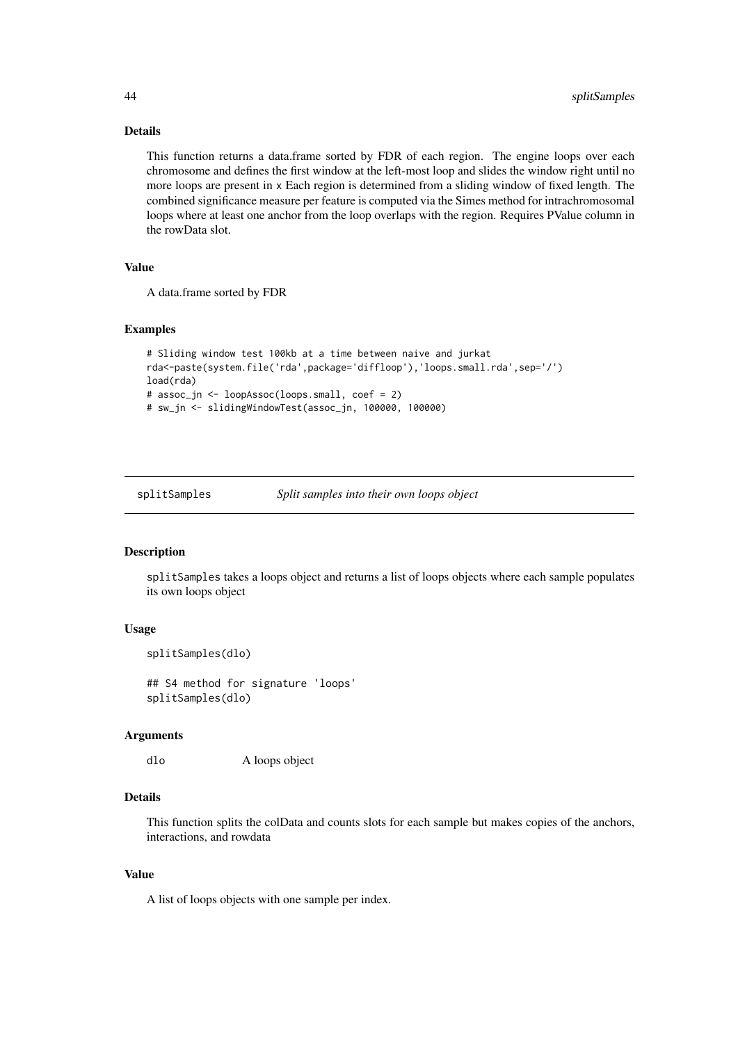### Details

This function returns a data.frame sorted by FDR of each region. The engine loops over each chromosome and defines the first window at the left-most loop and slides the window right until no more loops are present in x Each region is determined from a sliding window of fixed length. The combined significance measure per feature is computed via the Simes method for intrachromosomal loops where at least one anchor from the loop overlaps with the region. Requires PValue column in the rowData slot.

### Value

A data.frame sorted by FDR

### Examples

```
# Sliding window test 100kb at a time between naive and jurkat
rda<-paste(system.file('rda',package='diffloop'),'loops.small.rda',sep='/')
load(rda)
# assoc_jn <- loopAssoc(loops.small, coef = 2)
# sw_jn <- slidingWindowTest(assoc_jn, 100000, 100000)
```

---

## splitSamples — *Split samples into their own loops object*

### Description

`splitSamples` takes a loops object and returns a list of loops objects where each sample populates its own loops object

### Usage

```
splitSamples(dlo)

## S4 method for signature 'loops'
splitSamples(dlo)
```

### Arguments

| | |
|---|---|
| `dlo` | A loops object |

### Details

This function splits the colData and counts slots for each sample but makes copies of the anchors, interactions, and rowdata

### Value

A list of loops objects with one sample per index.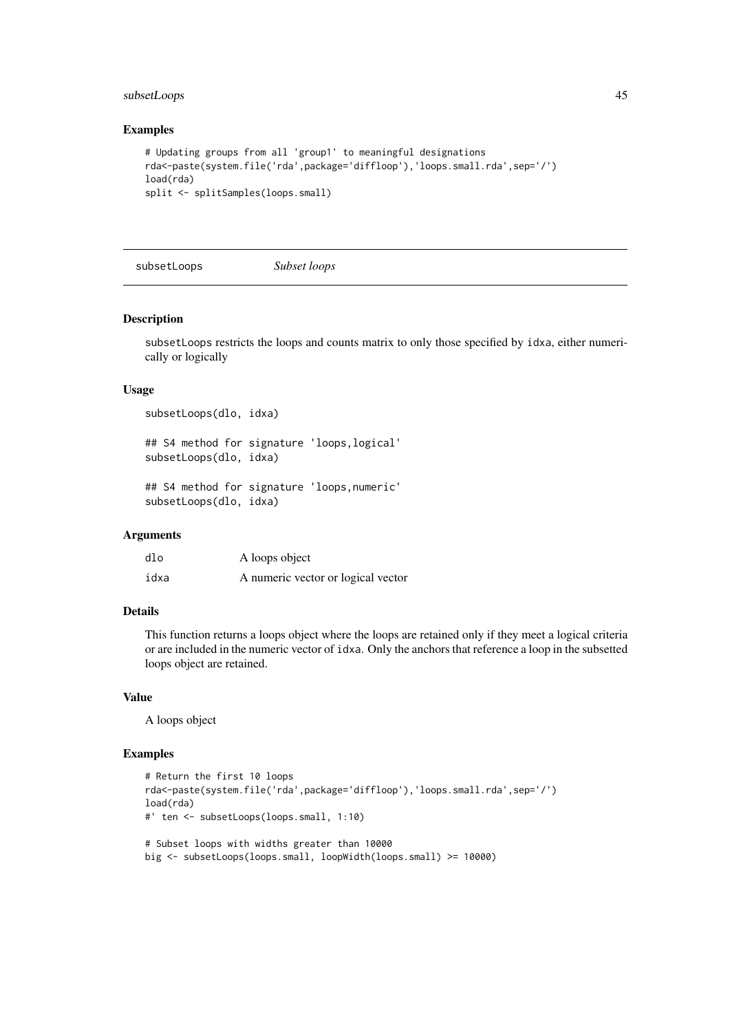### Examples

```
# Updating groups from all 'group1' to meaningful designations
rda<-paste(system.file('rda',package='diffloop'),'loops.small.rda',sep='/')
load(rda)
split <- splitSamples(loops.small)
```

---

## subsetLoops *Subset loops*

---

### Description

subsetLoops restricts the loops and counts matrix to only those specified by idxa, either numerically or logically

### Usage

```
subsetLoops(dlo, idxa)

## S4 method for signature 'loops,logical'
subsetLoops(dlo, idxa)

## S4 method for signature 'loops,numeric'
subsetLoops(dlo, idxa)
```

### Arguments

| | |
|---|---|
| dlo | A loops object |
| idxa | A numeric vector or logical vector |

### Details

This function returns a loops object where the loops are retained only if they meet a logical criteria or are included in the numeric vector of idxa. Only the anchors that reference a loop in the subsetted loops object are retained.

### Value

A loops object

### Examples

```
# Return the first 10 loops
rda<-paste(system.file('rda',package='diffloop'),'loops.small.rda',sep='/')
load(rda)
#' ten <- subsetLoops(loops.small, 1:10)

# Subset loops with widths greater than 10000
big <- subsetLoops(loops.small, loopWidth(loops.small) >= 10000)
```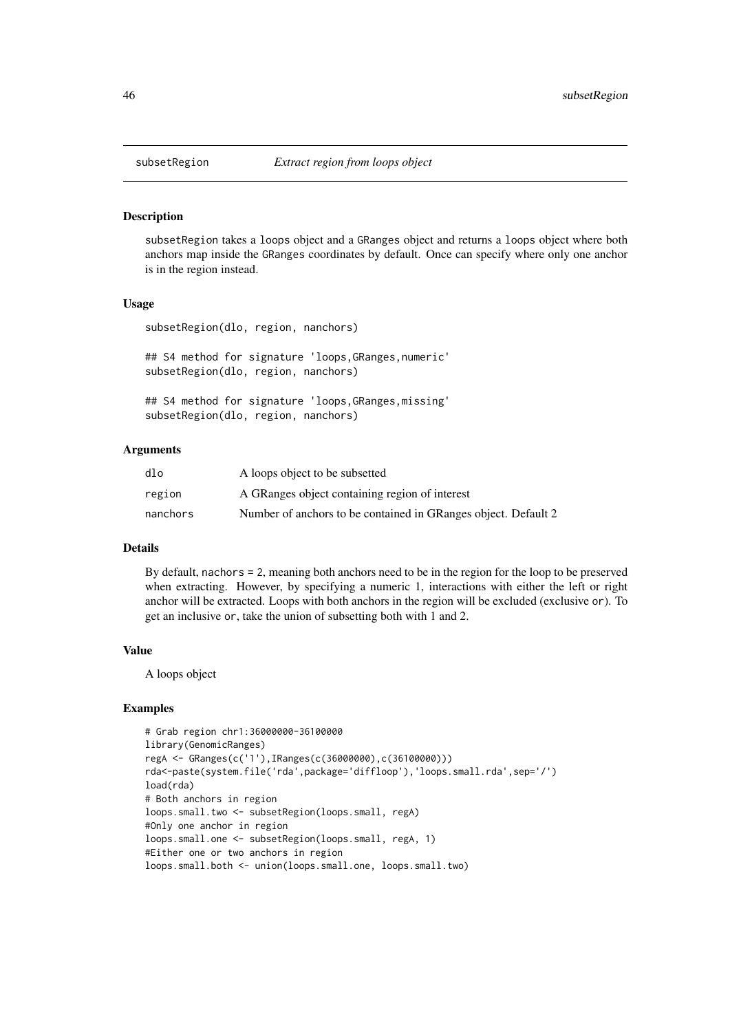# subsetRegion *Extract region from loops object*

## Description

subsetRegion takes a loops object and a GRanges object and returns a loops object where both anchors map inside the GRanges coordinates by default. Once can specify where only one anchor is in the region instead.

## Usage

```
subsetRegion(dlo, region, nanchors)

## S4 method for signature 'loops,GRanges,numeric'
subsetRegion(dlo, region, nanchors)

## S4 method for signature 'loops,GRanges,missing'
subsetRegion(dlo, region, nanchors)
```

## Arguments

| | |
|---|---|
| dlo | A loops object to be subsetted |
| region | A GRanges object containing region of interest |
| nanchors | Number of anchors to be contained in GRanges object. Default 2 |

## Details

By default, nachors = 2, meaning both anchors need to be in the region for the loop to be preserved when extracting. However, by specifying a numeric 1, interactions with either the left or right anchor will be extracted. Loops with both anchors in the region will be excluded (exclusive or). To get an inclusive or, take the union of subsetting both with 1 and 2.

## Value

A loops object

## Examples

```
# Grab region chr1:36000000-36100000
library(GenomicRanges)
regA <- GRanges(c('1'),IRanges(c(36000000),c(36100000)))
rda<-paste(system.file('rda',package='diffloop'),'loops.small.rda',sep='/')
load(rda)
# Both anchors in region
loops.small.two <- subsetRegion(loops.small, regA)
#Only one anchor in region
loops.small.one <- subsetRegion(loops.small, regA, 1)
#Either one or two anchors in region
loops.small.both <- union(loops.small.one, loops.small.two)
```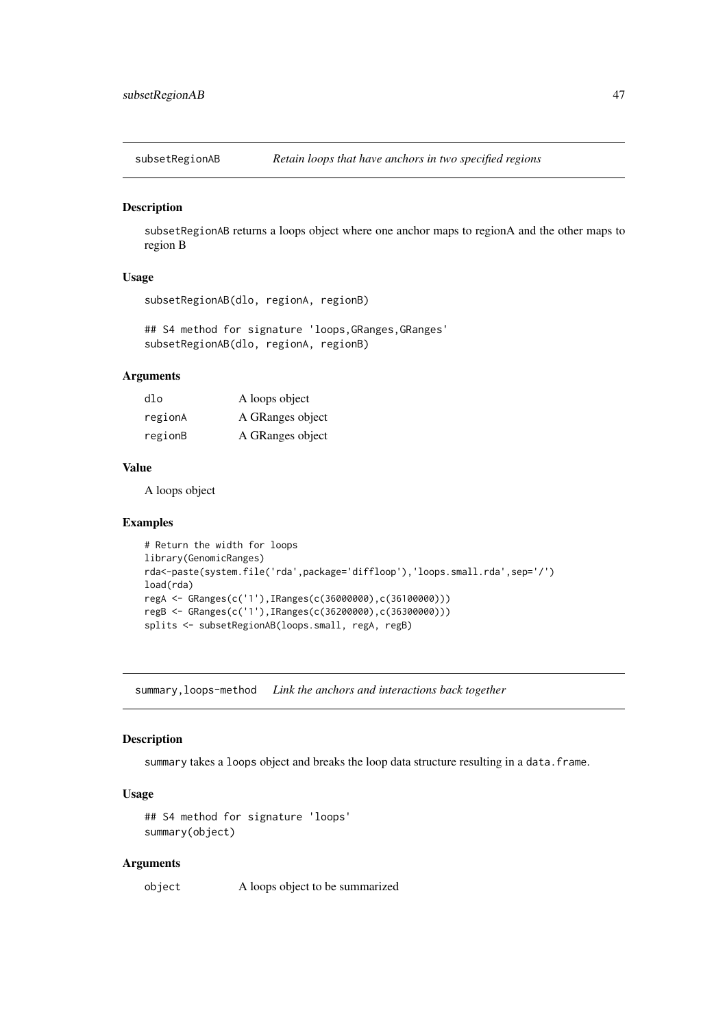## subsetRegionAB — *Retain loops that have anchors in two specified regions*

### Description

subsetRegionAB returns a loops object where one anchor maps to regionA and the other maps to region B

### Usage

```
subsetRegionAB(dlo, regionA, regionB)

## S4 method for signature 'loops,GRanges,GRanges'
subsetRegionAB(dlo, regionA, regionB)
```

### Arguments

| | |
|---|---|
| dlo | A loops object |
| regionA | A GRanges object |
| regionB | A GRanges object |

### Value

A loops object

### Examples

```
# Return the width for loops
library(GenomicRanges)
rda<-paste(system.file('rda',package='diffloop'),'loops.small.rda',sep='/')
load(rda)
regA <- GRanges(c('1'),IRanges(c(36000000),c(36100000)))
regB <- GRanges(c('1'),IRanges(c(36200000),c(36300000)))
splits <- subsetRegionAB(loops.small, regA, regB)
```

## summary,loops-method — *Link the anchors and interactions back together*

### Description

summary takes a loops object and breaks the loop data structure resulting in a data.frame.

### Usage

```
## S4 method for signature 'loops'
summary(object)
```

### Arguments

| | |
|---|---|
| object | A loops object to be summarized |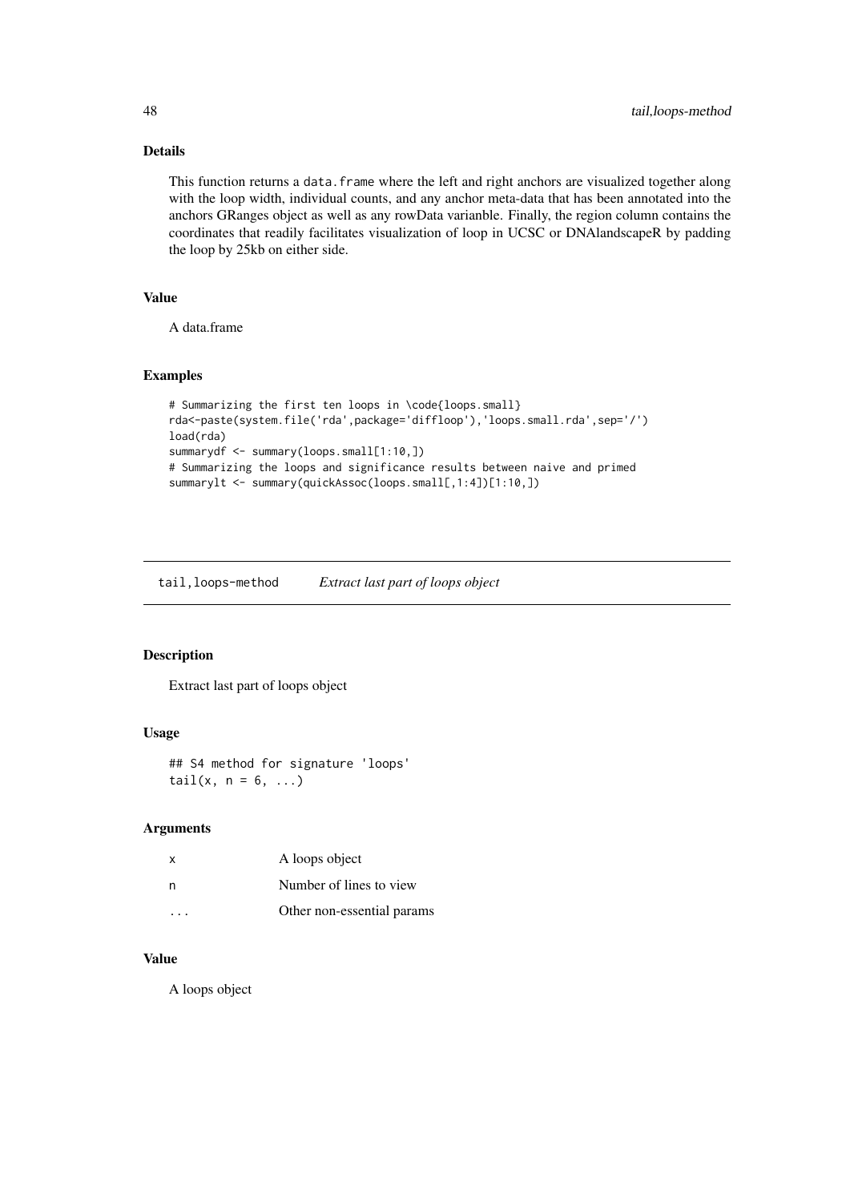### Details

This function returns a `data.frame` where the left and right anchors are visualized together along with the loop width, individual counts, and any anchor meta-data that has been annotated into the anchors GRanges object as well as any rowData varianble. Finally, the region column contains the coordinates that readily facilitates visualization of loop in UCSC or DNAlandscapeR by padding the loop by 25kb on either side.

### Value

A data.frame

### Examples

```
# Summarizing the first ten loops in \code{loops.small}
rda<-paste(system.file('rda',package='diffloop'),'loops.small.rda',sep='/')
load(rda)
summarydf <- summary(loops.small[1:10,])
# Summarizing the loops and significance results between naive and primed
summarylt <- summary(quickAssoc(loops.small[,1:4])[1:10,])
```

---

## tail,loops-method    *Extract last part of loops object*

### Description

Extract last part of loops object

### Usage

```
## S4 method for signature 'loops'
tail(x, n = 6, ...)
```

### Arguments

| | |
|---|---|
| x | A loops object |
| n | Number of lines to view |
| ... | Other non-essential params |

### Value

A loops object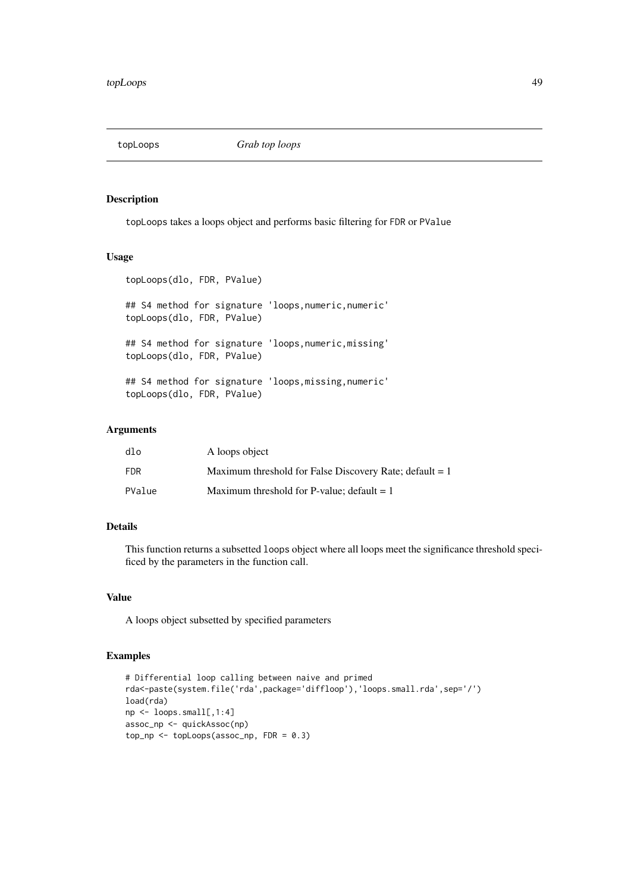topLoops *Grab top loops*

## Description

topLoops takes a loops object and performs basic filtering for FDR or PValue

## Usage

```
topLoops(dlo, FDR, PValue)

## S4 method for signature 'loops,numeric,numeric'
topLoops(dlo, FDR, PValue)

## S4 method for signature 'loops,numeric,missing'
topLoops(dlo, FDR, PValue)

## S4 method for signature 'loops,missing,numeric'
topLoops(dlo, FDR, PValue)
```

## Arguments

| | |
|---|---|
| dlo | A loops object |
| FDR | Maximum threshold for False Discovery Rate; default = 1 |
| PValue | Maximum threshold for P-value; default = 1 |

## Details

This function returns a subsetted loops object where all loops meet the significance threshold spcificed by the parameters in the function call.

## Value

A loops object subsetted by specified parameters

## Examples

```
# Differential loop calling between naive and primed
rda<-paste(system.file('rda',package='diffloop'),'loops.small.rda',sep='/')
load(rda)
np <- loops.small[,1:4]
assoc_np <- quickAssoc(np)
top_np <- topLoops(assoc_np, FDR = 0.3)
```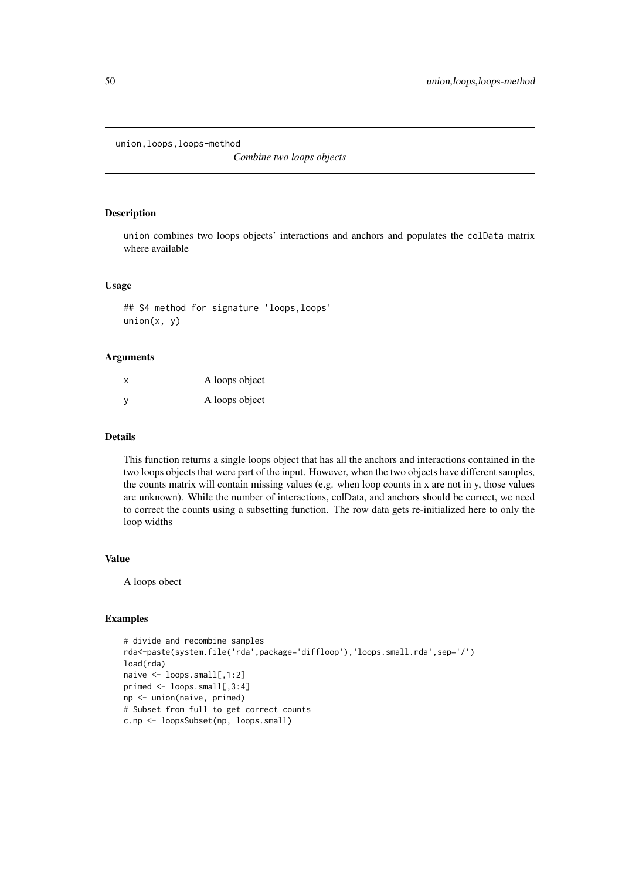```
union,loops,loops-method
```

*Combine two loops objects*

## Description

union combines two loops objects' interactions and anchors and populates the colData matrix where available

## Usage

```
## S4 method for signature 'loops,loops'
union(x, y)
```

## Arguments

| | |
|---|---|
| x | A loops object |
| y | A loops object |

## Details

This function returns a single loops object that has all the anchors and interactions contained in the two loops objects that were part of the input. However, when the two objects have different samples, the counts matrix will contain missing values (e.g. when loop counts in x are not in y, those values are unknown). While the number of interactions, colData, and anchors should be correct, we need to correct the counts using a subsetting function. The row data gets re-initialized here to only the loop widths

## Value

A loops obect

## Examples

```
# divide and recombine samples
rda<-paste(system.file('rda',package='diffloop'),'loops.small.rda',sep='/')
load(rda)
naive <- loops.small[,1:2]
primed <- loops.small[,3:4]
np <- union(naive, primed)
# Subset from full to get correct counts
c.np <- loopsSubset(np, loops.small)
```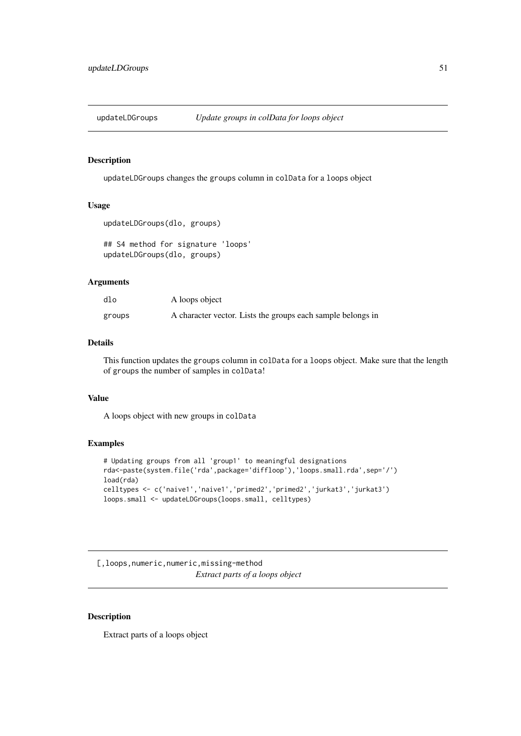## updateLDGroups — *Update groups in colData for loops object*

### Description

updateLDGroups changes the groups column in colData for a loops object

### Usage

```
updateLDGroups(dlo, groups)

## S4 method for signature 'loops'
updateLDGroups(dlo, groups)
```

### Arguments

| | |
|---|---|
| dlo | A loops object |
| groups | A character vector. Lists the groups each sample belongs in |

### Details

This function updates the groups column in colData for a loops object. Make sure that the length of groups the number of samples in colData!

### Value

A loops object with new groups in colData

### Examples

```
# Updating groups from all 'group1' to meaningful designations
rda<-paste(system.file('rda',package='diffloop'),'loops.small.rda',sep='/')
load(rda)
celltypes <- c('naive1','naive1','primed2','primed2','jurkat3','jurkat3')
loops.small <- updateLDGroups(loops.small, celltypes)
```

## [,loops,numeric,numeric,missing-method — *Extract parts of a loops object*

### Description

Extract parts of a loops object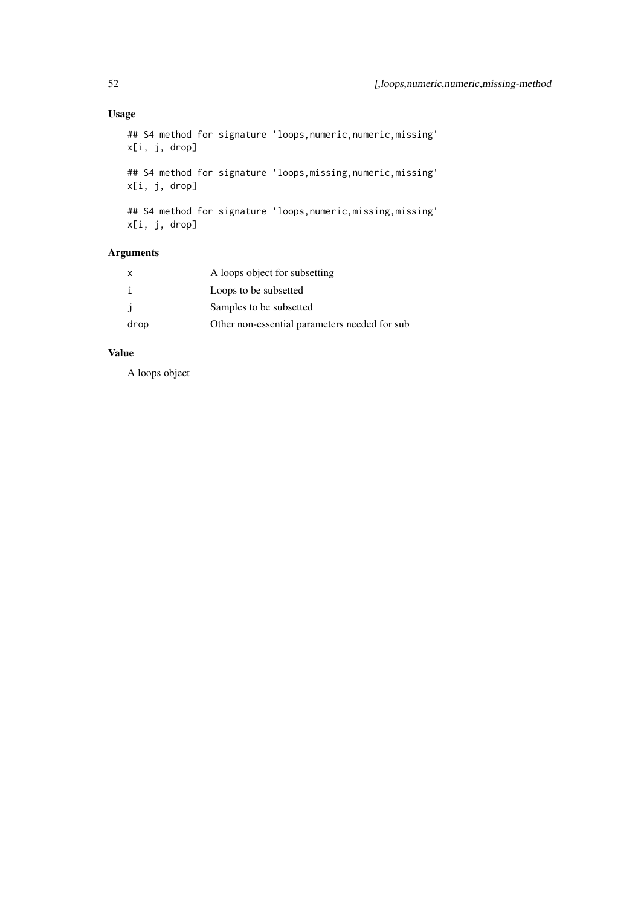## Usage

```
## S4 method for signature 'loops,numeric,numeric,missing'
x[i, j, drop]

## S4 method for signature 'loops,missing,numeric,missing'
x[i, j, drop]

## S4 method for signature 'loops,numeric,missing,missing'
x[i, j, drop]
```

## Arguments

| | |
|---|---|
| x | A loops object for subsetting |
| i | Loops to be subsetted |
| j | Samples to be subsetted |
| drop | Other non-essential parameters needed for sub |

## Value

A loops object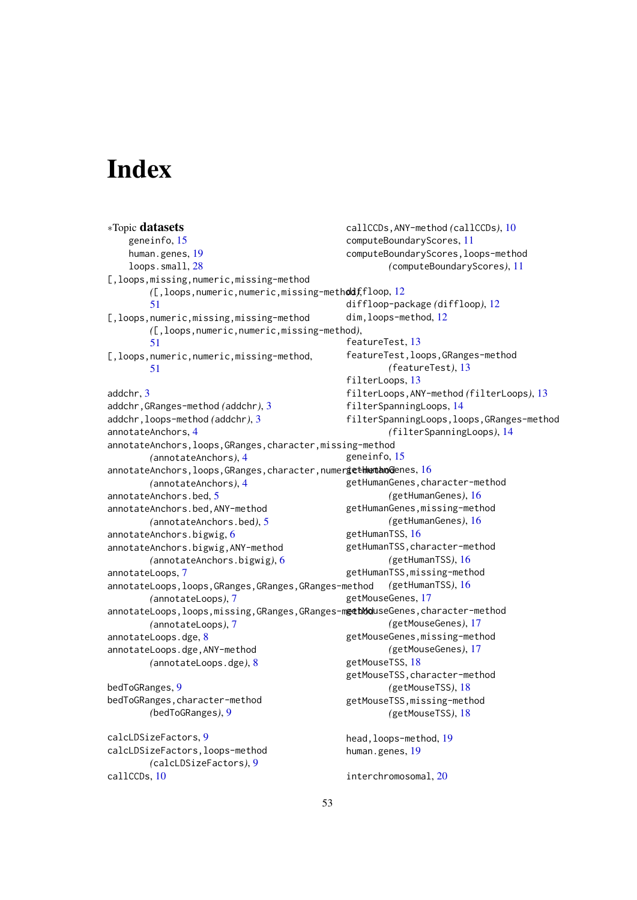# Index

*Topic **datasets**

geneinfo, 15
human.genes, 19
loops.small, 28

[,loops,missing,numeric,missing-method *([,loops,numeric,numeric,missing-method)*, 51
[,loops,numeric,missing,missing-method *([,loops,numeric,numeric,missing-method)*, 51
[,loops,numeric,numeric,missing-method, 51

addchr, 3
addchr,GRanges-method *(addchr)*, 3
addchr,loops-method *(addchr)*, 3
annotateAnchors, 4
annotateAnchors,loops,GRanges,character,missing-method *(annotateAnchors)*, 4
annotateAnchors,loops,GRanges,character,numeric-method *(annotateAnchors)*, 4
annotateAnchors.bed, 5
annotateAnchors.bed,ANY-method *(annotateAnchors.bed)*, 5
annotateAnchors.bigwig, 6
annotateAnchors.bigwig,ANY-method *(annotateAnchors.bigwig)*, 6
annotateLoops, 7
annotateLoops,loops,GRanges,GRanges,GRanges-method *(annotateLoops)*, 7
annotateLoops,loops,missing,GRanges,GRanges-method *(annotateLoops)*, 7
annotateLoops.dge, 8
annotateLoops.dge,ANY-method *(annotateLoops.dge)*, 8

bedToGRanges, 9
bedToGRanges,character-method *(bedToGRanges)*, 9

calcLDSizeFactors, 9
calcLDSizeFactors,loops-method *(calcLDSizeFactors)*, 9
callCCDs, 10
callCCDs,ANY-method *(callCCDs)*, 10
computeBoundaryScores, 11
computeBoundaryScores,loops-method *(computeBoundaryScores)*, 11

diffloop, 12
diffloop-package *(diffloop)*, 12
dim,loops-method, 12

featureTest, 13
featureTest,loops,GRanges-method *(featureTest)*, 13
filterLoops, 13
filterLoops,ANY-method *(filterLoops)*, 13
filterSpanningLoops, 14
filterSpanningLoops,loops,GRanges-method *(filterSpanningLoops)*, 14

geneinfo, 15
getHumanGenes, 16
getHumanGenes,character-method *(getHumanGenes)*, 16
getHumanGenes,missing-method *(getHumanGenes)*, 16
getHumanTSS, 16
getHumanTSS,character-method *(getHumanTSS)*, 16
getHumanTSS,missing-method *(getHumanTSS)*, 16
getMouseGenes, 17
getMouseGenes,character-method *(getMouseGenes)*, 17
getMouseGenes,missing-method *(getMouseGenes)*, 17
getMouseTSS, 18
getMouseTSS,character-method *(getMouseTSS)*, 18
getMouseTSS,missing-method *(getMouseTSS)*, 18

head,loops-method, 19
human.genes, 19

interchromosomal, 20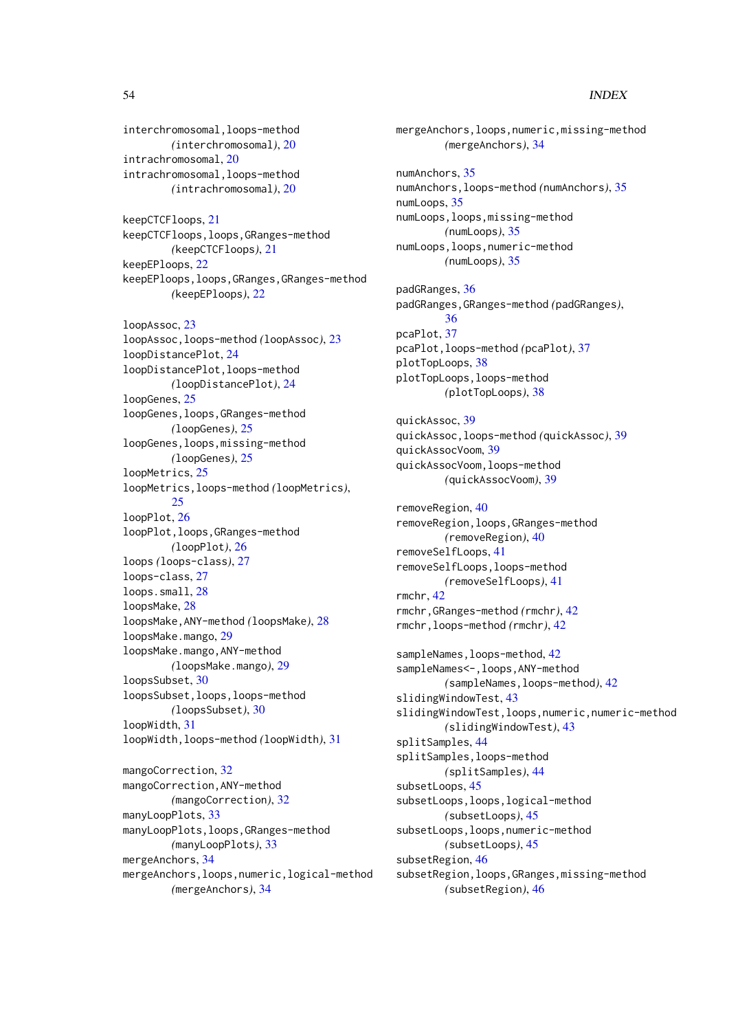interchromosomal,loops-method (interchromosomal), 20
intrachromosomal, 20
intrachromosomal,loops-method (intrachromosomal), 20

keepCTCFloops, 21
keepCTCFloops,loops,GRanges-method (keepCTCFloops), 21
keepEPloops, 22
keepEPloops,loops,GRanges,GRanges-method (keepEPloops), 22

loopAssoc, 23
loopAssoc,loops-method (loopAssoc), 23
loopDistancePlot, 24
loopDistancePlot,loops-method (loopDistancePlot), 24
loopGenes, 25
loopGenes,loops,GRanges-method (loopGenes), 25
loopGenes,loops,missing-method (loopGenes), 25
loopMetrics, 25
loopMetrics,loops-method (loopMetrics), 25
loopPlot, 26
loopPlot,loops,GRanges-method (loopPlot), 26
loops (loops-class), 27
loops-class, 27
loops.small, 28
loopsMake, 28
loopsMake,ANY-method (loopsMake), 28
loopsMake.mango, 29
loopsMake.mango,ANY-method (loopsMake.mango), 29
loopsSubset, 30
loopsSubset,loops,loops-method (loopsSubset), 30
loopWidth, 31
loopWidth,loops-method (loopWidth), 31

mangoCorrection, 32
mangoCorrection,ANY-method (mangoCorrection), 32
manyLoopPlots, 33
manyLoopPlots,loops,GRanges-method (manyLoopPlots), 33
mergeAnchors, 34
mergeAnchors,loops,numeric,logical-method (mergeAnchors), 34
mergeAnchors,loops,numeric,missing-method (mergeAnchors), 34

numAnchors, 35
numAnchors,loops-method (numAnchors), 35
numLoops, 35
numLoops,loops,missing-method (numLoops), 35
numLoops,loops,numeric-method (numLoops), 35

padGRanges, 36
padGRanges,GRanges-method (padGRanges), 36
pcaPlot, 37
pcaPlot,loops-method (pcaPlot), 37
plotTopLoops, 38
plotTopLoops,loops-method (plotTopLoops), 38

quickAssoc, 39
quickAssoc,loops-method (quickAssoc), 39
quickAssocVoom, 39
quickAssocVoom,loops-method (quickAssocVoom), 39

removeRegion, 40
removeRegion,loops,GRanges-method (removeRegion), 40
removeSelfLoops, 41
removeSelfLoops,loops-method (removeSelfLoops), 41
rmchr, 42
rmchr,GRanges-method (rmchr), 42
rmchr,loops-method (rmchr), 42

sampleNames,loops-method, 42
sampleNames<-,loops,ANY-method (sampleNames,loops-method), 42
slidingWindowTest, 43
slidingWindowTest,loops,numeric,numeric-method (slidingWindowTest), 43
splitSamples, 44
splitSamples,loops-method (splitSamples), 44
subsetLoops, 45
subsetLoops,loops,logical-method (subsetLoops), 45
subsetLoops,loops,numeric-method (subsetLoops), 45
subsetRegion, 46
subsetRegion,loops,GRanges,missing-method (subsetRegion), 46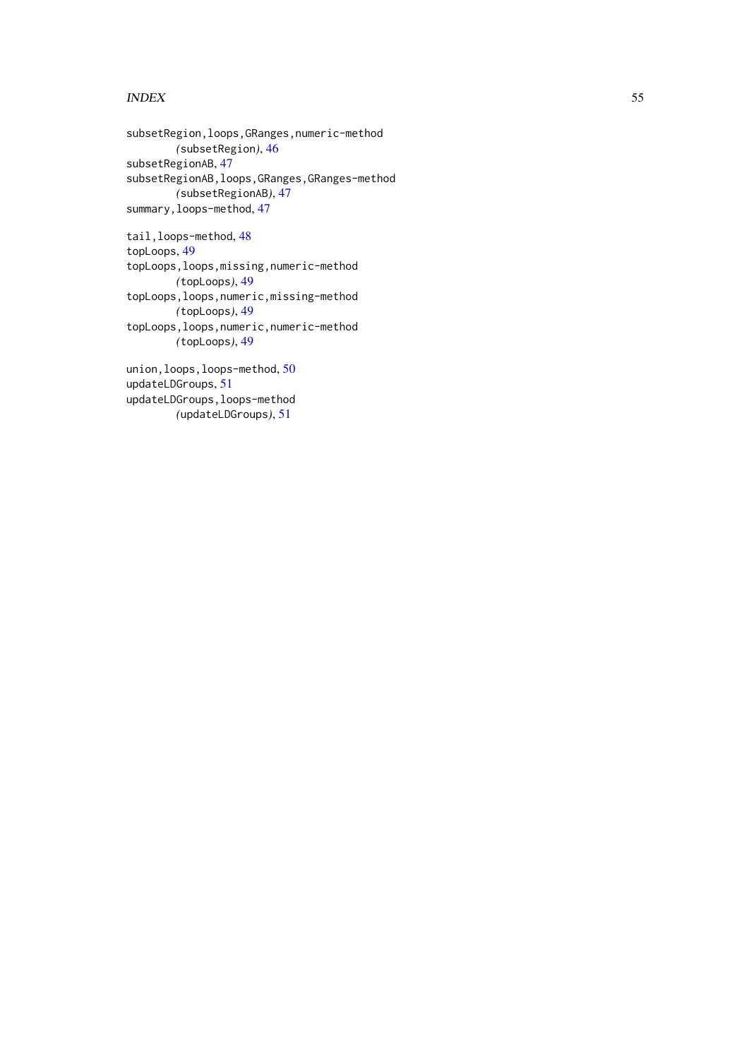subsetRegion,loops,GRanges,numeric-method
        (subsetRegion), 46
subsetRegionAB, 47
subsetRegionAB,loops,GRanges,GRanges-method
        (subsetRegionAB), 47
summary,loops-method, 47

tail,loops-method, 48
topLoops, 49
topLoops,loops,missing,numeric-method
        (topLoops), 49
topLoops,loops,numeric,missing-method
        (topLoops), 49
topLoops,loops,numeric,numeric-method
        (topLoops), 49

union,loops,loops-method, 50
updateLDGroups, 51
updateLDGroups,loops-method
        (updateLDGroups), 51